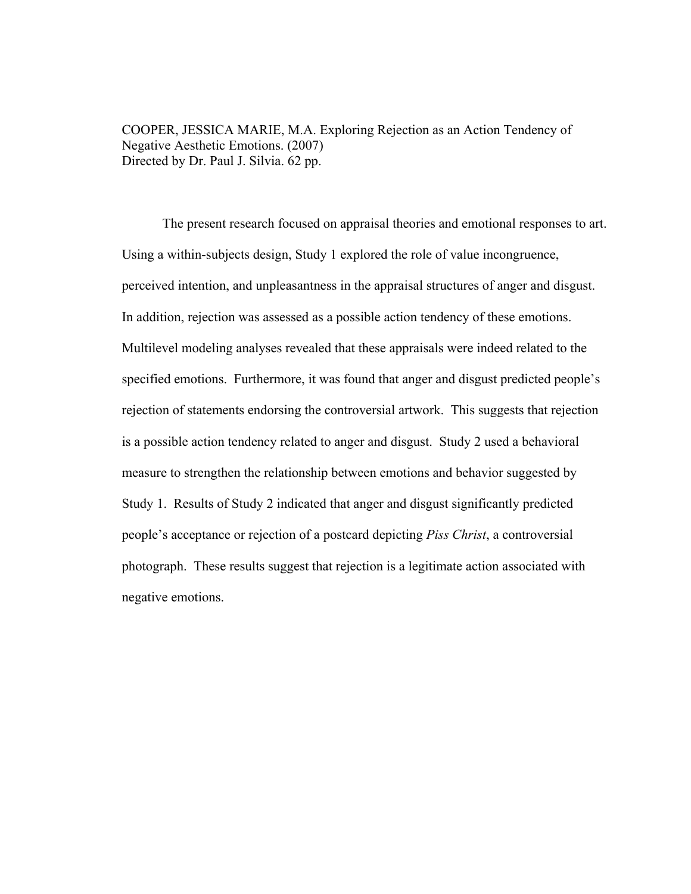COOPER, JESSICA MARIE, M.A. Exploring Rejection as an Action Tendency of Negative Aesthetic Emotions. (2007)
Directed by Dr. Paul J. Silvia. 62 pp.

The present research focused on appraisal theories and emotional responses to art. Using a within-subjects design, Study 1 explored the role of value incongruence, perceived intention, and unpleasantness in the appraisal structures of anger and disgust. In addition, rejection was assessed as a possible action tendency of these emotions. Multilevel modeling analyses revealed that these appraisals were indeed related to the specified emotions. Furthermore, it was found that anger and disgust predicted people's rejection of statements endorsing the controversial artwork. This suggests that rejection is a possible action tendency related to anger and disgust. Study 2 used a behavioral measure to strengthen the relationship between emotions and behavior suggested by Study 1. Results of Study 2 indicated that anger and disgust significantly predicted people's acceptance or rejection of a postcard depicting *Piss Christ*, a controversial photograph. These results suggest that rejection is a legitimate action associated with negative emotions.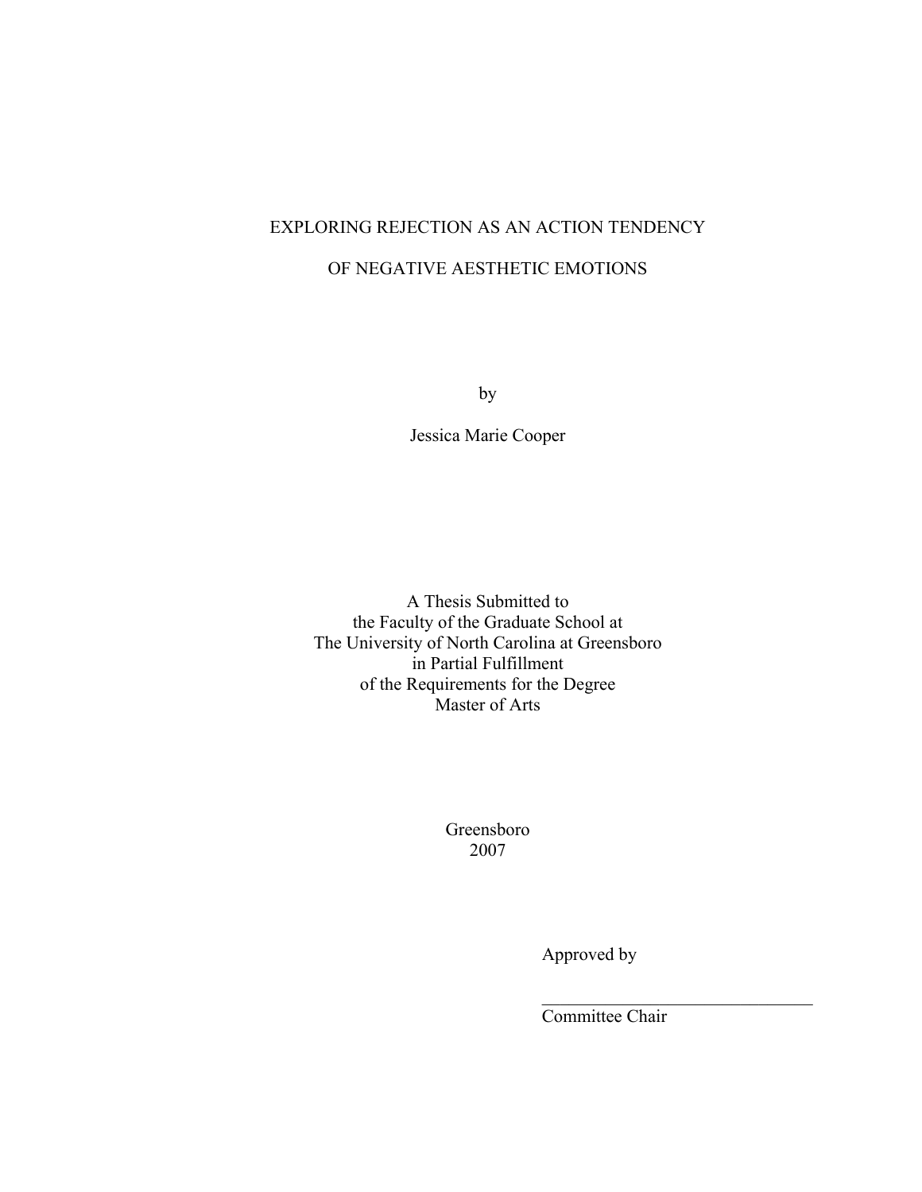# EXPLORING REJECTION AS AN ACTION TENDENCY

# OF NEGATIVE AESTHETIC EMOTIONS

by

Jessica Marie Cooper

A Thesis Submitted to
the Faculty of the Graduate School at
The University of North Carolina at Greensboro
in Partial Fulfillment
of the Requirements for the Degree
Master of Arts

Greensboro
2007

Approved by

\_\_\_\_\_\_\_\_\_\_\_\_\_\_\_\_\_\_\_\_\_\_\_\_\_\_\_\_\_\_\_\_

Committee Chair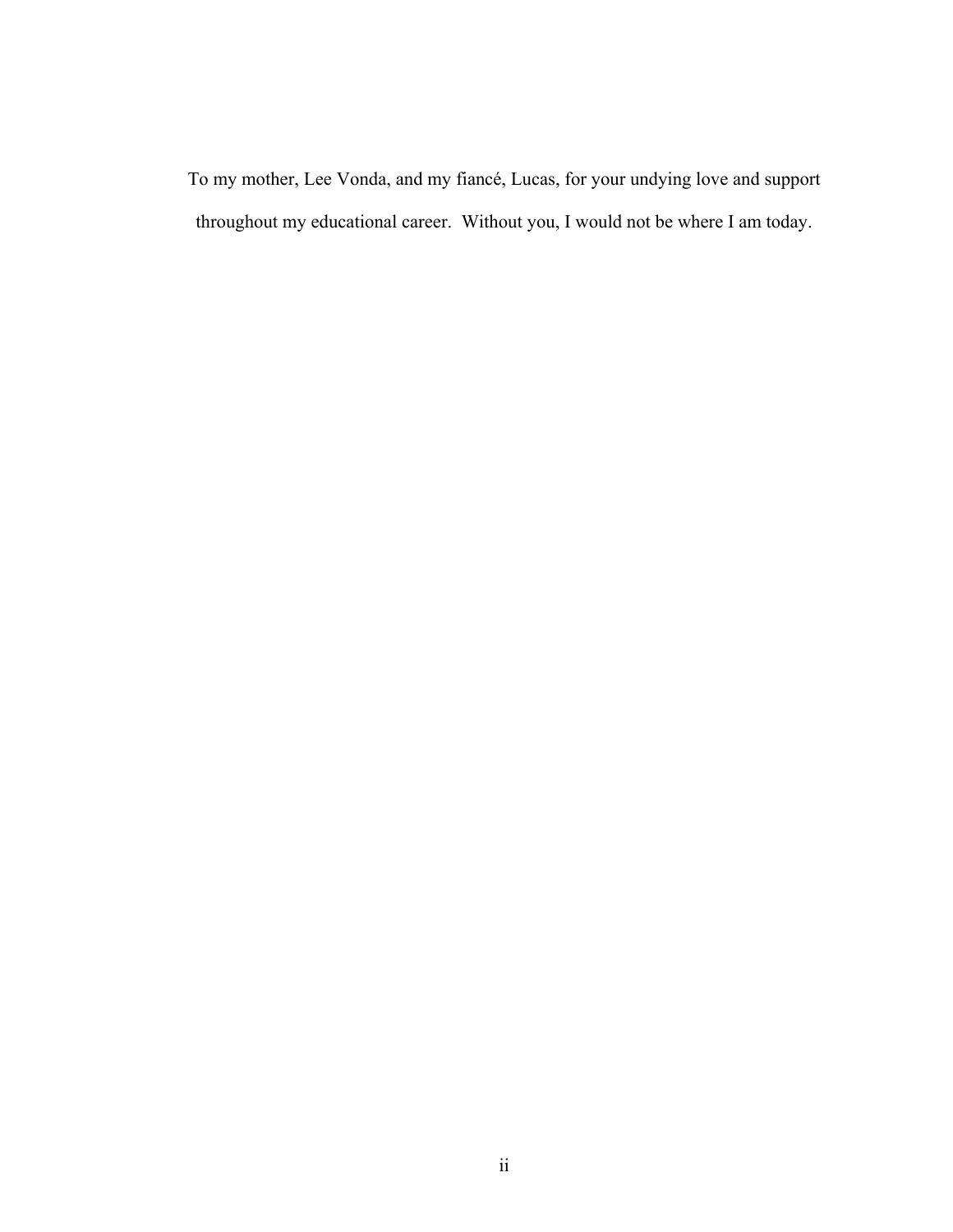To my mother, Lee Vonda, and my fiancé, Lucas, for your undying love and support throughout my educational career.  Without you, I would not be where I am today.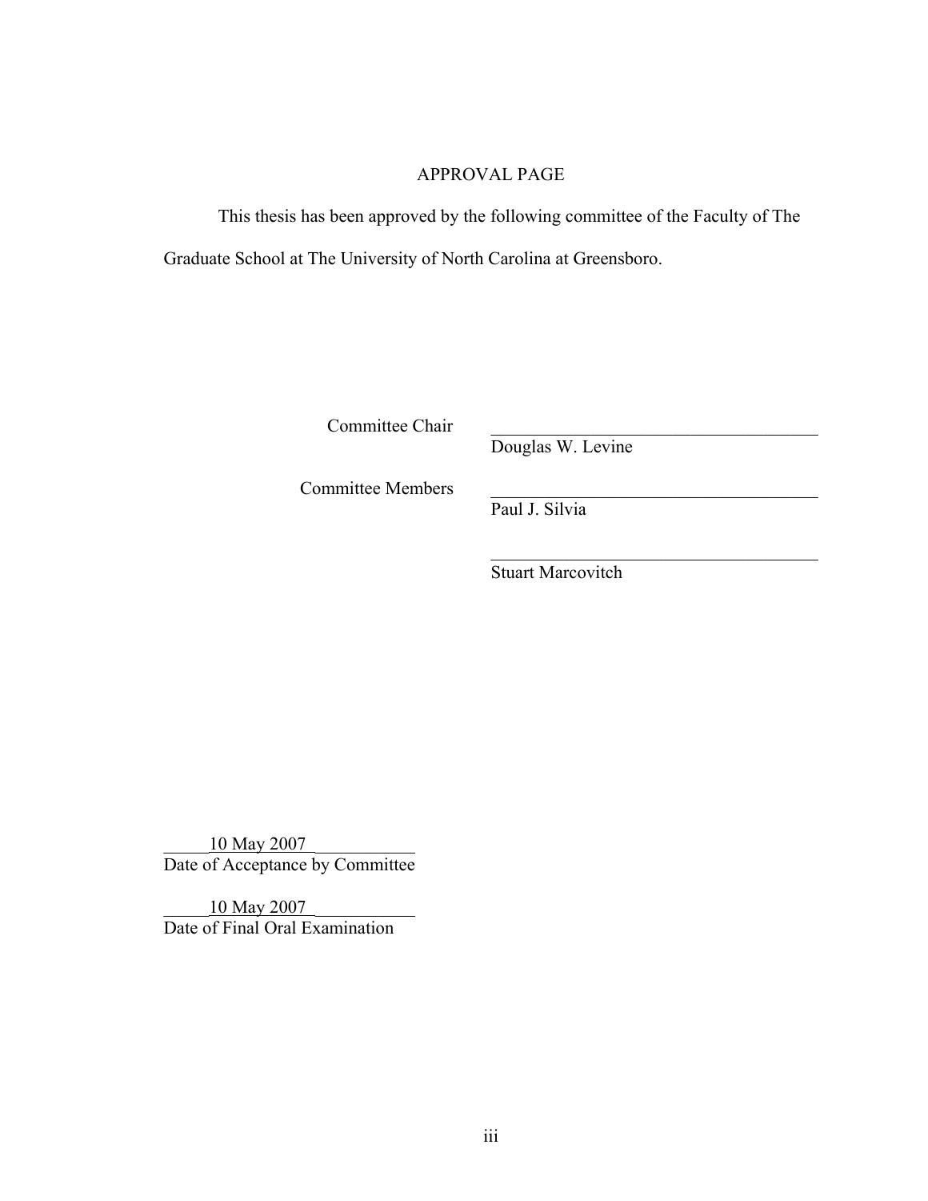# APPROVAL PAGE

This thesis has been approved by the following committee of the Faculty of The Graduate School at The University of North Carolina at Greensboro.

Committee Chair ____________________________________
Douglas W. Levine

Committee Members ____________________________________
Paul J. Silvia

____________________________________
Stuart Marcovitch

_____10 May 2007_____________
Date of Acceptance by Committee

_____10 May 2007_____________
Date of Final Oral Examination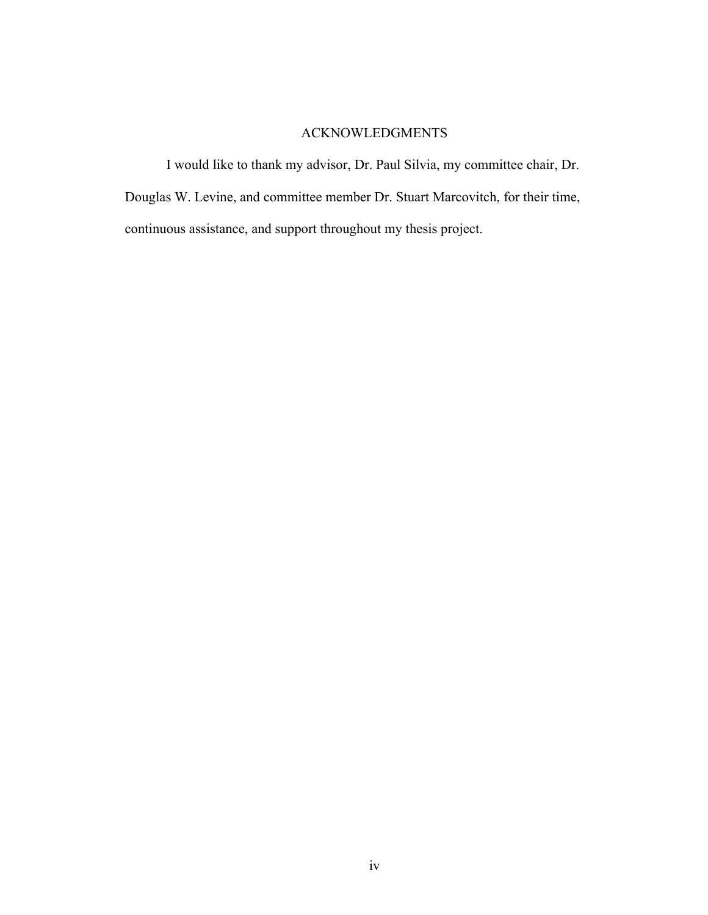# ACKNOWLEDGMENTS

I would like to thank my advisor, Dr. Paul Silvia, my committee chair, Dr. Douglas W. Levine, and committee member Dr. Stuart Marcovitch, for their time, continuous assistance, and support throughout my thesis project.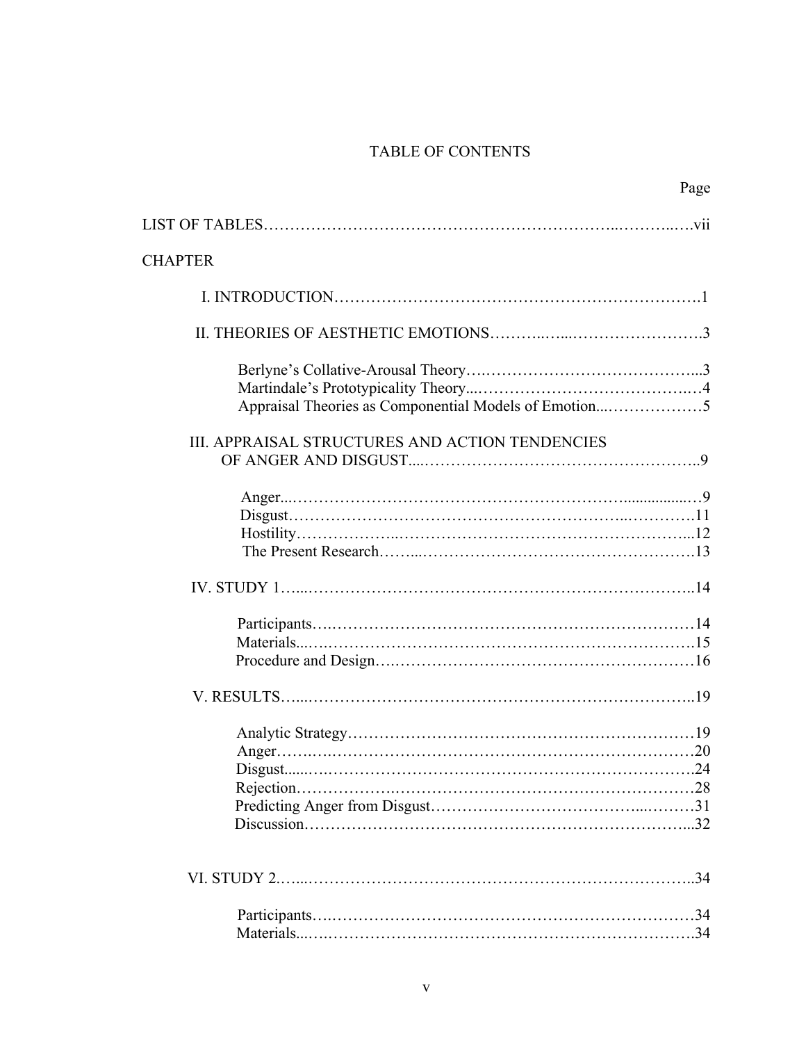# TABLE OF CONTENTS

Page

LIST OF TABLES……………………………………………………………..………..….vii

CHAPTER

I. INTRODUCTION…………………………………………………………….1

II. THEORIES OF AESTHETIC EMOTIONS………..…...…………………….3

- Berlyne's Collative-Arousal Theory….……………………………………...3
- Martindale's Prototypicality Theory...……………………………………..…4
- Appraisal Theories as Componential Models of Emotion...………………5

III. APPRAISAL STRUCTURES AND ACTION TENDENCIES OF ANGER AND DISGUST....……………………………………………..9

- Anger...………………………………………………………................…9
- Disgust…………………………………………………………..………..11
- Hostility………………..……………………………………………...12
- The Present Research……...…………………………….……………….13

IV. STUDY 1…...…………………………………………………………….14

- Participants….………………………………………………………………14
- Materials...….………………………………………………………………15
- Procedure and Design….…………………………………………………16

V. RESULTS…...……………………………………………………………..19

- Analytic Strategy…………………………………………………………19
- Anger……..………………………………………………………………20
- Disgust......….…………………………………………………………….24
- Rejection……………….……………………………………………………28
- Predicting Anger from Disgust………………………………………...………31
- Discussion………………………….…………………………………...32

VI. STUDY 2.…...…………………….………………………………….……..34

- Participants….……………………………………………………………34
- Materials...….……………………………………………………………34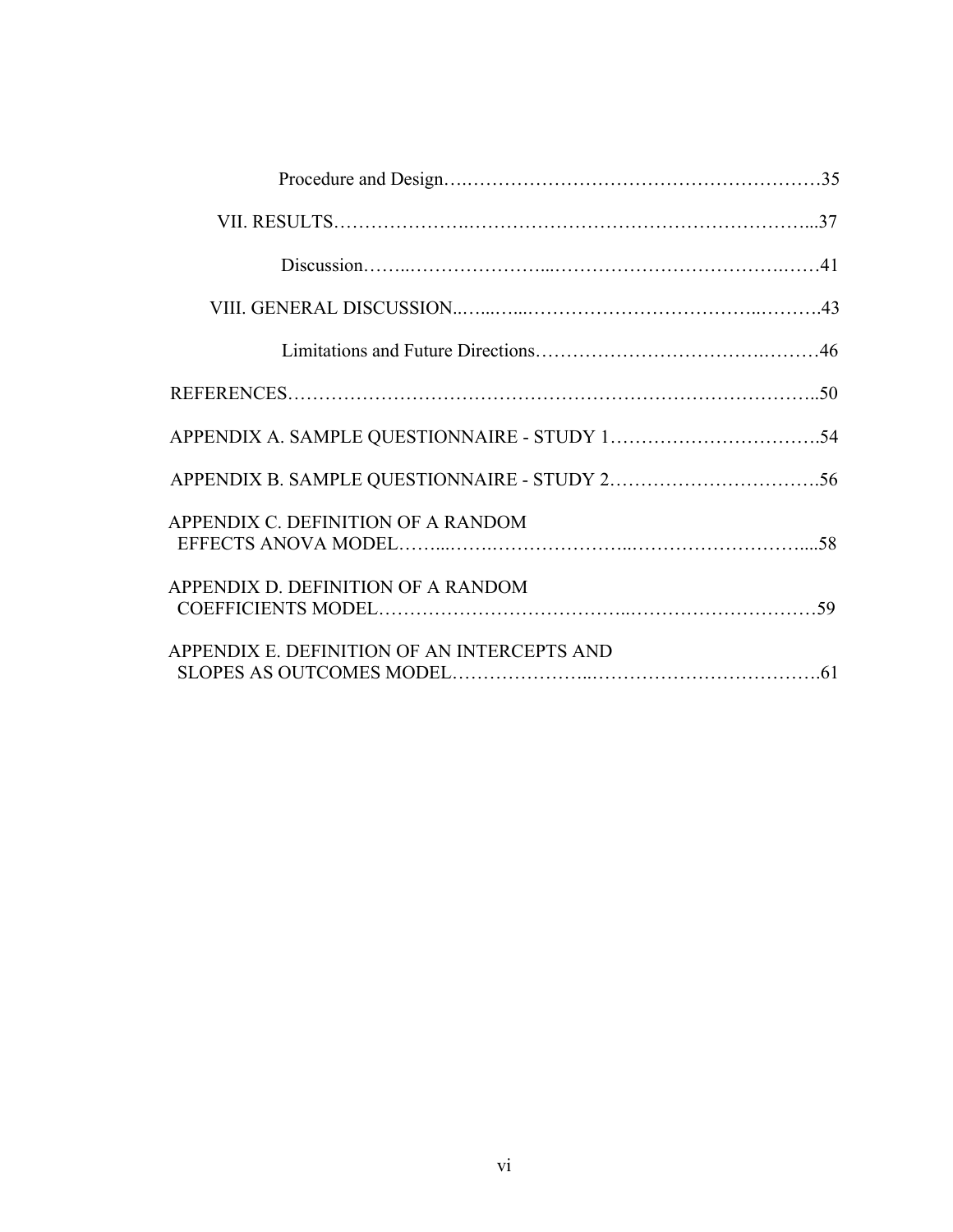Procedure and Design....................................................35

VII. RESULTS....................................................37

Discussion....................................................41

VIII. GENERAL DISCUSSION....................................................43

Limitations and Future Directions....................................................46

REFERENCES....................................................50

APPENDIX A. SAMPLE QUESTIONNAIRE - STUDY 1....................................................54

APPENDIX B. SAMPLE QUESTIONNAIRE - STUDY 2....................................................56

APPENDIX C. DEFINITION OF A RANDOM EFFECTS ANOVA MODEL....................................................58

APPENDIX D. DEFINITION OF A RANDOM COEFFICIENTS MODEL....................................................59

APPENDIX E. DEFINITION OF AN INTERCEPTS AND SLOPES AS OUTCOMES MODEL....................................................61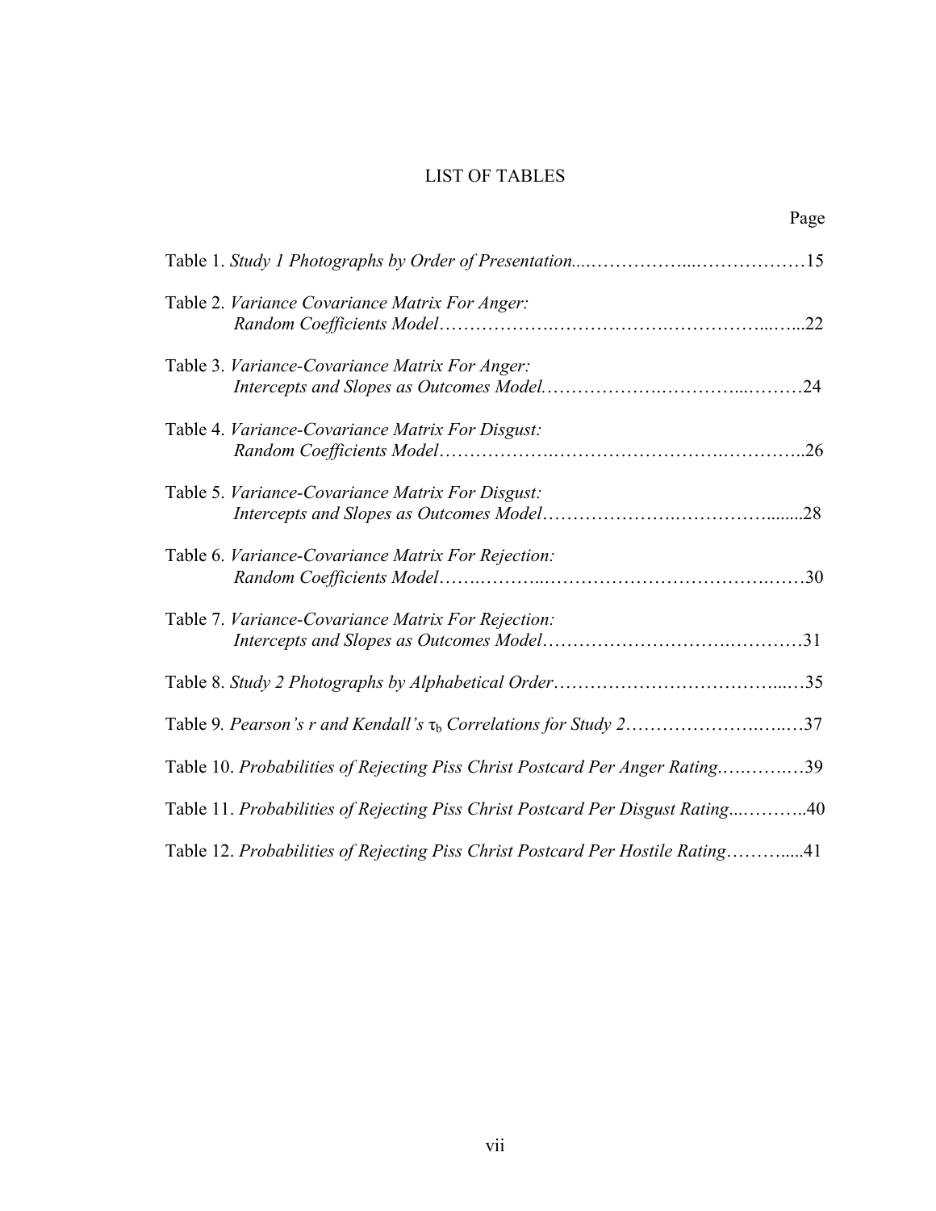# LIST OF TABLES

Page

Table 1. *Study 1 Photographs by Order of Presentation*....................................15

Table 2. *Variance Covariance Matrix For Anger: Random Coefficients Model*....................................22

Table 3. *Variance-Covariance Matrix For Anger: Intercepts and Slopes as Outcomes Model*....................................24

Table 4. *Variance-Covariance Matrix For Disgust: Random Coefficients Model*....................................26

Table 5. *Variance-Covariance Matrix For Disgust: Intercepts and Slopes as Outcomes Model*....................................28

Table 6. *Variance-Covariance Matrix For Rejection: Random Coefficients Model*....................................30

Table 7. *Variance-Covariance Matrix For Rejection: Intercepts and Slopes as Outcomes Model*....................................31

Table 8. *Study 2 Photographs by Alphabetical Order*....................................35

Table 9. *Pearson's r and Kendall's $\tau_b$ Correlations for Study 2*....................................37

Table 10. *Probabilities of Rejecting Piss Christ Postcard Per Anger Rating*....................................39

Table 11. *Probabilities of Rejecting Piss Christ Postcard Per Disgust Rating*....................................40

Table 12. *Probabilities of Rejecting Piss Christ Postcard Per Hostile Rating*....................................41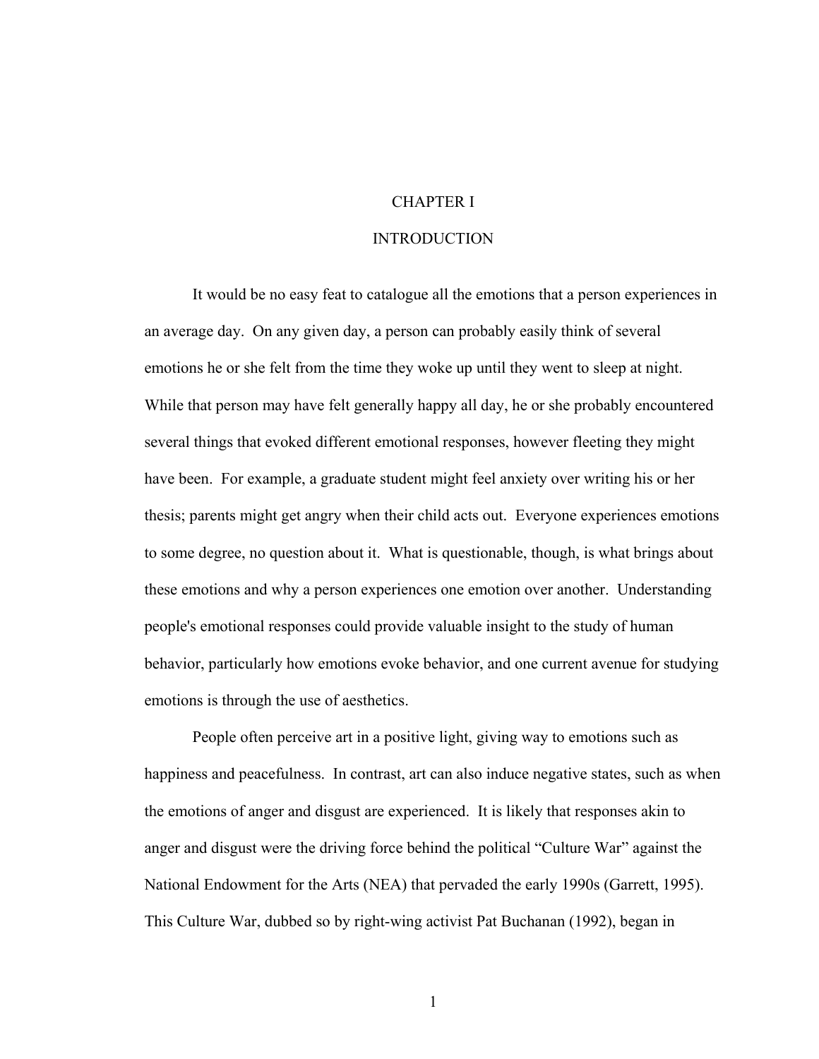# CHAPTER I

## INTRODUCTION

It would be no easy feat to catalogue all the emotions that a person experiences in an average day. On any given day, a person can probably easily think of several emotions he or she felt from the time they woke up until they went to sleep at night. While that person may have felt generally happy all day, he or she probably encountered several things that evoked different emotional responses, however fleeting they might have been. For example, a graduate student might feel anxiety over writing his or her thesis; parents might get angry when their child acts out. Everyone experiences emotions to some degree, no question about it. What is questionable, though, is what brings about these emotions and why a person experiences one emotion over another. Understanding people's emotional responses could provide valuable insight to the study of human behavior, particularly how emotions evoke behavior, and one current avenue for studying emotions is through the use of aesthetics.

People often perceive art in a positive light, giving way to emotions such as happiness and peacefulness. In contrast, art can also induce negative states, such as when the emotions of anger and disgust are experienced. It is likely that responses akin to anger and disgust were the driving force behind the political "Culture War" against the National Endowment for the Arts (NEA) that pervaded the early 1990s (Garrett, 1995). This Culture War, dubbed so by right-wing activist Pat Buchanan (1992), began in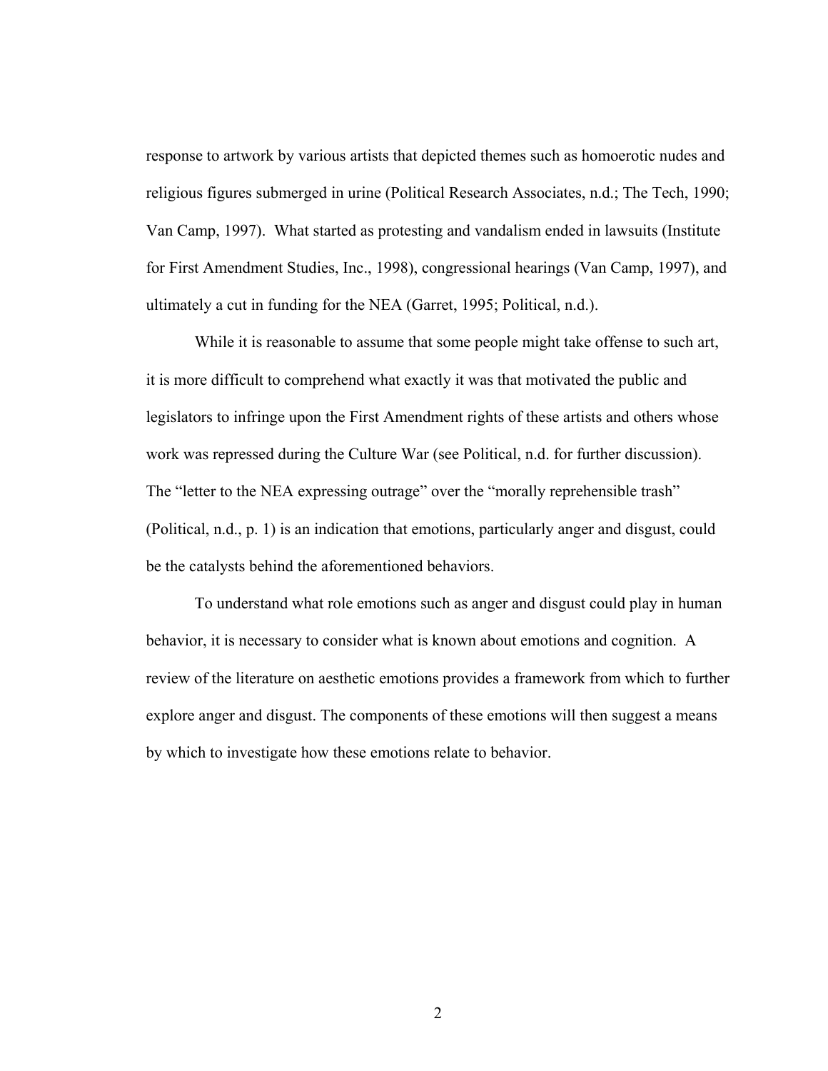response to artwork by various artists that depicted themes such as homoerotic nudes and religious figures submerged in urine (Political Research Associates, n.d.; The Tech, 1990; Van Camp, 1997). What started as protesting and vandalism ended in lawsuits (Institute for First Amendment Studies, Inc., 1998), congressional hearings (Van Camp, 1997), and ultimately a cut in funding for the NEA (Garret, 1995; Political, n.d.).

While it is reasonable to assume that some people might take offense to such art, it is more difficult to comprehend what exactly it was that motivated the public and legislators to infringe upon the First Amendment rights of these artists and others whose work was repressed during the Culture War (see Political, n.d. for further discussion). The "letter to the NEA expressing outrage" over the "morally reprehensible trash" (Political, n.d., p. 1) is an indication that emotions, particularly anger and disgust, could be the catalysts behind the aforementioned behaviors.

To understand what role emotions such as anger and disgust could play in human behavior, it is necessary to consider what is known about emotions and cognition. A review of the literature on aesthetic emotions provides a framework from which to further explore anger and disgust. The components of these emotions will then suggest a means by which to investigate how these emotions relate to behavior.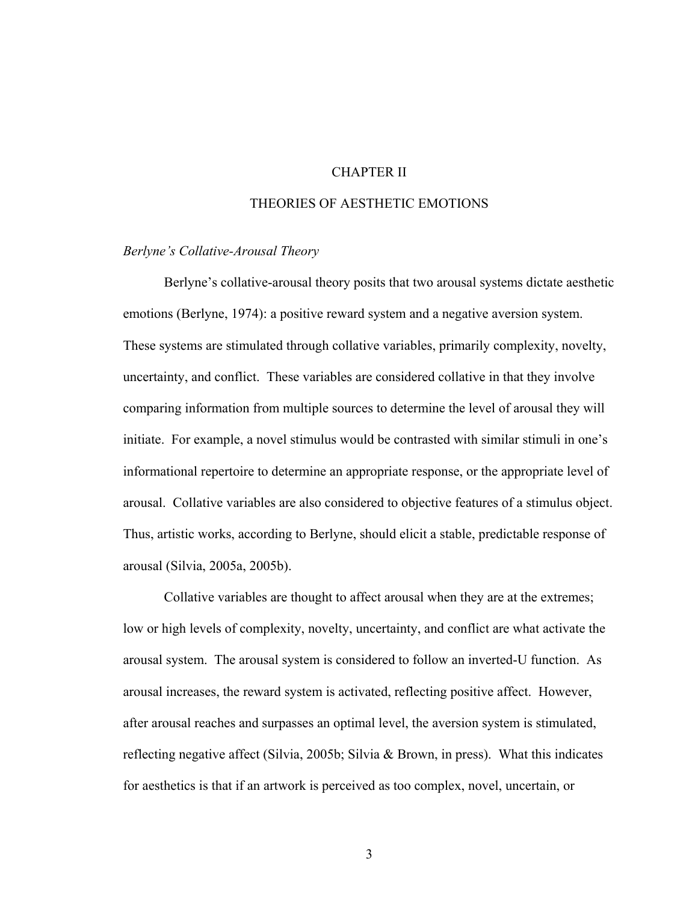# CHAPTER II

# THEORIES OF AESTHETIC EMOTIONS

### *Berlyne's Collative-Arousal Theory*

Berlyne's collative-arousal theory posits that two arousal systems dictate aesthetic emotions (Berlyne, 1974): a positive reward system and a negative aversion system. These systems are stimulated through collative variables, primarily complexity, novelty, uncertainty, and conflict. These variables are considered collative in that they involve comparing information from multiple sources to determine the level of arousal they will initiate. For example, a novel stimulus would be contrasted with similar stimuli in one's informational repertoire to determine an appropriate response, or the appropriate level of arousal. Collative variables are also considered to objective features of a stimulus object. Thus, artistic works, according to Berlyne, should elicit a stable, predictable response of arousal (Silvia, 2005a, 2005b).

Collative variables are thought to affect arousal when they are at the extremes; low or high levels of complexity, novelty, uncertainty, and conflict are what activate the arousal system. The arousal system is considered to follow an inverted-U function. As arousal increases, the reward system is activated, reflecting positive affect. However, after arousal reaches and surpasses an optimal level, the aversion system is stimulated, reflecting negative affect (Silvia, 2005b; Silvia & Brown, in press). What this indicates for aesthetics is that if an artwork is perceived as too complex, novel, uncertain, or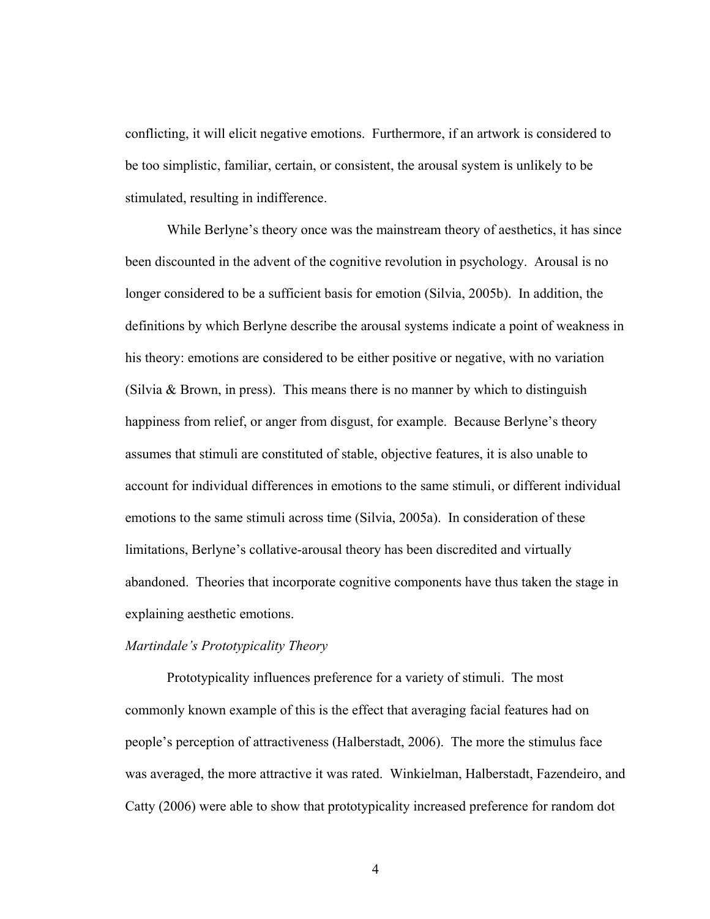conflicting, it will elicit negative emotions. Furthermore, if an artwork is considered to be too simplistic, familiar, certain, or consistent, the arousal system is unlikely to be stimulated, resulting in indifference.

While Berlyne's theory once was the mainstream theory of aesthetics, it has since been discounted in the advent of the cognitive revolution in psychology. Arousal is no longer considered to be a sufficient basis for emotion (Silvia, 2005b). In addition, the definitions by which Berlyne describe the arousal systems indicate a point of weakness in his theory: emotions are considered to be either positive or negative, with no variation (Silvia & Brown, in press). This means there is no manner by which to distinguish happiness from relief, or anger from disgust, for example. Because Berlyne's theory assumes that stimuli are constituted of stable, objective features, it is also unable to account for individual differences in emotions to the same stimuli, or different individual emotions to the same stimuli across time (Silvia, 2005a). In consideration of these limitations, Berlyne's collative-arousal theory has been discredited and virtually abandoned. Theories that incorporate cognitive components have thus taken the stage in explaining aesthetic emotions.

*Martindale's Prototypicality Theory*

Prototypicality influences preference for a variety of stimuli. The most commonly known example of this is the effect that averaging facial features had on people's perception of attractiveness (Halberstadt, 2006). The more the stimulus face was averaged, the more attractive it was rated. Winkielman, Halberstadt, Fazendeiro, and Catty (2006) were able to show that prototypicality increased preference for random dot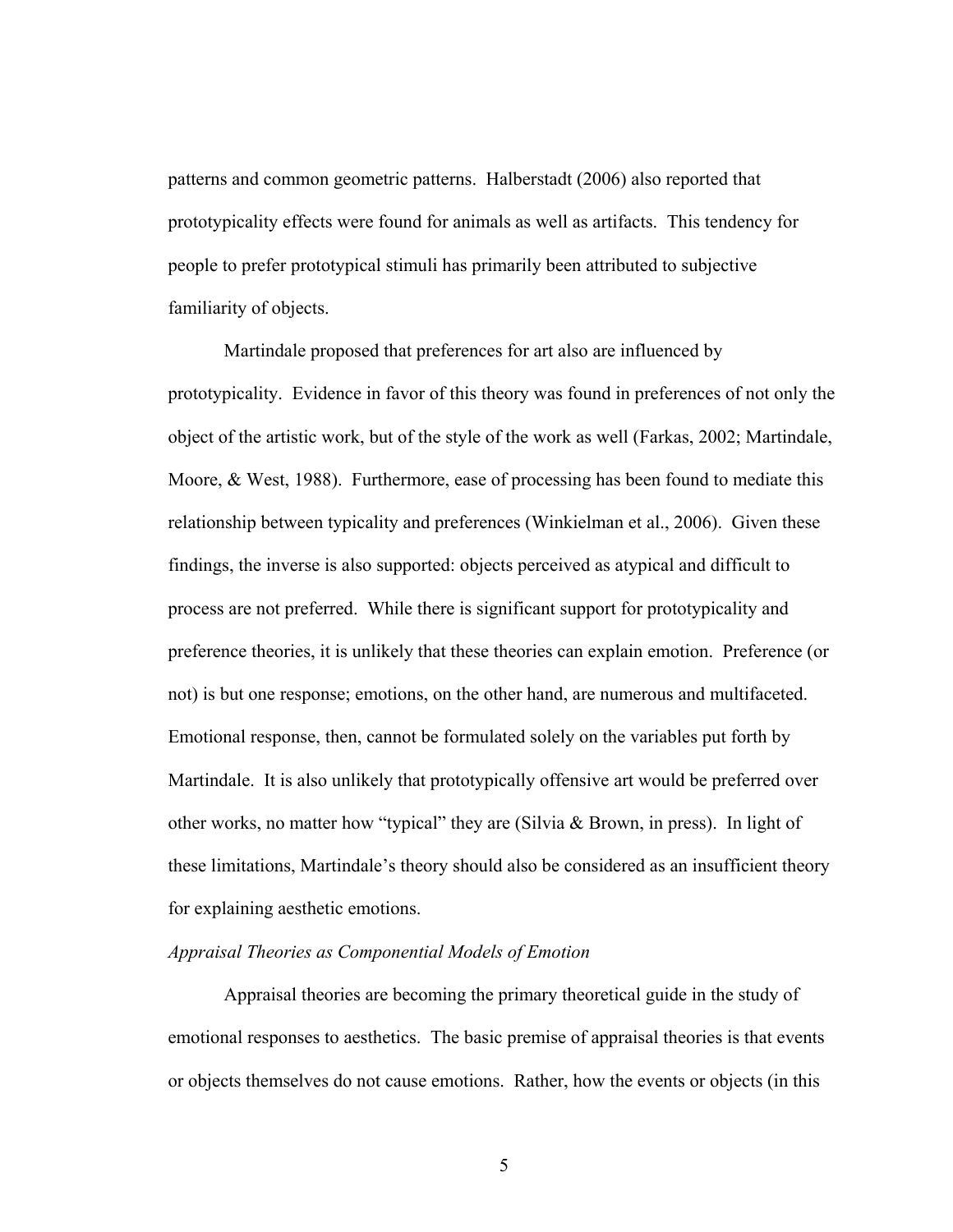patterns and common geometric patterns. Halberstadt (2006) also reported that prototypicality effects were found for animals as well as artifacts. This tendency for people to prefer prototypical stimuli has primarily been attributed to subjective familiarity of objects.

Martindale proposed that preferences for art also are influenced by prototypicality. Evidence in favor of this theory was found in preferences of not only the object of the artistic work, but of the style of the work as well (Farkas, 2002; Martindale, Moore, & West, 1988). Furthermore, ease of processing has been found to mediate this relationship between typicality and preferences (Winkielman et al., 2006). Given these findings, the inverse is also supported: objects perceived as atypical and difficult to process are not preferred. While there is significant support for prototypicality and preference theories, it is unlikely that these theories can explain emotion. Preference (or not) is but one response; emotions, on the other hand, are numerous and multifaceted. Emotional response, then, cannot be formulated solely on the variables put forth by Martindale. It is also unlikely that prototypically offensive art would be preferred over other works, no matter how "typical" they are (Silvia & Brown, in press). In light of these limitations, Martindale's theory should also be considered as an insufficient theory for explaining aesthetic emotions.

*Appraisal Theories as Componential Models of Emotion*

Appraisal theories are becoming the primary theoretical guide in the study of emotional responses to aesthetics. The basic premise of appraisal theories is that events or objects themselves do not cause emotions. Rather, how the events or objects (in this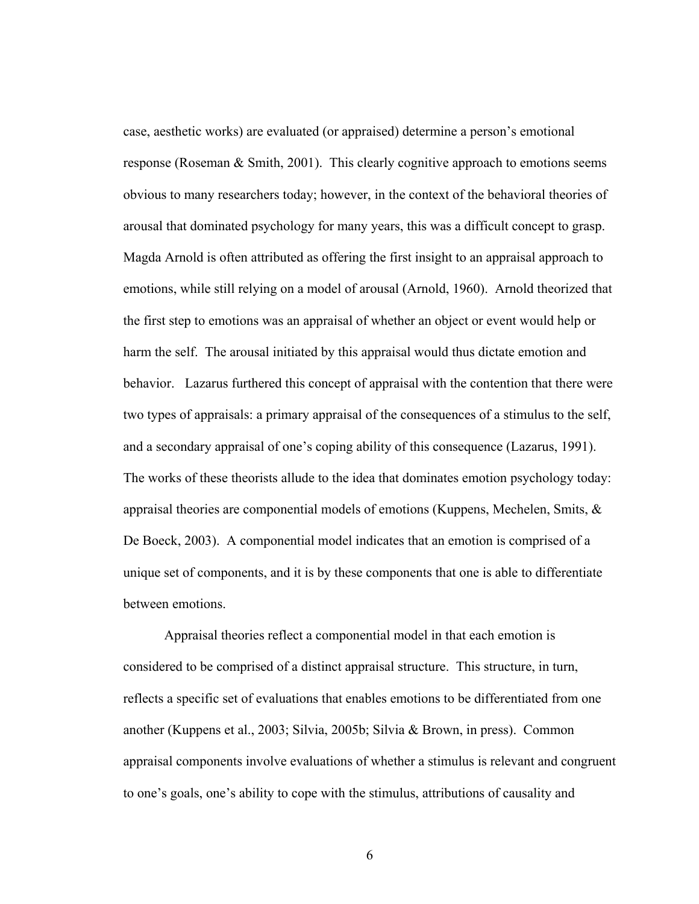case, aesthetic works) are evaluated (or appraised) determine a person's emotional response (Roseman & Smith, 2001). This clearly cognitive approach to emotions seems obvious to many researchers today; however, in the context of the behavioral theories of arousal that dominated psychology for many years, this was a difficult concept to grasp. Magda Arnold is often attributed as offering the first insight to an appraisal approach to emotions, while still relying on a model of arousal (Arnold, 1960). Arnold theorized that the first step to emotions was an appraisal of whether an object or event would help or harm the self. The arousal initiated by this appraisal would thus dictate emotion and behavior. Lazarus furthered this concept of appraisal with the contention that there were two types of appraisals: a primary appraisal of the consequences of a stimulus to the self, and a secondary appraisal of one's coping ability of this consequence (Lazarus, 1991). The works of these theorists allude to the idea that dominates emotion psychology today: appraisal theories are componential models of emotions (Kuppens, Mechelen, Smits, & De Boeck, 2003). A componential model indicates that an emotion is comprised of a unique set of components, and it is by these components that one is able to differentiate between emotions.

Appraisal theories reflect a componential model in that each emotion is considered to be comprised of a distinct appraisal structure. This structure, in turn, reflects a specific set of evaluations that enables emotions to be differentiated from one another (Kuppens et al., 2003; Silvia, 2005b; Silvia & Brown, in press). Common appraisal components involve evaluations of whether a stimulus is relevant and congruent to one's goals, one's ability to cope with the stimulus, attributions of causality and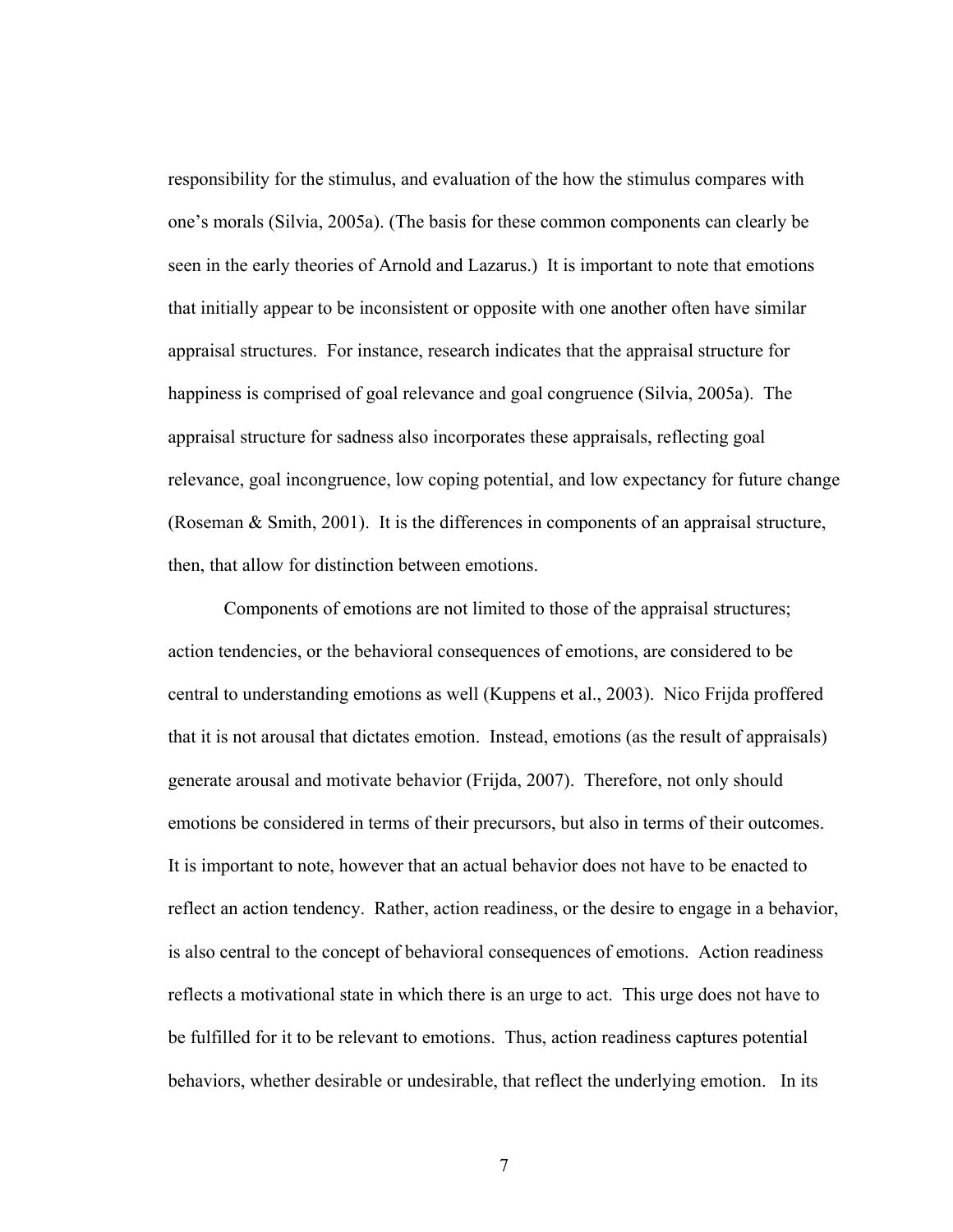responsibility for the stimulus, and evaluation of the how the stimulus compares with one's morals (Silvia, 2005a). (The basis for these common components can clearly be seen in the early theories of Arnold and Lazarus.) It is important to note that emotions that initially appear to be inconsistent or opposite with one another often have similar appraisal structures. For instance, research indicates that the appraisal structure for happiness is comprised of goal relevance and goal congruence (Silvia, 2005a). The appraisal structure for sadness also incorporates these appraisals, reflecting goal relevance, goal incongruence, low coping potential, and low expectancy for future change (Roseman & Smith, 2001). It is the differences in components of an appraisal structure, then, that allow for distinction between emotions.

Components of emotions are not limited to those of the appraisal structures; action tendencies, or the behavioral consequences of emotions, are considered to be central to understanding emotions as well (Kuppens et al., 2003). Nico Frijda proffered that it is not arousal that dictates emotion. Instead, emotions (as the result of appraisals) generate arousal and motivate behavior (Frijda, 2007). Therefore, not only should emotions be considered in terms of their precursors, but also in terms of their outcomes. It is important to note, however that an actual behavior does not have to be enacted to reflect an action tendency. Rather, action readiness, or the desire to engage in a behavior, is also central to the concept of behavioral consequences of emotions. Action readiness reflects a motivational state in which there is an urge to act. This urge does not have to be fulfilled for it to be relevant to emotions. Thus, action readiness captures potential behaviors, whether desirable or undesirable, that reflect the underlying emotion. In its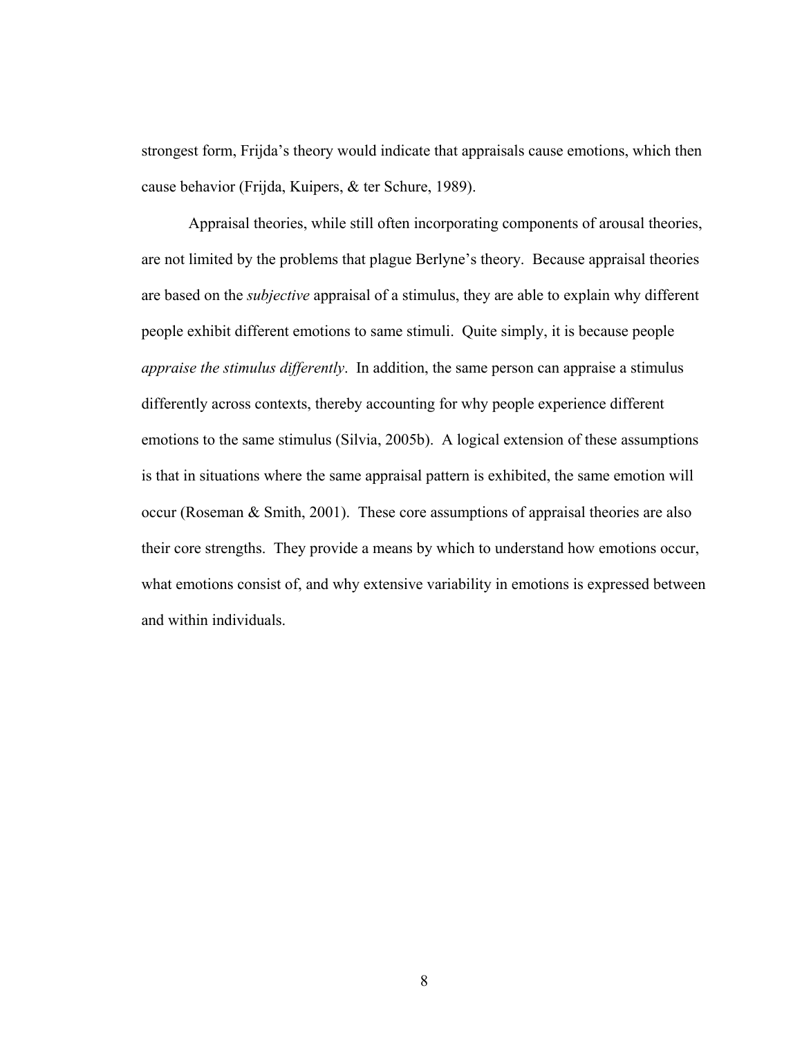strongest form, Frijda's theory would indicate that appraisals cause emotions, which then cause behavior (Frijda, Kuipers, & ter Schure, 1989).

Appraisal theories, while still often incorporating components of arousal theories, are not limited by the problems that plague Berlyne's theory. Because appraisal theories are based on the *subjective* appraisal of a stimulus, they are able to explain why different people exhibit different emotions to same stimuli. Quite simply, it is because people *appraise the stimulus differently*. In addition, the same person can appraise a stimulus differently across contexts, thereby accounting for why people experience different emotions to the same stimulus (Silvia, 2005b). A logical extension of these assumptions is that in situations where the same appraisal pattern is exhibited, the same emotion will occur (Roseman & Smith, 2001). These core assumptions of appraisal theories are also their core strengths. They provide a means by which to understand how emotions occur, what emotions consist of, and why extensive variability in emotions is expressed between and within individuals.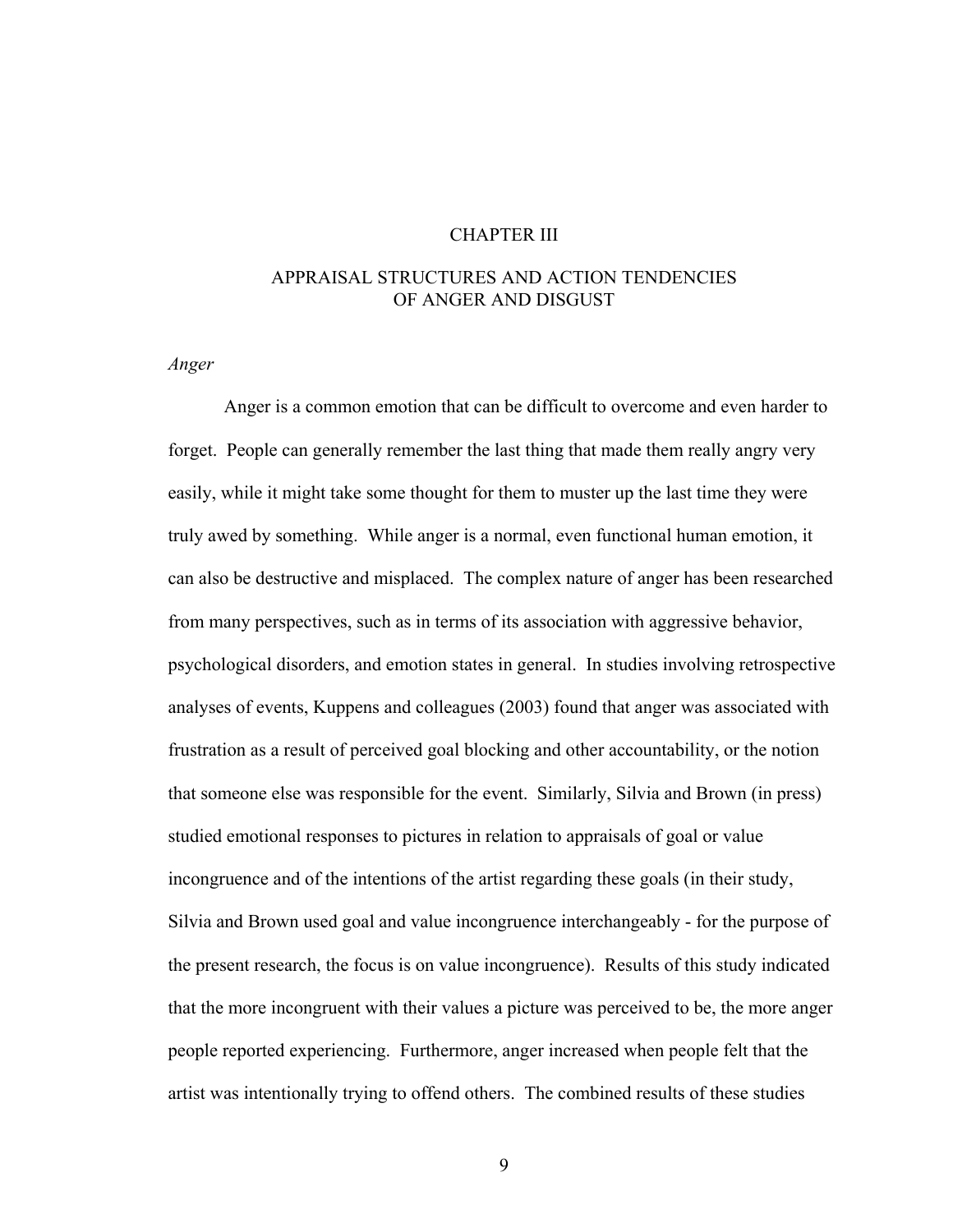# CHAPTER III

## APPRAISAL STRUCTURES AND ACTION TENDENCIES OF ANGER AND DISGUST

### *Anger*

Anger is a common emotion that can be difficult to overcome and even harder to forget. People can generally remember the last thing that made them really angry very easily, while it might take some thought for them to muster up the last time they were truly awed by something. While anger is a normal, even functional human emotion, it can also be destructive and misplaced. The complex nature of anger has been researched from many perspectives, such as in terms of its association with aggressive behavior, psychological disorders, and emotion states in general. In studies involving retrospective analyses of events, Kuppens and colleagues (2003) found that anger was associated with frustration as a result of perceived goal blocking and other accountability, or the notion that someone else was responsible for the event. Similarly, Silvia and Brown (in press) studied emotional responses to pictures in relation to appraisals of goal or value incongruence and of the intentions of the artist regarding these goals (in their study, Silvia and Brown used goal and value incongruence interchangeably - for the purpose of the present research, the focus is on value incongruence). Results of this study indicated that the more incongruent with their values a picture was perceived to be, the more anger people reported experiencing. Furthermore, anger increased when people felt that the artist was intentionally trying to offend others. The combined results of these studies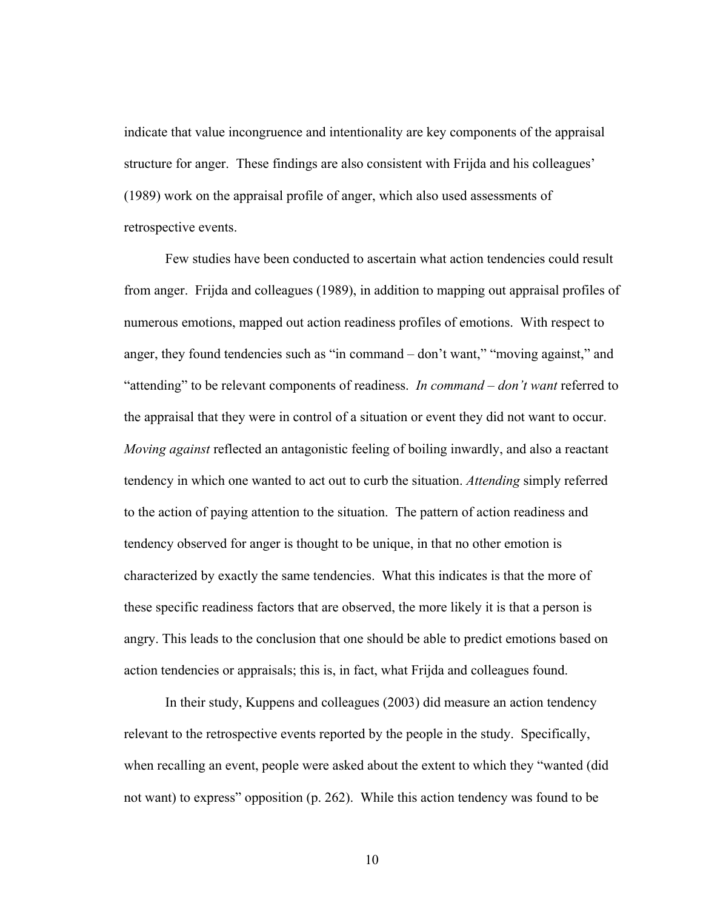indicate that value incongruence and intentionality are key components of the appraisal structure for anger. These findings are also consistent with Frijda and his colleagues' (1989) work on the appraisal profile of anger, which also used assessments of retrospective events.

Few studies have been conducted to ascertain what action tendencies could result from anger. Frijda and colleagues (1989), in addition to mapping out appraisal profiles of numerous emotions, mapped out action readiness profiles of emotions. With respect to anger, they found tendencies such as "in command – don't want," "moving against," and "attending" to be relevant components of readiness. *In command – don't want* referred to the appraisal that they were in control of a situation or event they did not want to occur. *Moving against* reflected an antagonistic feeling of boiling inwardly, and also a reactant tendency in which one wanted to act out to curb the situation. *Attending* simply referred to the action of paying attention to the situation. The pattern of action readiness and tendency observed for anger is thought to be unique, in that no other emotion is characterized by exactly the same tendencies. What this indicates is that the more of these specific readiness factors that are observed, the more likely it is that a person is angry. This leads to the conclusion that one should be able to predict emotions based on action tendencies or appraisals; this is, in fact, what Frijda and colleagues found.

In their study, Kuppens and colleagues (2003) did measure an action tendency relevant to the retrospective events reported by the people in the study. Specifically, when recalling an event, people were asked about the extent to which they "wanted (did not want) to express" opposition (p. 262). While this action tendency was found to be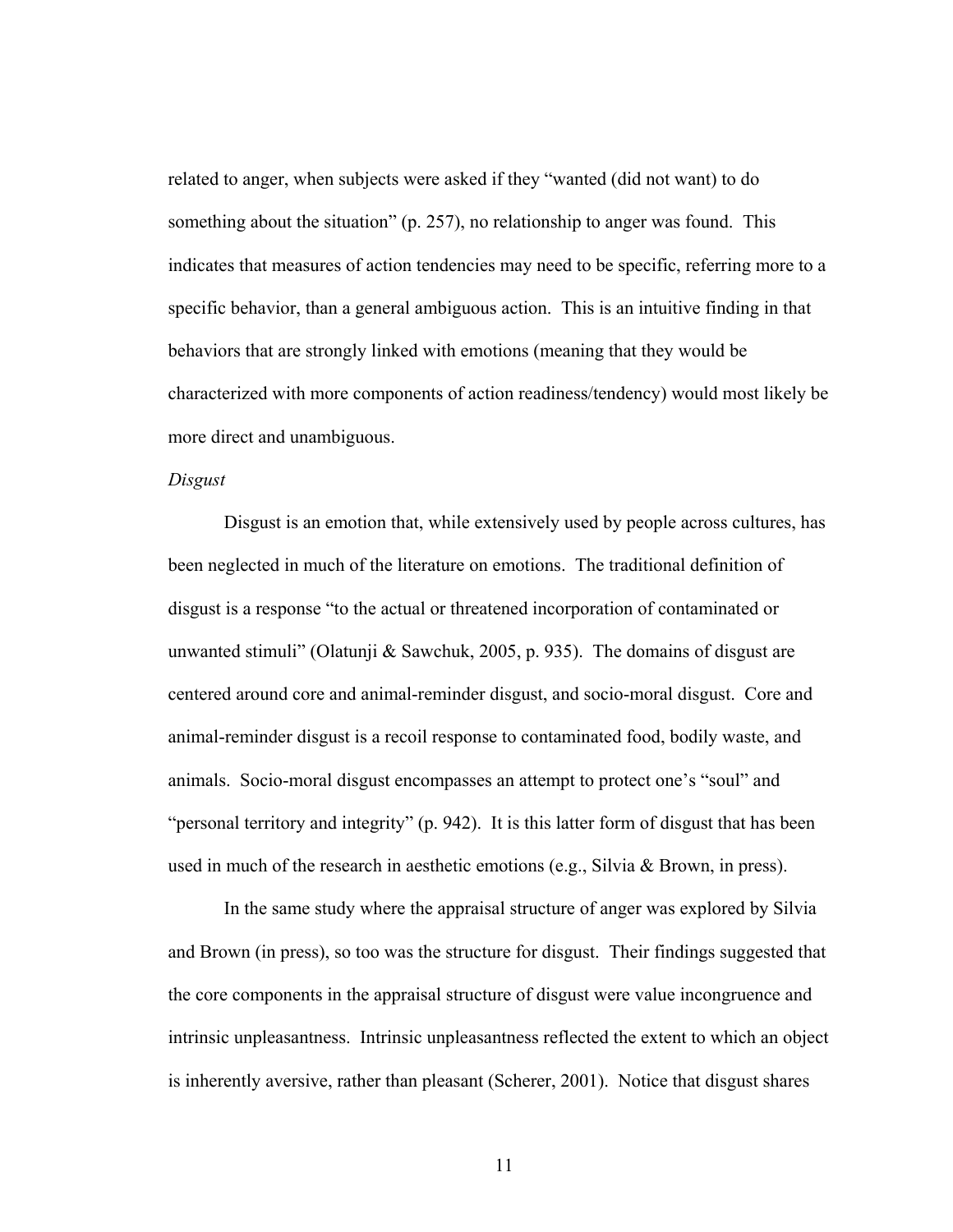related to anger, when subjects were asked if they "wanted (did not want) to do something about the situation" (p. 257), no relationship to anger was found. This indicates that measures of action tendencies may need to be specific, referring more to a specific behavior, than a general ambiguous action. This is an intuitive finding in that behaviors that are strongly linked with emotions (meaning that they would be characterized with more components of action readiness/tendency) would most likely be more direct and unambiguous.

*Disgust*

Disgust is an emotion that, while extensively used by people across cultures, has been neglected in much of the literature on emotions. The traditional definition of disgust is a response "to the actual or threatened incorporation of contaminated or unwanted stimuli" (Olatunji & Sawchuk, 2005, p. 935). The domains of disgust are centered around core and animal-reminder disgust, and socio-moral disgust. Core and animal-reminder disgust is a recoil response to contaminated food, bodily waste, and animals. Socio-moral disgust encompasses an attempt to protect one's "soul" and "personal territory and integrity" (p. 942). It is this latter form of disgust that has been used in much of the research in aesthetic emotions (e.g., Silvia & Brown, in press).

In the same study where the appraisal structure of anger was explored by Silvia and Brown (in press), so too was the structure for disgust. Their findings suggested that the core components in the appraisal structure of disgust were value incongruence and intrinsic unpleasantness. Intrinsic unpleasantness reflected the extent to which an object is inherently aversive, rather than pleasant (Scherer, 2001). Notice that disgust shares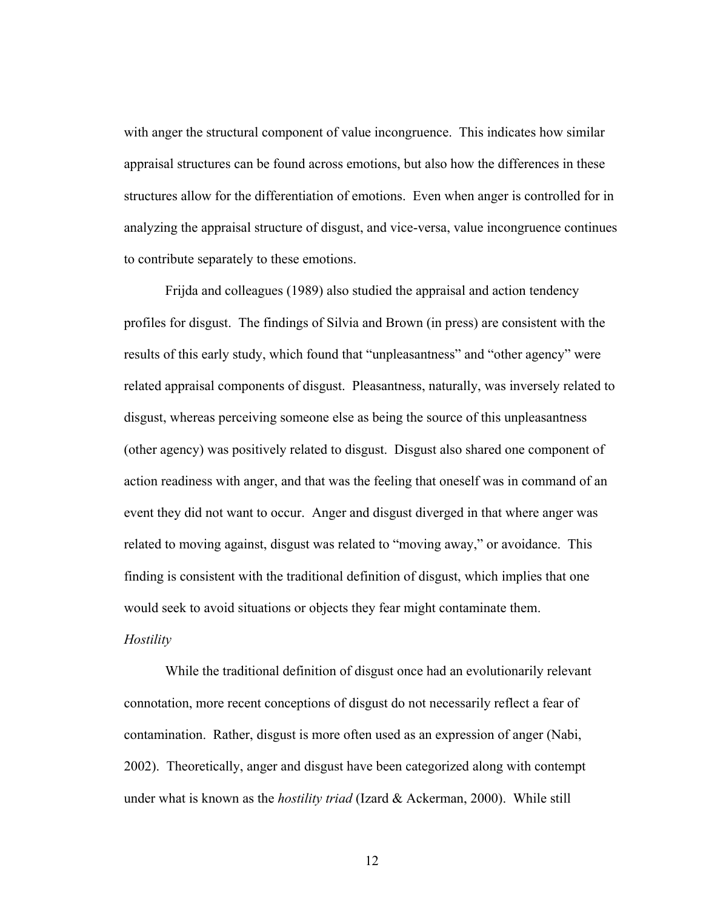with anger the structural component of value incongruence. This indicates how similar appraisal structures can be found across emotions, but also how the differences in these structures allow for the differentiation of emotions. Even when anger is controlled for in analyzing the appraisal structure of disgust, and vice-versa, value incongruence continues to contribute separately to these emotions.

Frijda and colleagues (1989) also studied the appraisal and action tendency profiles for disgust. The findings of Silvia and Brown (in press) are consistent with the results of this early study, which found that "unpleasantness" and "other agency" were related appraisal components of disgust. Pleasantness, naturally, was inversely related to disgust, whereas perceiving someone else as being the source of this unpleasantness (other agency) was positively related to disgust. Disgust also shared one component of action readiness with anger, and that was the feeling that oneself was in command of an event they did not want to occur. Anger and disgust diverged in that where anger was related to moving against, disgust was related to "moving away," or avoidance. This finding is consistent with the traditional definition of disgust, which implies that one would seek to avoid situations or objects they fear might contaminate them.

*Hostility*

While the traditional definition of disgust once had an evolutionarily relevant connotation, more recent conceptions of disgust do not necessarily reflect a fear of contamination. Rather, disgust is more often used as an expression of anger (Nabi, 2002). Theoretically, anger and disgust have been categorized along with contempt under what is known as the *hostility triad* (Izard & Ackerman, 2000). While still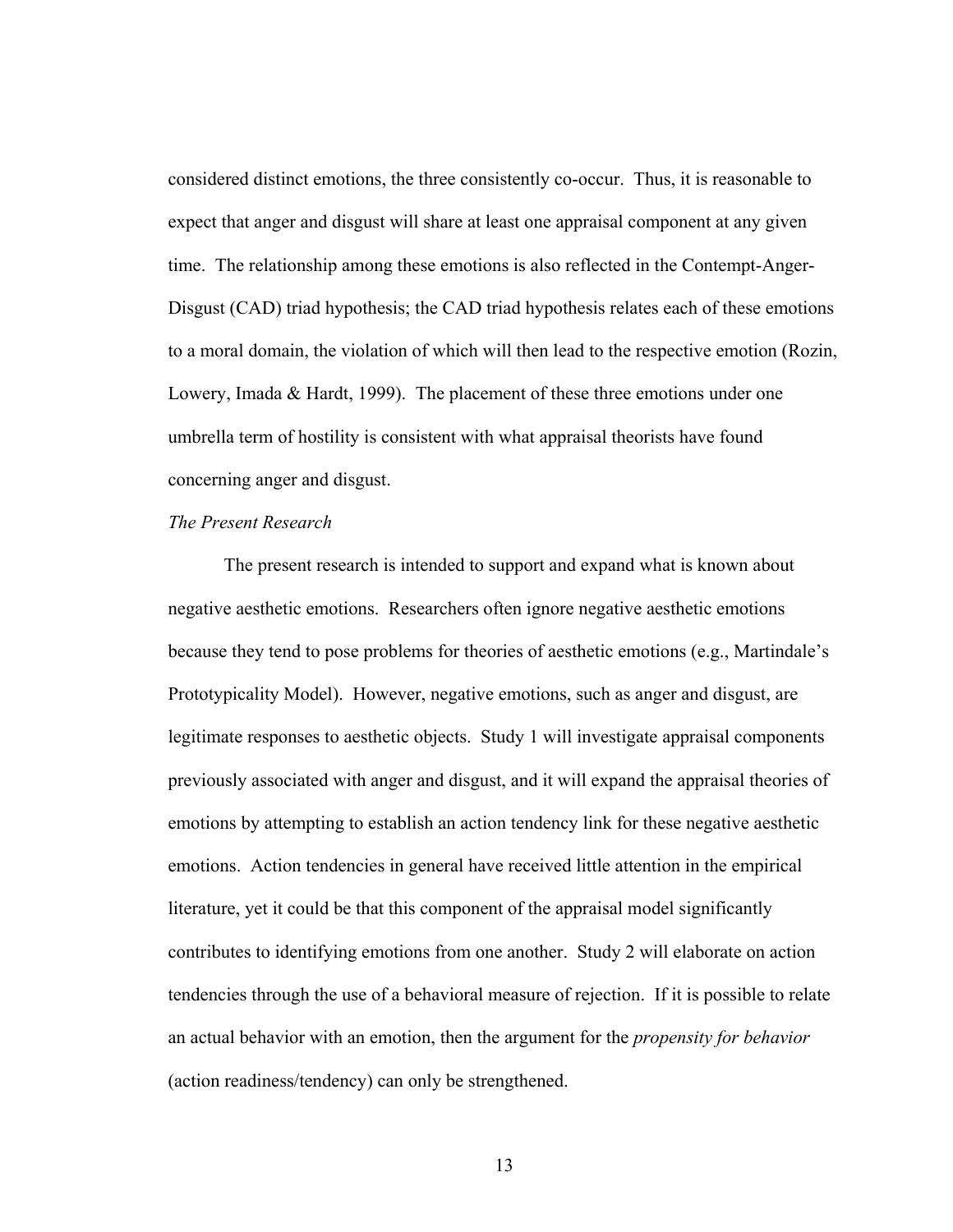considered distinct emotions, the three consistently co-occur. Thus, it is reasonable to expect that anger and disgust will share at least one appraisal component at any given time. The relationship among these emotions is also reflected in the Contempt-Anger-Disgust (CAD) triad hypothesis; the CAD triad hypothesis relates each of these emotions to a moral domain, the violation of which will then lead to the respective emotion (Rozin, Lowery, Imada & Hardt, 1999). The placement of these three emotions under one umbrella term of hostility is consistent with what appraisal theorists have found concerning anger and disgust.

### *The Present Research*

The present research is intended to support and expand what is known about negative aesthetic emotions. Researchers often ignore negative aesthetic emotions because they tend to pose problems for theories of aesthetic emotions (e.g., Martindale's Prototypicality Model). However, negative emotions, such as anger and disgust, are legitimate responses to aesthetic objects. Study 1 will investigate appraisal components previously associated with anger and disgust, and it will expand the appraisal theories of emotions by attempting to establish an action tendency link for these negative aesthetic emotions. Action tendencies in general have received little attention in the empirical literature, yet it could be that this component of the appraisal model significantly contributes to identifying emotions from one another. Study 2 will elaborate on action tendencies through the use of a behavioral measure of rejection. If it is possible to relate an actual behavior with an emotion, then the argument for the *propensity for behavior* (action readiness/tendency) can only be strengthened.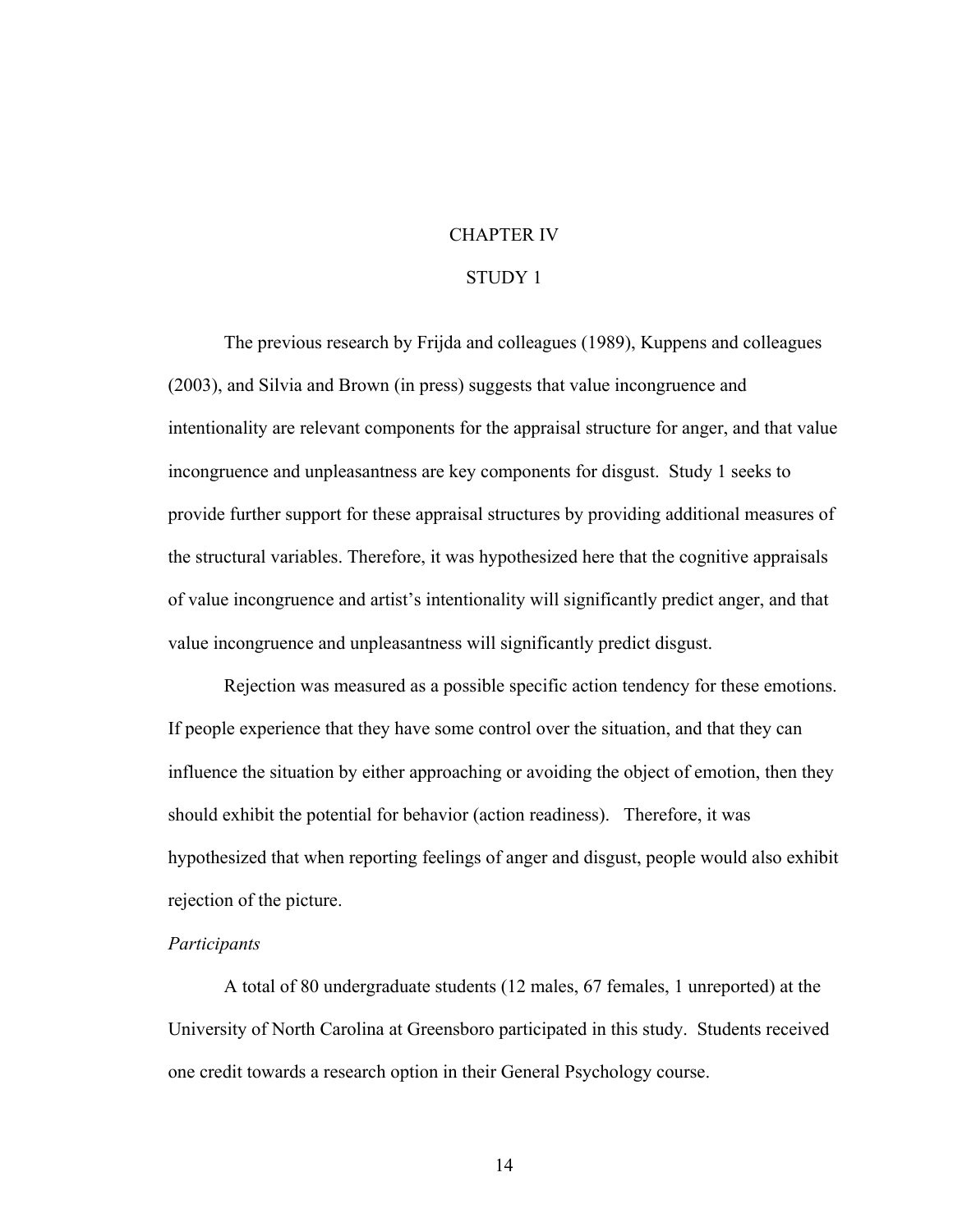# CHAPTER IV

## STUDY 1

The previous research by Frijda and colleagues (1989), Kuppens and colleagues (2003), and Silvia and Brown (in press) suggests that value incongruence and intentionality are relevant components for the appraisal structure for anger, and that value incongruence and unpleasantness are key components for disgust. Study 1 seeks to provide further support for these appraisal structures by providing additional measures of the structural variables. Therefore, it was hypothesized here that the cognitive appraisals of value incongruence and artist's intentionality will significantly predict anger, and that value incongruence and unpleasantness will significantly predict disgust.

Rejection was measured as a possible specific action tendency for these emotions. If people experience that they have some control over the situation, and that they can influence the situation by either approaching or avoiding the object of emotion, then they should exhibit the potential for behavior (action readiness). Therefore, it was hypothesized that when reporting feelings of anger and disgust, people would also exhibit rejection of the picture.

### *Participants*

A total of 80 undergraduate students (12 males, 67 females, 1 unreported) at the University of North Carolina at Greensboro participated in this study. Students received one credit towards a research option in their General Psychology course.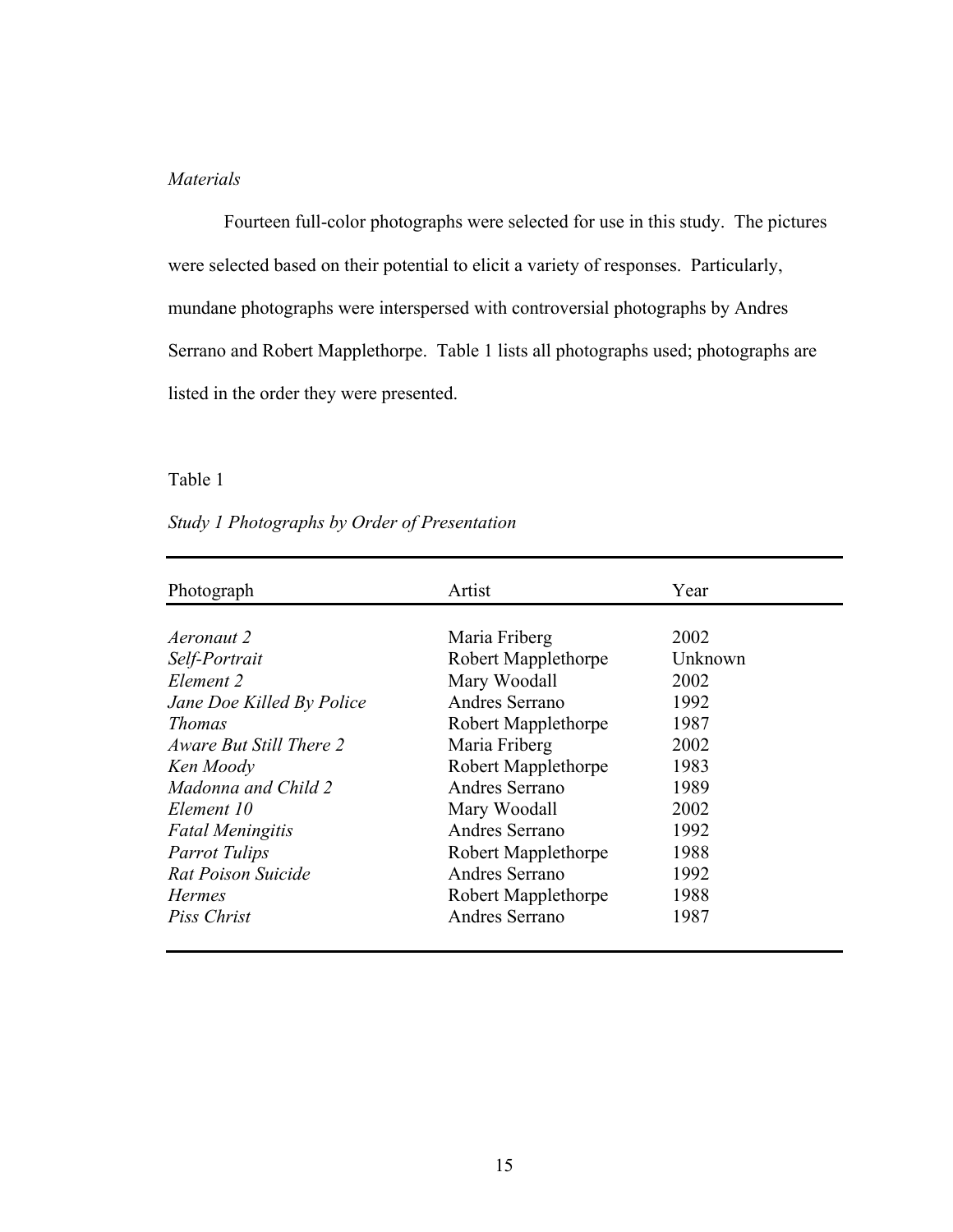*Materials*

Fourteen full-color photographs were selected for use in this study. The pictures were selected based on their potential to elicit a variety of responses. Particularly, mundane photographs were interspersed with controversial photographs by Andres Serrano and Robert Mapplethorpe. Table 1 lists all photographs used; photographs are listed in the order they were presented.

Table 1

*Study 1 Photographs by Order of Presentation*

| Photograph | Artist | Year |
|---|---|---|
| *Aeronaut 2* | Maria Friberg | 2002 |
| *Self-Portrait* | Robert Mapplethorpe | Unknown |
| *Element 2* | Mary Woodall | 2002 |
| *Jane Doe Killed By Police* | Andres Serrano | 1992 |
| *Thomas* | Robert Mapplethorpe | 1987 |
| *Aware But Still There 2* | Maria Friberg | 2002 |
| *Ken Moody* | Robert Mapplethorpe | 1983 |
| *Madonna and Child 2* | Andres Serrano | 1989 |
| *Element 10* | Mary Woodall | 2002 |
| *Fatal Meningitis* | Andres Serrano | 1992 |
| *Parrot Tulips* | Robert Mapplethorpe | 1988 |
| *Rat Poison Suicide* | Andres Serrano | 1992 |
| *Hermes* | Robert Mapplethorpe | 1988 |
| *Piss Christ* | Andres Serrano | 1987 |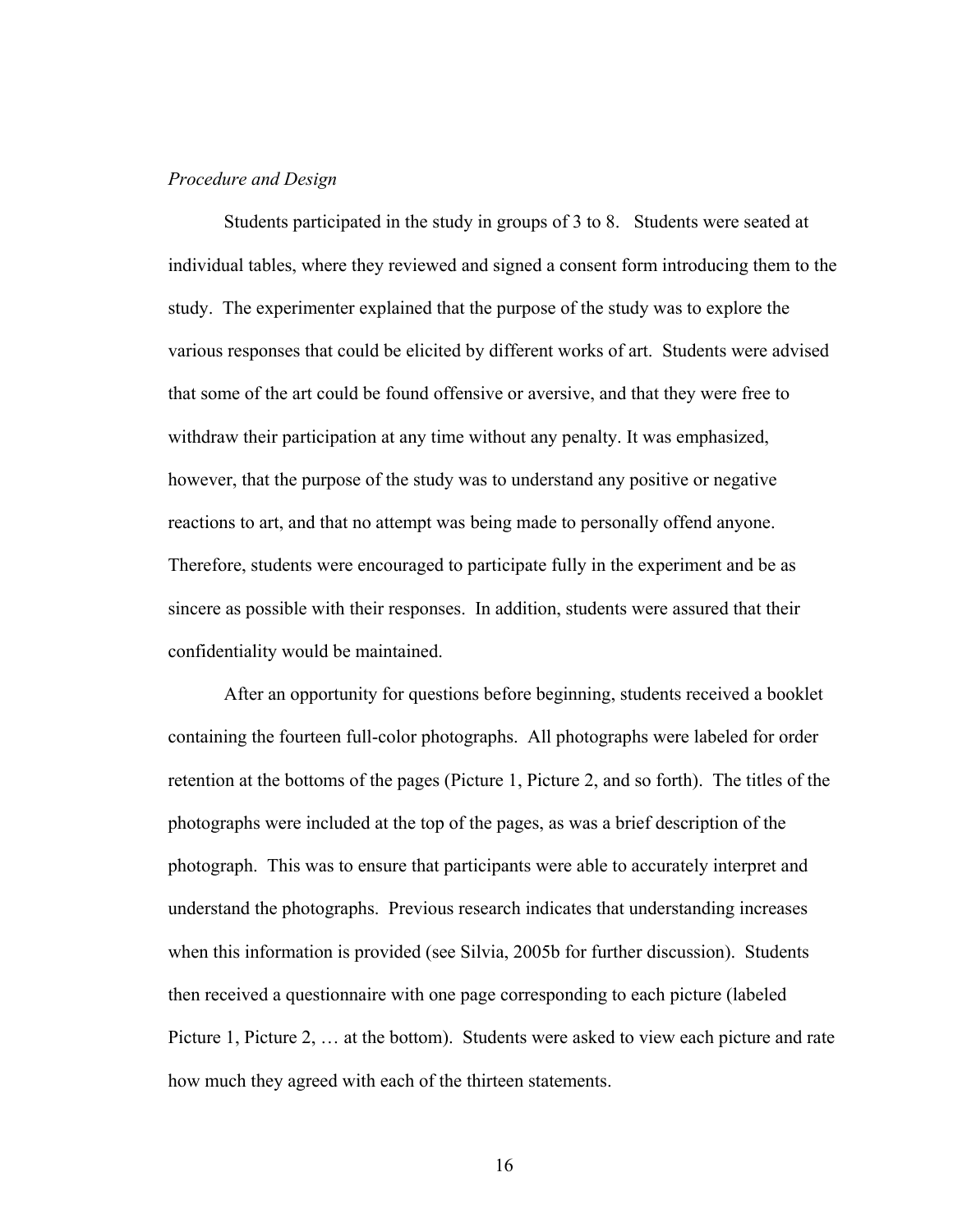*Procedure and Design*

Students participated in the study in groups of 3 to 8. Students were seated at individual tables, where they reviewed and signed a consent form introducing them to the study. The experimenter explained that the purpose of the study was to explore the various responses that could be elicited by different works of art. Students were advised that some of the art could be found offensive or aversive, and that they were free to withdraw their participation at any time without any penalty. It was emphasized, however, that the purpose of the study was to understand any positive or negative reactions to art, and that no attempt was being made to personally offend anyone. Therefore, students were encouraged to participate fully in the experiment and be as sincere as possible with their responses. In addition, students were assured that their confidentiality would be maintained.

After an opportunity for questions before beginning, students received a booklet containing the fourteen full-color photographs. All photographs were labeled for order retention at the bottoms of the pages (Picture 1, Picture 2, and so forth). The titles of the photographs were included at the top of the pages, as was a brief description of the photograph. This was to ensure that participants were able to accurately interpret and understand the photographs. Previous research indicates that understanding increases when this information is provided (see Silvia, 2005b for further discussion). Students then received a questionnaire with one page corresponding to each picture (labeled Picture 1, Picture 2, … at the bottom). Students were asked to view each picture and rate how much they agreed with each of the thirteen statements.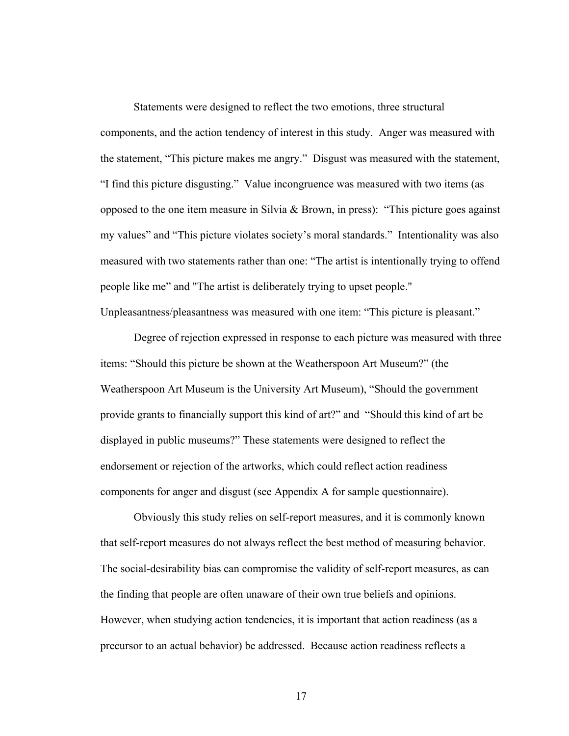Statements were designed to reflect the two emotions, three structural components, and the action tendency of interest in this study. Anger was measured with the statement, “This picture makes me angry.” Disgust was measured with the statement, “I find this picture disgusting.” Value incongruence was measured with two items (as opposed to the one item measure in Silvia & Brown, in press): “This picture goes against my values” and “This picture violates society’s moral standards.” Intentionality was also measured with two statements rather than one: “The artist is intentionally trying to offend people like me” and "The artist is deliberately trying to upset people." Unpleasantness/pleasantness was measured with one item: “This picture is pleasant.”

Degree of rejection expressed in response to each picture was measured with three items: “Should this picture be shown at the Weatherspoon Art Museum?” (the Weatherspoon Art Museum is the University Art Museum), “Should the government provide grants to financially support this kind of art?” and “Should this kind of art be displayed in public museums?” These statements were designed to reflect the endorsement or rejection of the artworks, which could reflect action readiness components for anger and disgust (see Appendix A for sample questionnaire).

Obviously this study relies on self-report measures, and it is commonly known that self-report measures do not always reflect the best method of measuring behavior. The social-desirability bias can compromise the validity of self-report measures, as can the finding that people are often unaware of their own true beliefs and opinions. However, when studying action tendencies, it is important that action readiness (as a precursor to an actual behavior) be addressed. Because action readiness reflects a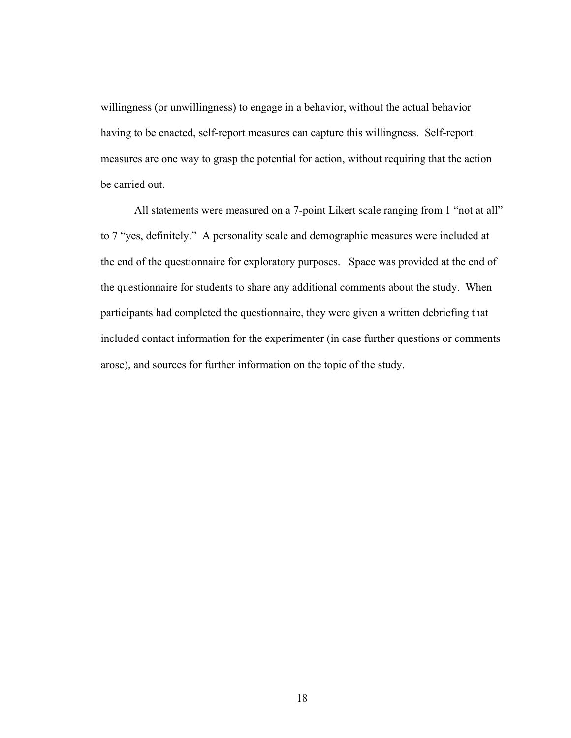willingness (or unwillingness) to engage in a behavior, without the actual behavior having to be enacted, self-report measures can capture this willingness. Self-report measures are one way to grasp the potential for action, without requiring that the action be carried out.

All statements were measured on a 7-point Likert scale ranging from 1 "not at all" to 7 "yes, definitely." A personality scale and demographic measures were included at the end of the questionnaire for exploratory purposes. Space was provided at the end of the questionnaire for students to share any additional comments about the study. When participants had completed the questionnaire, they were given a written debriefing that included contact information for the experimenter (in case further questions or comments arose), and sources for further information on the topic of the study.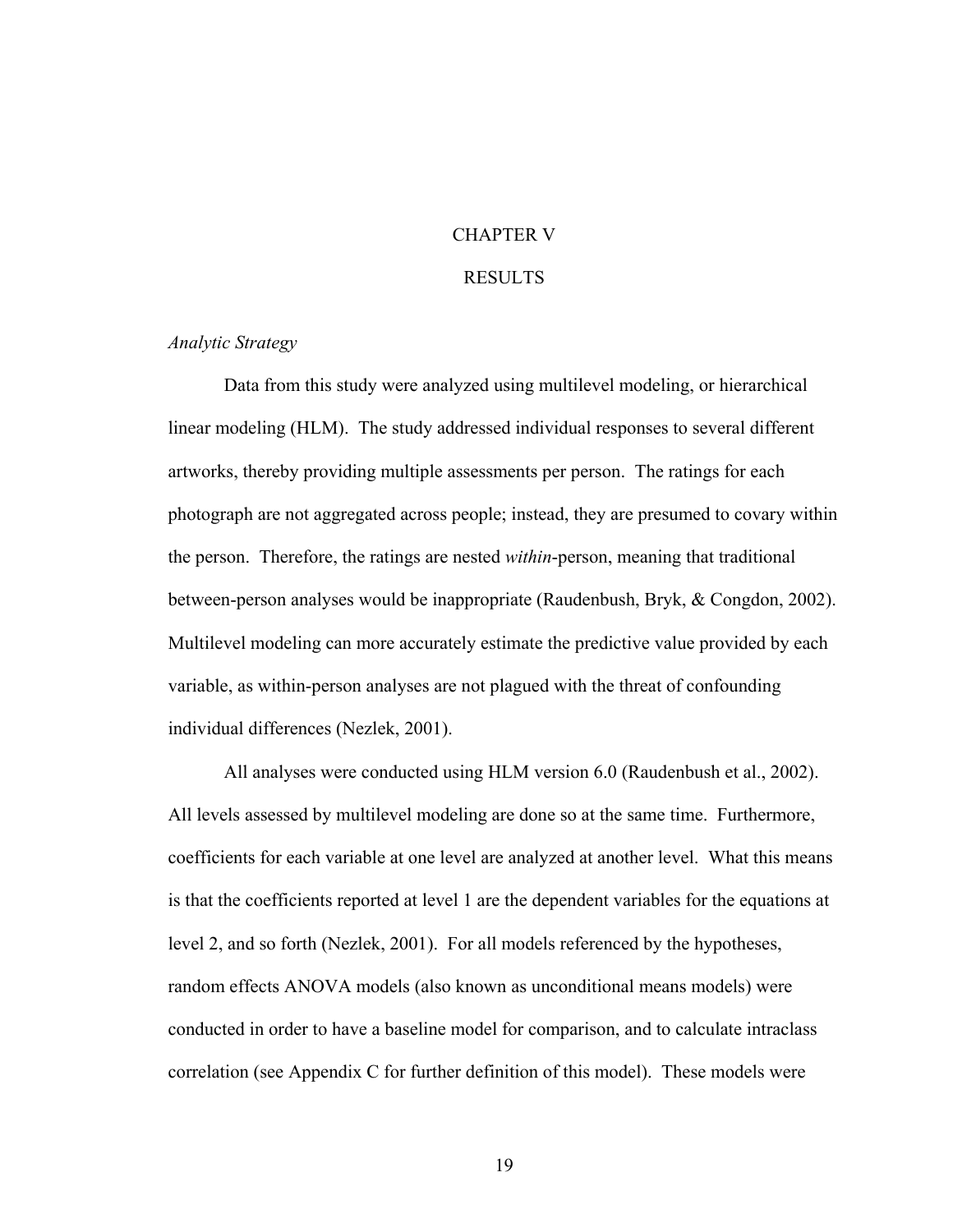# CHAPTER V

# RESULTS

*Analytic Strategy*

Data from this study were analyzed using multilevel modeling, or hierarchical linear modeling (HLM). The study addressed individual responses to several different artworks, thereby providing multiple assessments per person. The ratings for each photograph are not aggregated across people; instead, they are presumed to covary within the person. Therefore, the ratings are nested *within*-person, meaning that traditional between-person analyses would be inappropriate (Raudenbush, Bryk, & Congdon, 2002). Multilevel modeling can more accurately estimate the predictive value provided by each variable, as within-person analyses are not plagued with the threat of confounding individual differences (Nezlek, 2001).

All analyses were conducted using HLM version 6.0 (Raudenbush et al., 2002). All levels assessed by multilevel modeling are done so at the same time. Furthermore, coefficients for each variable at one level are analyzed at another level. What this means is that the coefficients reported at level 1 are the dependent variables for the equations at level 2, and so forth (Nezlek, 2001). For all models referenced by the hypotheses, random effects ANOVA models (also known as unconditional means models) were conducted in order to have a baseline model for comparison, and to calculate intraclass correlation (see Appendix C for further definition of this model). These models were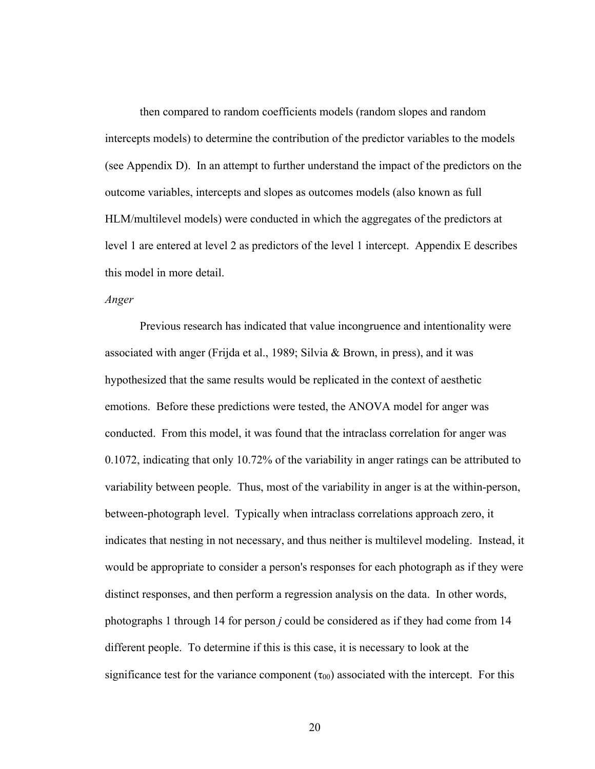then compared to random coefficients models (random slopes and random intercepts models) to determine the contribution of the predictor variables to the models (see Appendix D). In an attempt to further understand the impact of the predictors on the outcome variables, intercepts and slopes as outcomes models (also known as full HLM/multilevel models) were conducted in which the aggregates of the predictors at level 1 are entered at level 2 as predictors of the level 1 intercept. Appendix E describes this model in more detail.

*Anger*

Previous research has indicated that value incongruence and intentionality were associated with anger (Frijda et al., 1989; Silvia & Brown, in press), and it was hypothesized that the same results would be replicated in the context of aesthetic emotions. Before these predictions were tested, the ANOVA model for anger was conducted. From this model, it was found that the intraclass correlation for anger was 0.1072, indicating that only 10.72% of the variability in anger ratings can be attributed to variability between people. Thus, most of the variability in anger is at the within-person, between-photograph level. Typically when intraclass correlations approach zero, it indicates that nesting in not necessary, and thus neither is multilevel modeling. Instead, it would be appropriate to consider a person's responses for each photograph as if they were distinct responses, and then perform a regression analysis on the data. In other words, photographs 1 through 14 for person *j* could be considered as if they had come from 14 different people. To determine if this is this case, it is necessary to look at the significance test for the variance component ($\tau_{00}$) associated with the intercept. For this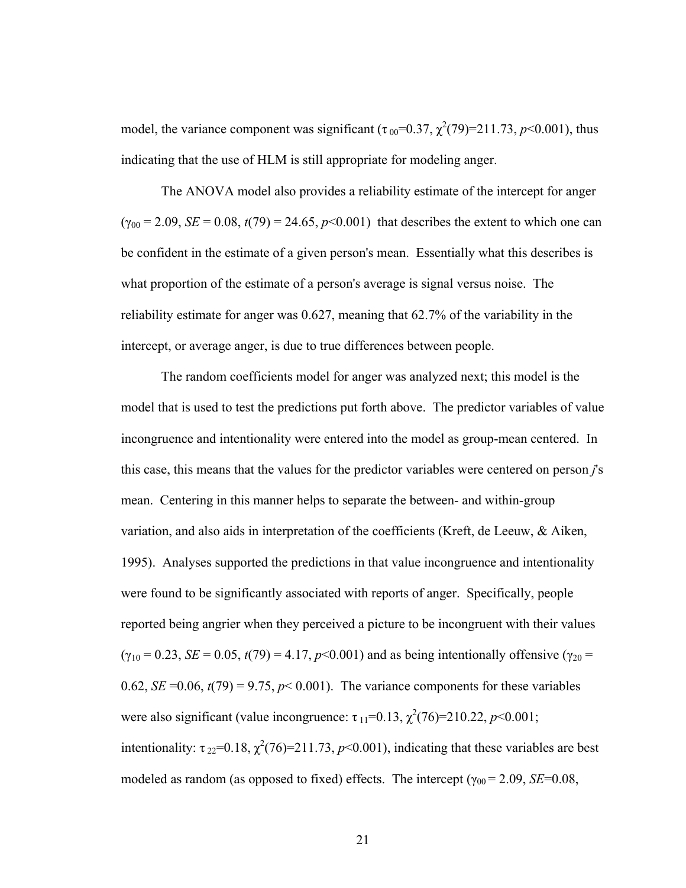model, the variance component was significant ($\tau_{00}$=0.37, $\chi^2(79)$=211.73, $p$<0.001), thus indicating that the use of HLM is still appropriate for modeling anger.

The ANOVA model also provides a reliability estimate of the intercept for anger ($\gamma_{00}$ = 2.09, *SE* = 0.08, $t(79)$ = 24.65, $p$<0.001) that describes the extent to which one can be confident in the estimate of a given person's mean. Essentially what this describes is what proportion of the estimate of a person's average is signal versus noise. The reliability estimate for anger was 0.627, meaning that 62.7% of the variability in the intercept, or average anger, is due to true differences between people.

The random coefficients model for anger was analyzed next; this model is the model that is used to test the predictions put forth above. The predictor variables of value incongruence and intentionality were entered into the model as group-mean centered. In this case, this means that the values for the predictor variables were centered on person *j*'s mean. Centering in this manner helps to separate the between- and within-group variation, and also aids in interpretation of the coefficients (Kreft, de Leeuw, & Aiken, 1995). Analyses supported the predictions in that value incongruence and intentionality were found to be significantly associated with reports of anger. Specifically, people reported being angrier when they perceived a picture to be incongruent with their values ($\gamma_{10}$ = 0.23, *SE* = 0.05, $t(79)$ = 4.17, $p$<0.001) and as being intentionally offensive ($\gamma_{20}$ = 0.62, *SE* =0.06, $t(79)$ = 9.75, $p$< 0.001). The variance components for these variables were also significant (value incongruence: $\tau_{11}$=0.13, $\chi^2(76)$=210.22, $p$<0.001; intentionality: $\tau_{22}$=0.18, $\chi^2(76)$=211.73, $p$<0.001), indicating that these variables are best modeled as random (as opposed to fixed) effects. The intercept ($\gamma_{00}$ = 2.09, *SE*=0.08,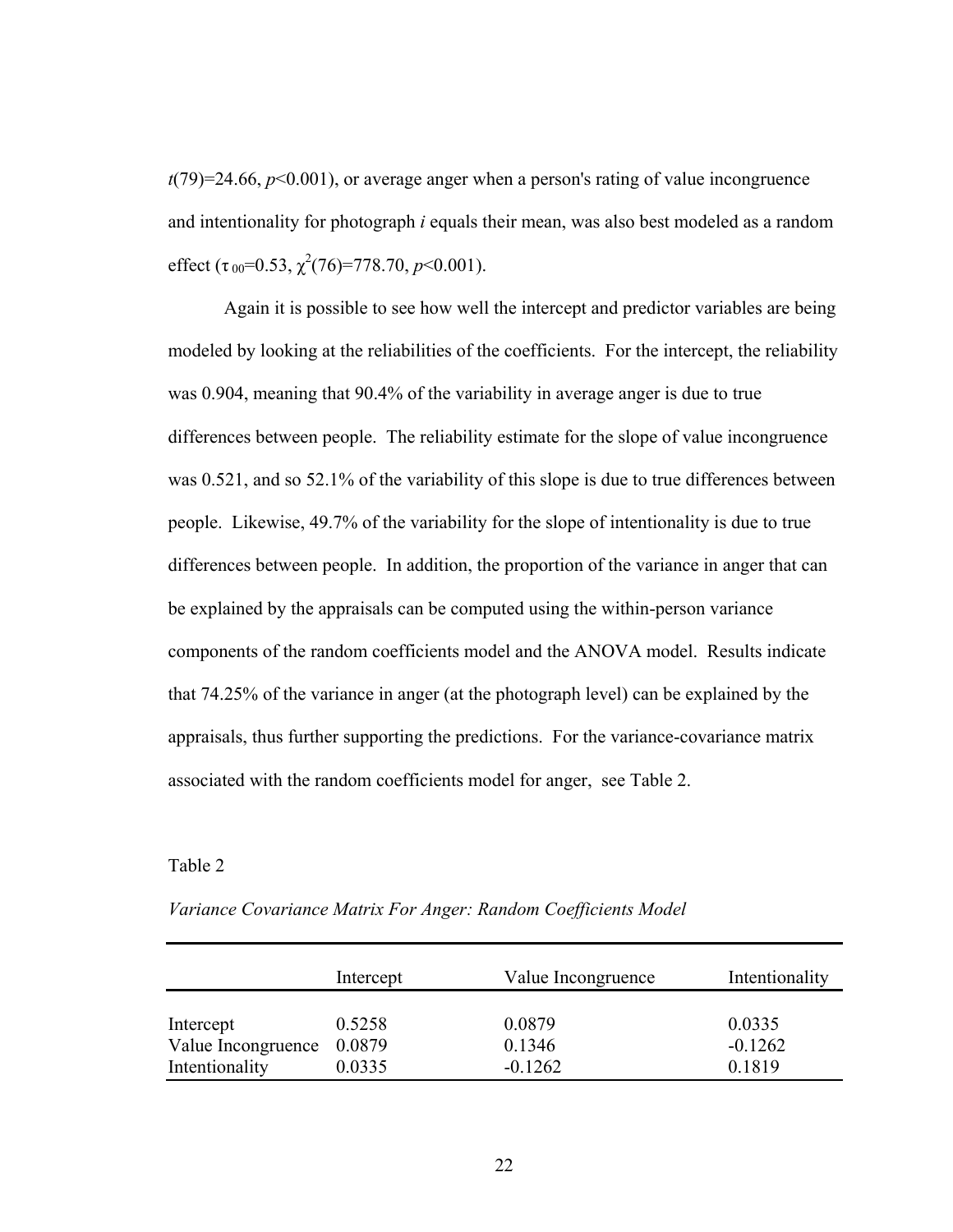$t(79)=24.66$, $p<0.001$), or average anger when a person's rating of value incongruence and intentionality for photograph *i* equals their mean, was also best modeled as a random effect ($\tau_{00}=0.53$, $\chi^2(76)=778.70$, $p<0.001$).

Again it is possible to see how well the intercept and predictor variables are being modeled by looking at the reliabilities of the coefficients. For the intercept, the reliability was 0.904, meaning that 90.4% of the variability in average anger is due to true differences between people. The reliability estimate for the slope of value incongruence was 0.521, and so 52.1% of the variability of this slope is due to true differences between people. Likewise, 49.7% of the variability for the slope of intentionality is due to true differences between people. In addition, the proportion of the variance in anger that can be explained by the appraisals can be computed using the within-person variance components of the random coefficients model and the ANOVA model. Results indicate that 74.25% of the variance in anger (at the photograph level) can be explained by the appraisals, thus further supporting the predictions. For the variance-covariance matrix associated with the random coefficients model for anger, see Table 2.

Table 2

*Variance Covariance Matrix For Anger: Random Coefficients Model*

| | Intercept | Value Incongruence | Intentionality |
|---|---|---|---|
| Intercept | 0.5258 | 0.0879 | 0.0335 |
| Value Incongruence | 0.0879 | 0.1346 | -0.1262 |
| Intentionality | 0.0335 | -0.1262 | 0.1819 |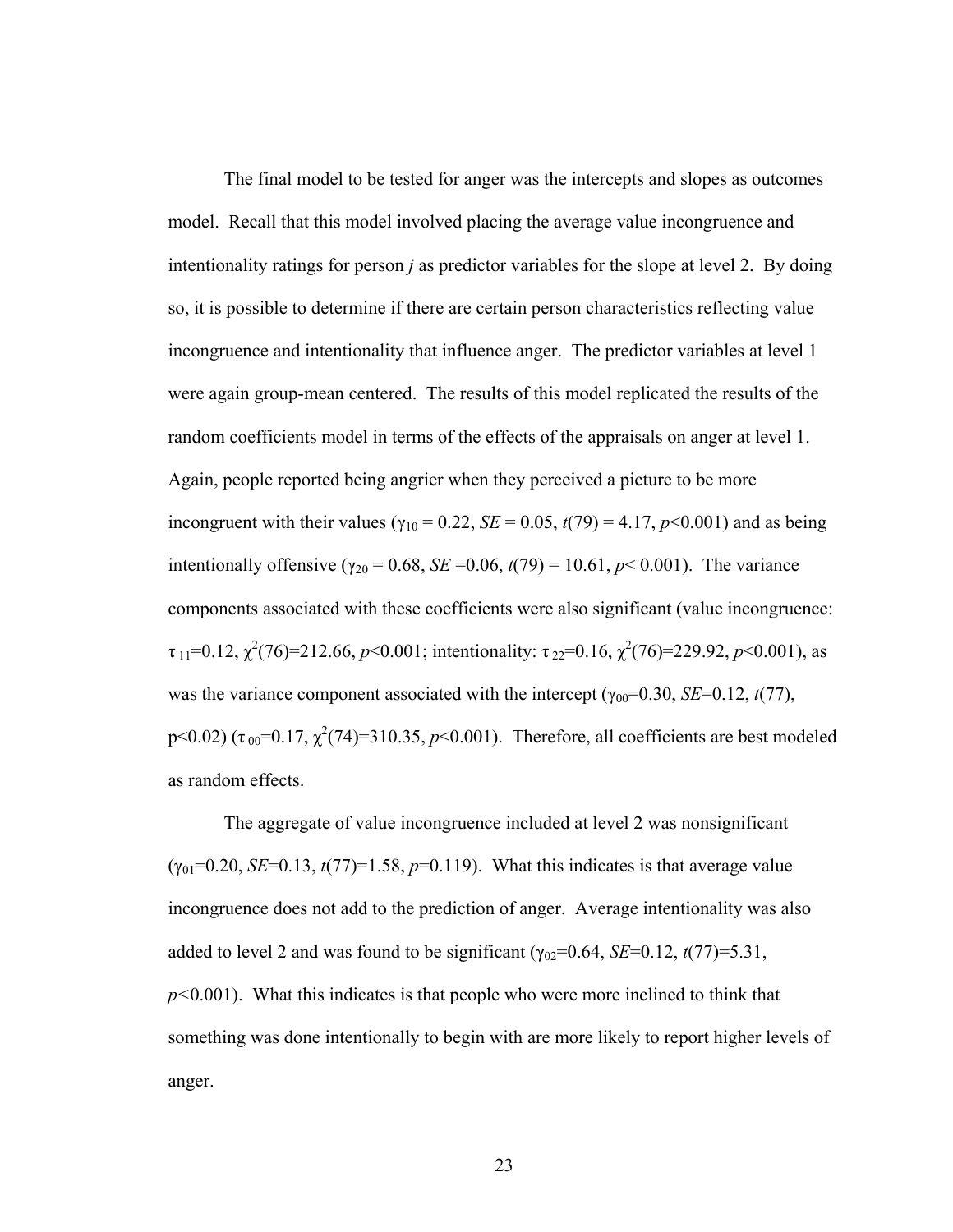The final model to be tested for anger was the intercepts and slopes as outcomes model. Recall that this model involved placing the average value incongruence and intentionality ratings for person *j* as predictor variables for the slope at level 2. By doing so, it is possible to determine if there are certain person characteristics reflecting value incongruence and intentionality that influence anger. The predictor variables at level 1 were again group-mean centered. The results of this model replicated the results of the random coefficients model in terms of the effects of the appraisals on anger at level 1. Again, people reported being angrier when they perceived a picture to be more incongruent with their values ($\gamma_{10} = 0.22$, $SE = 0.05$, $t(79) = 4.17$, $p<0.001$) and as being intentionally offensive ($\gamma_{20} = 0.68$, $SE = 0.06$, $t(79) = 10.61$, $p < 0.001$). The variance components associated with these coefficients were also significant (value incongruence: $\tau_{11}=0.12$, $\chi^2(76)=212.66$, $p<0.001$; intentionality: $\tau_{22}=0.16$, $\chi^2(76)=229.92$, $p<0.001$), as was the variance component associated with the intercept ($\gamma_{00}=0.30$, $SE=0.12$, $t(77)$, $p<0.02$) ($\tau_{00}=0.17$, $\chi^2(74)=310.35$, $p<0.001$). Therefore, all coefficients are best modeled as random effects.

The aggregate of value incongruence included at level 2 was nonsignificant ($\gamma_{01}=0.20$, $SE=0.13$, $t(77)=1.58$, $p=0.119$). What this indicates is that average value incongruence does not add to the prediction of anger. Average intentionality was also added to level 2 and was found to be significant ($\gamma_{02}=0.64$, $SE=0.12$, $t(77)=5.31$, $p<0.001$). What this indicates is that people who were more inclined to think that something was done intentionally to begin with are more likely to report higher levels of anger.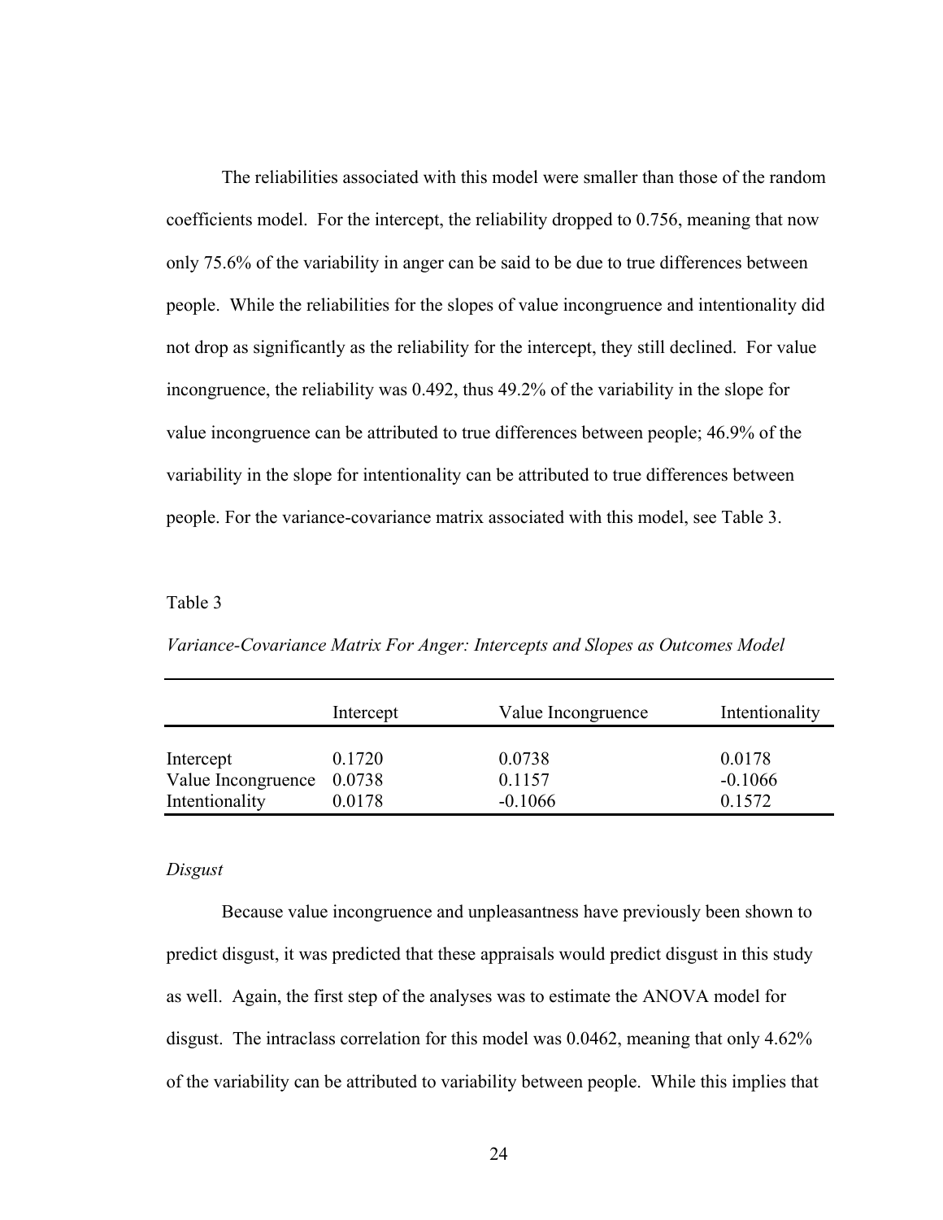The reliabilities associated with this model were smaller than those of the random coefficients model. For the intercept, the reliability dropped to 0.756, meaning that now only 75.6% of the variability in anger can be said to be due to true differences between people. While the reliabilities for the slopes of value incongruence and intentionality did not drop as significantly as the reliability for the intercept, they still declined. For value incongruence, the reliability was 0.492, thus 49.2% of the variability in the slope for value incongruence can be attributed to true differences between people; 46.9% of the variability in the slope for intentionality can be attributed to true differences between people. For the variance-covariance matrix associated with this model, see Table 3.

Table 3

*Variance-Covariance Matrix For Anger: Intercepts and Slopes as Outcomes Model*

| | Intercept | Value Incongruence | Intentionality |
|---|---|---|---|
| Intercept | 0.1720 | 0.0738 | 0.0178 |
| Value Incongruence | 0.0738 | 0.1157 | -0.1066 |
| Intentionality | 0.0178 | -0.1066 | 0.1572 |

*Disgust*

Because value incongruence and unpleasantness have previously been shown to predict disgust, it was predicted that these appraisals would predict disgust in this study as well. Again, the first step of the analyses was to estimate the ANOVA model for disgust. The intraclass correlation for this model was 0.0462, meaning that only 4.62% of the variability can be attributed to variability between people. While this implies that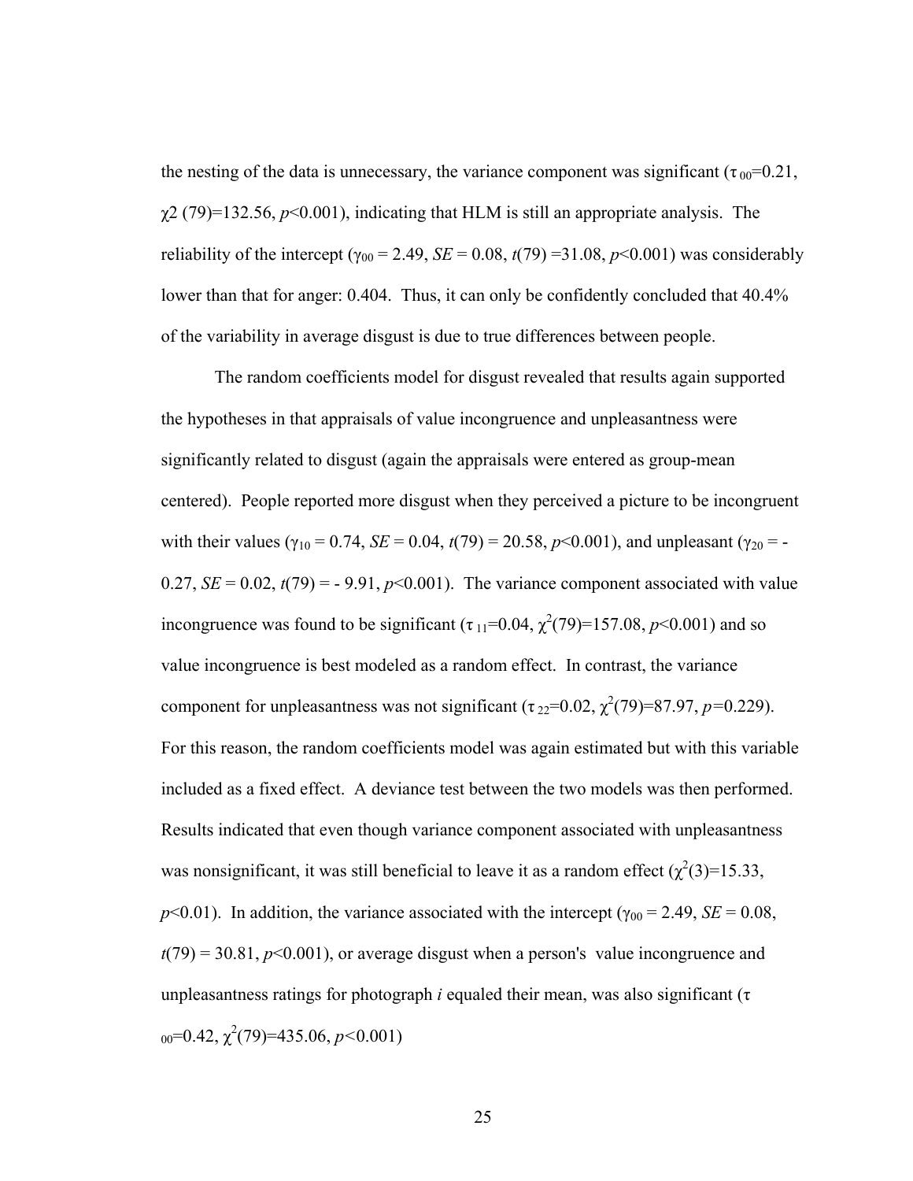the nesting of the data is unnecessary, the variance component was significant ($\tau_{00}$=0.21, $\chi 2$ (79)=132.56, *p*<0.001), indicating that HLM is still an appropriate analysis. The reliability of the intercept ($\gamma_{00}$ = 2.49, *SE* = 0.08, *t*(79) =31.08, *p*<0.001) was considerably lower than that for anger: 0.404. Thus, it can only be confidently concluded that 40.4% of the variability in average disgust is due to true differences between people.

The random coefficients model for disgust revealed that results again supported the hypotheses in that appraisals of value incongruence and unpleasantness were significantly related to disgust (again the appraisals were entered as group-mean centered). People reported more disgust when they perceived a picture to be incongruent with their values ($\gamma_{10}$ = 0.74, *SE* = 0.04, *t*(79) = 20.58, *p*<0.001), and unpleasant ($\gamma_{20}$ = -0.27, *SE* = 0.02, *t*(79) = - 9.91, *p*<0.001). The variance component associated with value incongruence was found to be significant ($\tau_{11}$=0.04, $\chi^2$(79)=157.08, *p*<0.001) and so value incongruence is best modeled as a random effect. In contrast, the variance component for unpleasantness was not significant ($\tau_{22}$=0.02, $\chi^2$(79)=87.97, *p*=0.229). For this reason, the random coefficients model was again estimated but with this variable included as a fixed effect. A deviance test between the two models was then performed. Results indicated that even though variance component associated with unpleasantness was nonsignificant, it was still beneficial to leave it as a random effect ($\chi^2$(3)=15.33, *p*<0.01). In addition, the variance associated with the intercept ($\gamma_{00}$ = 2.49, *SE* = 0.08, *t*(79) = 30.81, *p*<0.001), or average disgust when a person's value incongruence and unpleasantness ratings for photograph *i* equaled their mean, was also significant ($\tau_{00}$=0.42, $\chi^2$(79)=435.06, *p*<0.001)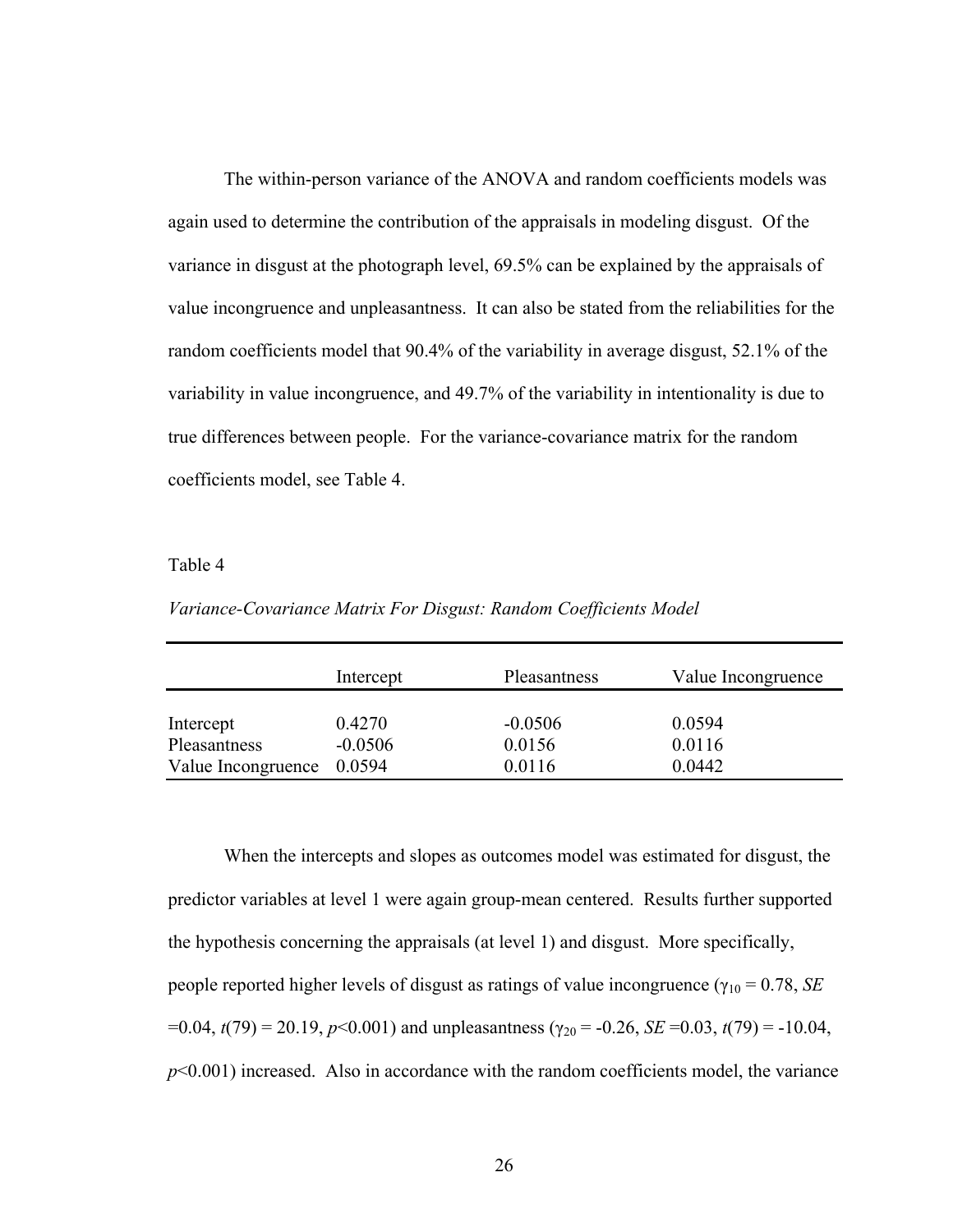The within-person variance of the ANOVA and random coefficients models was again used to determine the contribution of the appraisals in modeling disgust. Of the variance in disgust at the photograph level, 69.5% can be explained by the appraisals of value incongruence and unpleasantness. It can also be stated from the reliabilities for the random coefficients model that 90.4% of the variability in average disgust, 52.1% of the variability in value incongruence, and 49.7% of the variability in intentionality is due to true differences between people. For the variance-covariance matrix for the random coefficients model, see Table 4.

Table 4

*Variance-Covariance Matrix For Disgust: Random Coefficients Model*

| | Intercept | Pleasantness | Value Incongruence |
|---|---|---|---|
| Intercept | 0.4270 | -0.0506 | 0.0594 |
| Pleasantness | -0.0506 | 0.0156 | 0.0116 |
| Value Incongruence | 0.0594 | 0.0116 | 0.0442 |

When the intercepts and slopes as outcomes model was estimated for disgust, the predictor variables at level 1 were again group-mean centered. Results further supported the hypothesis concerning the appraisals (at level 1) and disgust. More specifically, people reported higher levels of disgust as ratings of value incongruence ($\gamma_{10}$ = 0.78, *SE* =0.04, $t(79)$ = 20.19, $p$<0.001) and unpleasantness ($\gamma_{20}$ = -0.26, *SE* =0.03, $t(79)$ = -10.04, $p$<0.001) increased. Also in accordance with the random coefficients model, the variance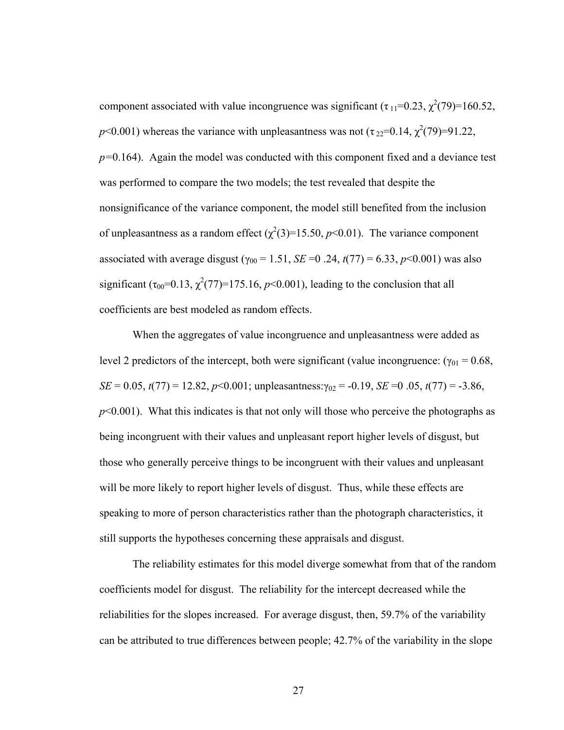component associated with value incongruence was significant ($\tau_{11}$=0.23, $\chi^2(79)$=160.52, $p$<0.001) whereas the variance with unpleasantness was not ($\tau_{22}$=0.14, $\chi^2(79)$=91.22, $p$=0.164). Again the model was conducted with this component fixed and a deviance test was performed to compare the two models; the test revealed that despite the nonsignificance of the variance component, the model still benefited from the inclusion of unpleasantness as a random effect ($\chi^2(3)$=15.50, $p$<0.01). The variance component associated with average disgust ($\gamma_{00}$ = 1.51, $SE$ =0 .24, $t(77)$ = 6.33, $p$<0.001) was also significant ($\tau_{00}$=0.13, $\chi^2(77)$=175.16, $p$<0.001), leading to the conclusion that all coefficients are best modeled as random effects.

When the aggregates of value incongruence and unpleasantness were added as level 2 predictors of the intercept, both were significant (value incongruence: ($\gamma_{01}$ = 0.68, $SE$ = 0.05, $t(77)$ = 12.82, $p$<0.001; unpleasantness:$\gamma_{02}$ = -0.19, $SE$ =0 .05, $t(77)$ = -3.86, $p$<0.001). What this indicates is that not only will those who perceive the photographs as being incongruent with their values and unpleasant report higher levels of disgust, but those who generally perceive things to be incongruent with their values and unpleasant will be more likely to report higher levels of disgust. Thus, while these effects are speaking to more of person characteristics rather than the photograph characteristics, it still supports the hypotheses concerning these appraisals and disgust.

The reliability estimates for this model diverge somewhat from that of the random coefficients model for disgust. The reliability for the intercept decreased while the reliabilities for the slopes increased. For average disgust, then, 59.7% of the variability can be attributed to true differences between people; 42.7% of the variability in the slope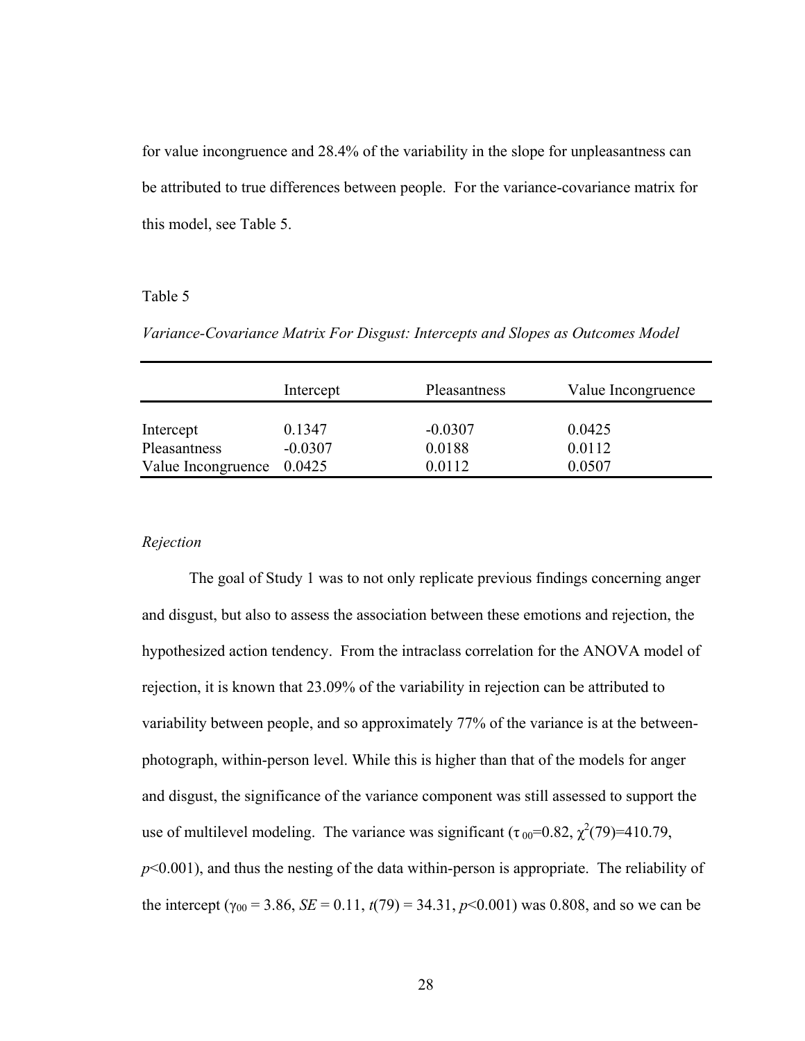for value incongruence and 28.4% of the variability in the slope for unpleasantness can be attributed to true differences between people. For the variance-covariance matrix for this model, see Table 5.

Table 5

*Variance-Covariance Matrix For Disgust: Intercepts and Slopes as Outcomes Model*

| | Intercept | Pleasantness | Value Incongruence |
|---|---|---|---|
| Intercept | 0.1347 | -0.0307 | 0.0425 |
| Pleasantness | -0.0307 | 0.0188 | 0.0112 |
| Value Incongruence | 0.0425 | 0.0112 | 0.0507 |

*Rejection*

The goal of Study 1 was to not only replicate previous findings concerning anger and disgust, but also to assess the association between these emotions and rejection, the hypothesized action tendency. From the intraclass correlation for the ANOVA model of rejection, it is known that 23.09% of the variability in rejection can be attributed to variability between people, and so approximately 77% of the variance is at the between-photograph, within-person level. While this is higher than that of the models for anger and disgust, the significance of the variance component was still assessed to support the use of multilevel modeling. The variance was significant ($\tau_{00}$=0.82, $\chi^2(79)$=410.79, $p$<0.001), and thus the nesting of the data within-person is appropriate. The reliability of the intercept ($\gamma_{00}$ = 3.86, $SE$ = 0.11, $t(79)$ = 34.31, $p$<0.001) was 0.808, and so we can be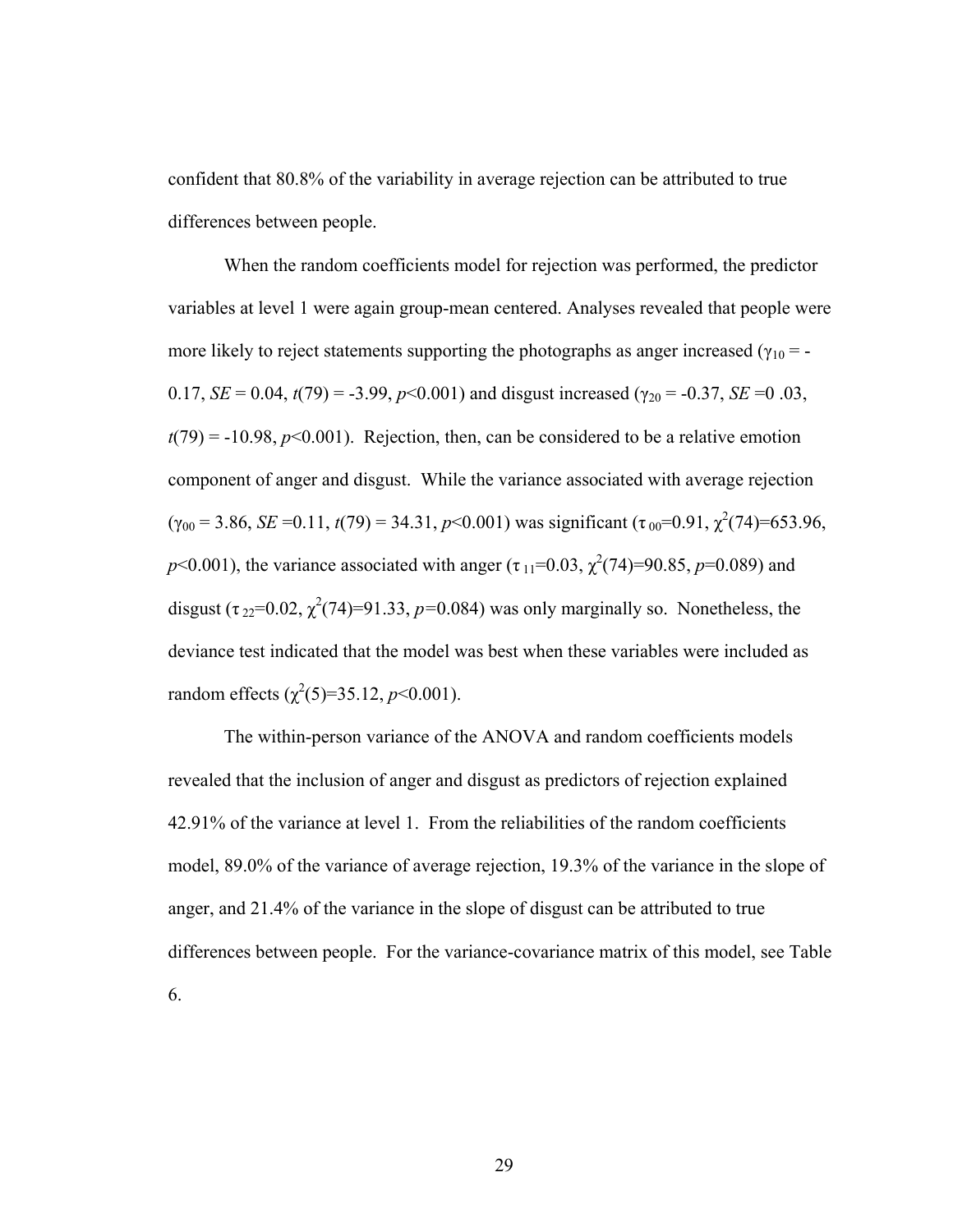confident that 80.8% of the variability in average rejection can be attributed to true differences between people.

When the random coefficients model for rejection was performed, the predictor variables at level 1 were again group-mean centered. Analyses revealed that people were more likely to reject statements supporting the photographs as anger increased ($\gamma_{10}$ = -0.17, *SE* = 0.04, $t(79)$ = -3.99, $p<0.001$) and disgust increased ($\gamma_{20}$ = -0.37, *SE* =0 .03, $t(79)$ = -10.98, $p<0.001$). Rejection, then, can be considered to be a relative emotion component of anger and disgust. While the variance associated with average rejection ($\gamma_{00}$ = 3.86, *SE* =0.11, $t(79)$ = 34.31, $p<0.001$) was significant ($\tau_{00}$=0.91, $\chi^2(74)$=653.96, $p<0.001$), the variance associated with anger ($\tau_{11}$=0.03, $\chi^2(74)$=90.85, $p$=0.089) and disgust ($\tau_{22}$=0.02, $\chi^2(74)$=91.33, $p$=0.084) was only marginally so. Nonetheless, the deviance test indicated that the model was best when these variables were included as random effects ($\chi^2(5)$=35.12, $p<0.001$).

The within-person variance of the ANOVA and random coefficients models revealed that the inclusion of anger and disgust as predictors of rejection explained 42.91% of the variance at level 1. From the reliabilities of the random coefficients model, 89.0% of the variance of average rejection, 19.3% of the variance in the slope of anger, and 21.4% of the variance in the slope of disgust can be attributed to true differences between people. For the variance-covariance matrix of this model, see Table 6.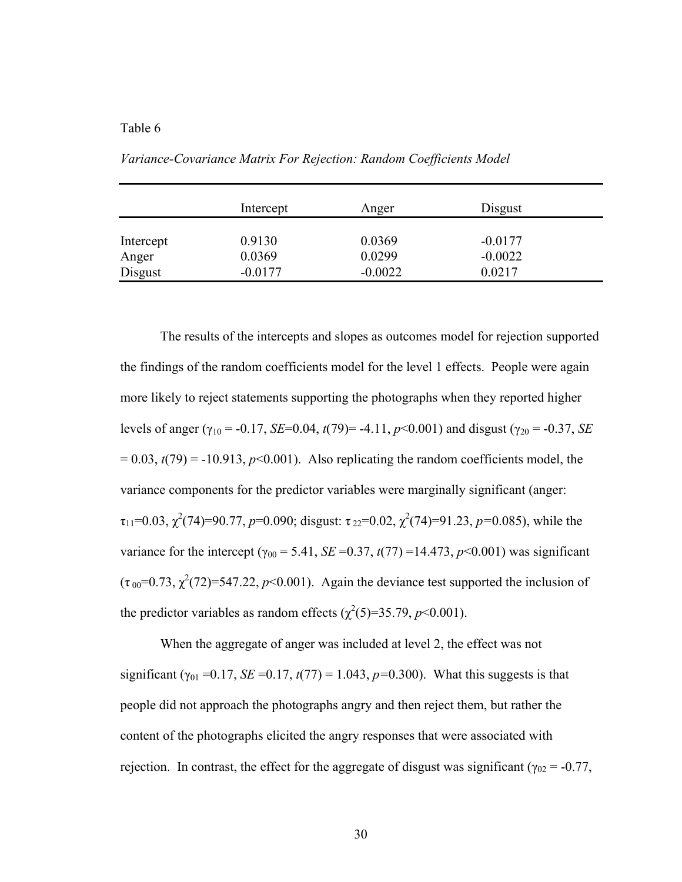Table 6

*Variance-Covariance Matrix For Rejection: Random Coefficients Model*

| | Intercept | Anger | Disgust |
|---|---|---|---|
| Intercept | 0.9130 | 0.0369 | -0.0177 |
| Anger | 0.0369 | 0.0299 | -0.0022 |
| Disgust | -0.0177 | -0.0022 | 0.0217 |

The results of the intercepts and slopes as outcomes model for rejection supported the findings of the random coefficients model for the level 1 effects. People were again more likely to reject statements supporting the photographs when they reported higher levels of anger ($\gamma_{10}$ = -0.17, *SE*=0.04, $t(79)$= -4.11, $p$<0.001) and disgust ($\gamma_{20}$ = -0.37, *SE* = 0.03, $t(79)$ = -10.913, $p$<0.001). Also replicating the random coefficients model, the variance components for the predictor variables were marginally significant (anger: $\tau_{11}$=0.03, $\chi^2(74)$=90.77, $p$=0.090; disgust: $\tau_{22}$=0.02, $\chi^2(74)$=91.23, $p$=0.085), while the variance for the intercept ($\gamma_{00}$ = 5.41, *SE* =0.37, $t(77)$ =14.473, $p$<0.001) was significant ($\tau_{00}$=0.73, $\chi^2(72)$=547.22, $p$<0.001). Again the deviance test supported the inclusion of the predictor variables as random effects ($\chi^2(5)$=35.79, $p$<0.001).

When the aggregate of anger was included at level 2, the effect was not significant ($\gamma_{01}$ =0.17, *SE* =0.17, $t(77)$ = 1.043, $p$=0.300). What this suggests is that people did not approach the photographs angry and then reject them, but rather the content of the photographs elicited the angry responses that were associated with rejection. In contrast, the effect for the aggregate of disgust was significant ($\gamma_{02}$ = -0.77,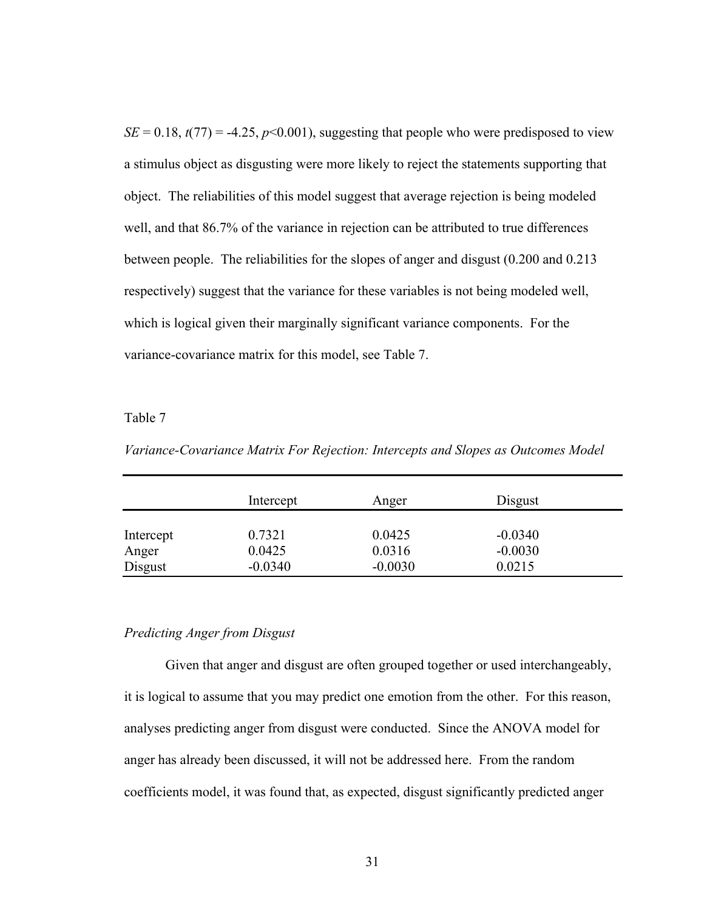$SE = 0.18$, $t(77) = -4.25$, $p<0.001$), suggesting that people who were predisposed to view a stimulus object as disgusting were more likely to reject the statements supporting that object. The reliabilities of this model suggest that average rejection is being modeled well, and that 86.7% of the variance in rejection can be attributed to true differences between people. The reliabilities for the slopes of anger and disgust (0.200 and 0.213 respectively) suggest that the variance for these variables is not being modeled well, which is logical given their marginally significant variance components. For the variance-covariance matrix for this model, see Table 7.

Table 7

*Variance-Covariance Matrix For Rejection: Intercepts and Slopes as Outcomes Model*

| | Intercept | Anger | Disgust |
|---|---|---|---|
| Intercept | 0.7321 | 0.0425 | -0.0340 |
| Anger | 0.0425 | 0.0316 | -0.0030 |
| Disgust | -0.0340 | -0.0030 | 0.0215 |

*Predicting Anger from Disgust*

Given that anger and disgust are often grouped together or used interchangeably, it is logical to assume that you may predict one emotion from the other. For this reason, analyses predicting anger from disgust were conducted. Since the ANOVA model for anger has already been discussed, it will not be addressed here. From the random coefficients model, it was found that, as expected, disgust significantly predicted anger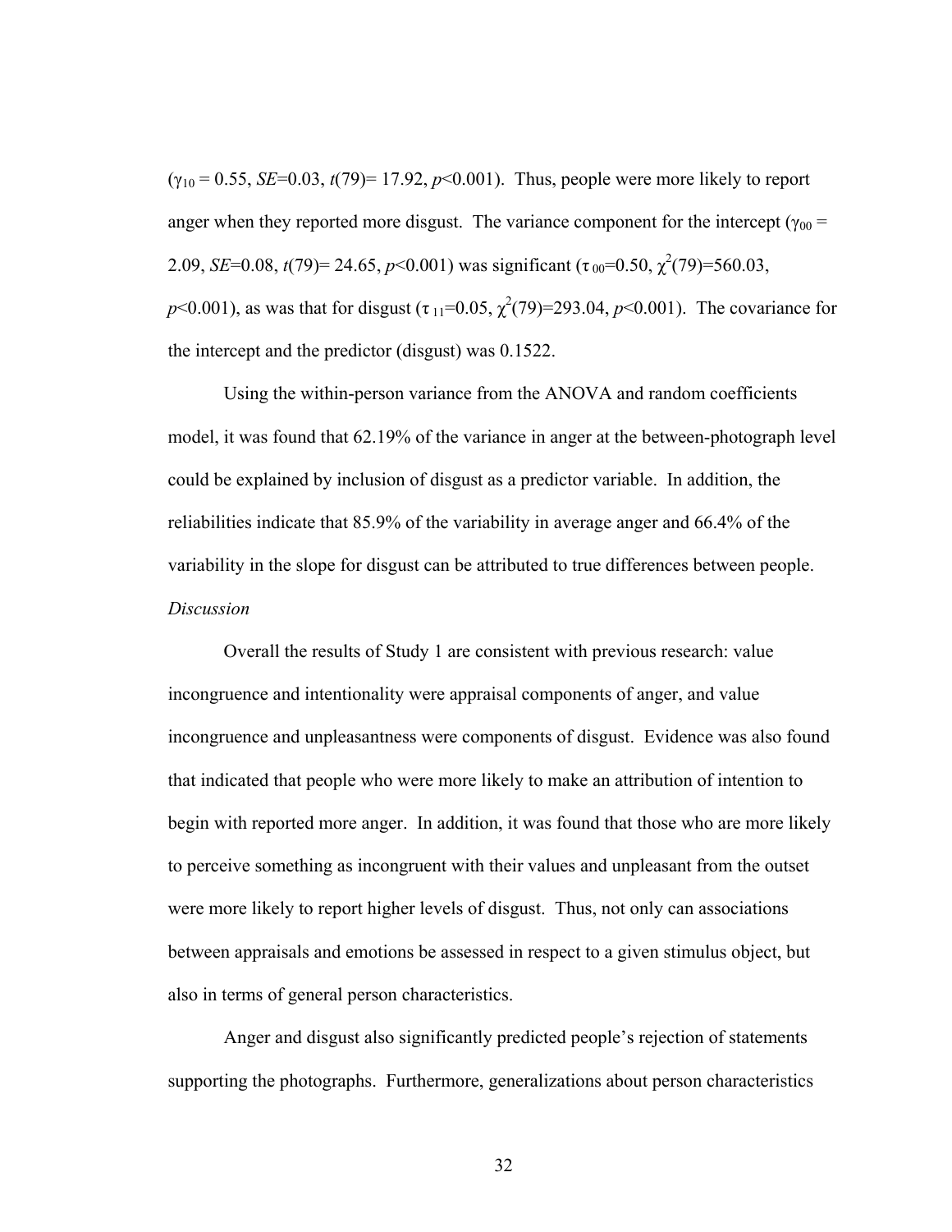($\gamma_{10} = 0.55$, *SE*=0.03, $t(79) = 17.92$, $p<0.001$). Thus, people were more likely to report anger when they reported more disgust. The variance component for the intercept ($\gamma_{00} = 2.09$, *SE*=0.08, $t(79) = 24.65$, $p<0.001$) was significant ($\tau_{00}=0.50$, $\chi^2(79)=560.03$, $p<0.001$), as was that for disgust ($\tau_{11}=0.05$, $\chi^2(79)=293.04$, $p<0.001$). The covariance for the intercept and the predictor (disgust) was 0.1522.

Using the within-person variance from the ANOVA and random coefficients model, it was found that 62.19% of the variance in anger at the between-photograph level could be explained by inclusion of disgust as a predictor variable. In addition, the reliabilities indicate that 85.9% of the variability in average anger and 66.4% of the variability in the slope for disgust can be attributed to true differences between people.

*Discussion*

Overall the results of Study 1 are consistent with previous research: value incongruence and intentionality were appraisal components of anger, and value incongruence and unpleasantness were components of disgust. Evidence was also found that indicated that people who were more likely to make an attribution of intention to begin with reported more anger. In addition, it was found that those who are more likely to perceive something as incongruent with their values and unpleasant from the outset were more likely to report higher levels of disgust. Thus, not only can associations between appraisals and emotions be assessed in respect to a given stimulus object, but also in terms of general person characteristics.

Anger and disgust also significantly predicted people's rejection of statements supporting the photographs. Furthermore, generalizations about person characteristics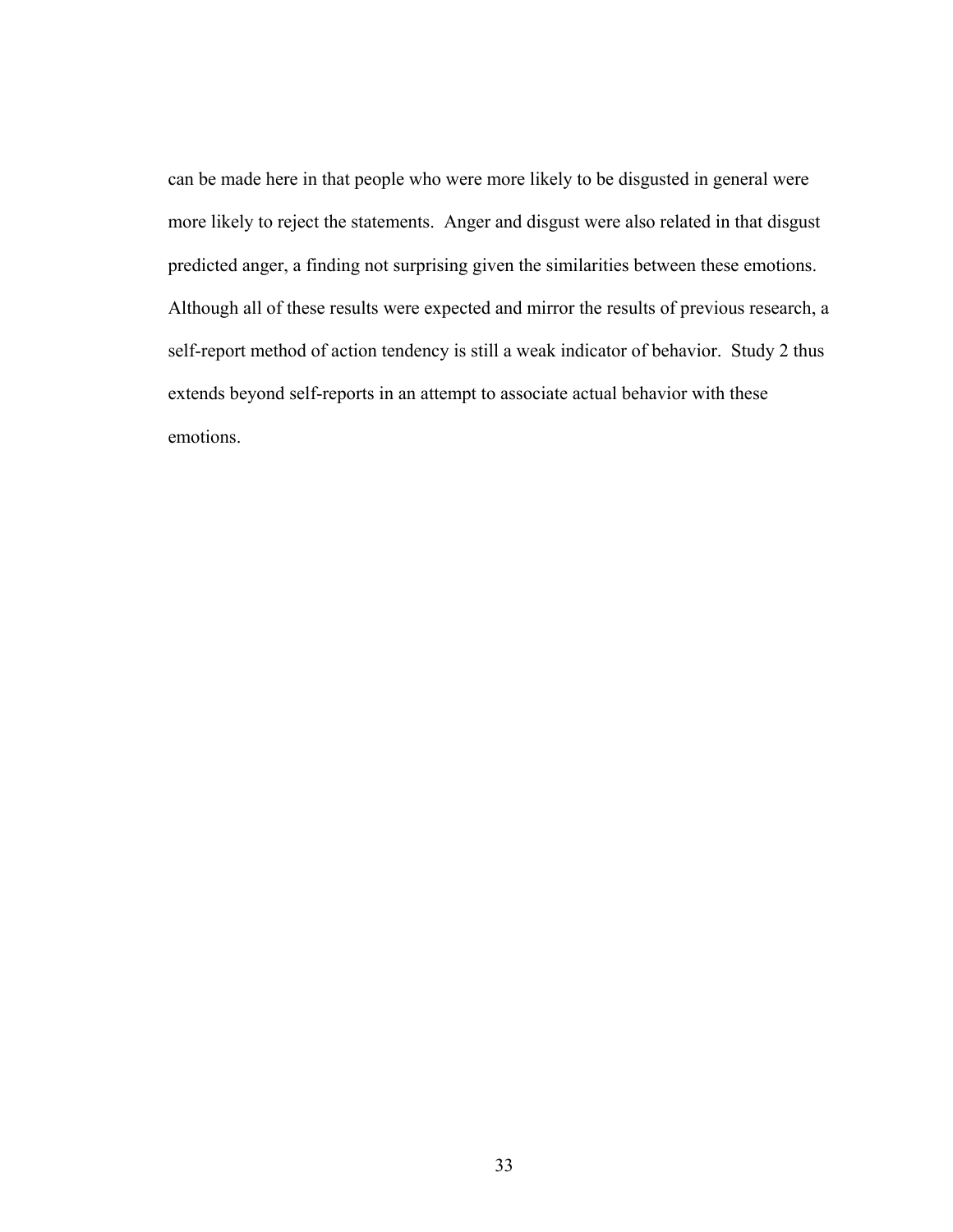can be made here in that people who were more likely to be disgusted in general were more likely to reject the statements.  Anger and disgust were also related in that disgust predicted anger, a finding not surprising given the similarities between these emotions. Although all of these results were expected and mirror the results of previous research, a self-report method of action tendency is still a weak indicator of behavior.  Study 2 thus extends beyond self-reports in an attempt to associate actual behavior with these emotions.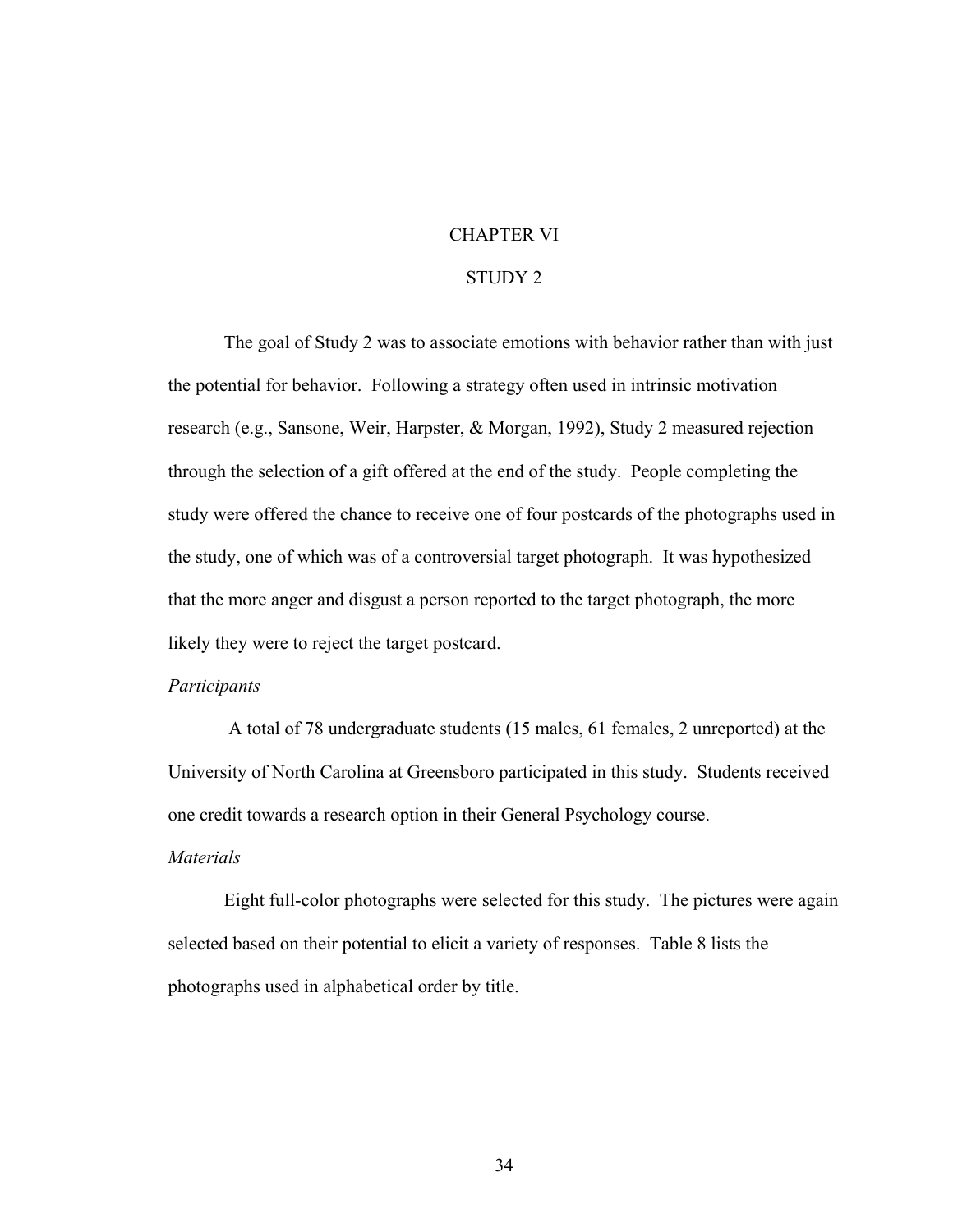# CHAPTER VI

## STUDY 2

The goal of Study 2 was to associate emotions with behavior rather than with just the potential for behavior. Following a strategy often used in intrinsic motivation research (e.g., Sansone, Weir, Harpster, & Morgan, 1992), Study 2 measured rejection through the selection of a gift offered at the end of the study. People completing the study were offered the chance to receive one of four postcards of the photographs used in the study, one of which was of a controversial target photograph. It was hypothesized that the more anger and disgust a person reported to the target photograph, the more likely they were to reject the target postcard.

*Participants*

A total of 78 undergraduate students (15 males, 61 females, 2 unreported) at the University of North Carolina at Greensboro participated in this study. Students received one credit towards a research option in their General Psychology course.

*Materials*

Eight full-color photographs were selected for this study. The pictures were again selected based on their potential to elicit a variety of responses. Table 8 lists the photographs used in alphabetical order by title.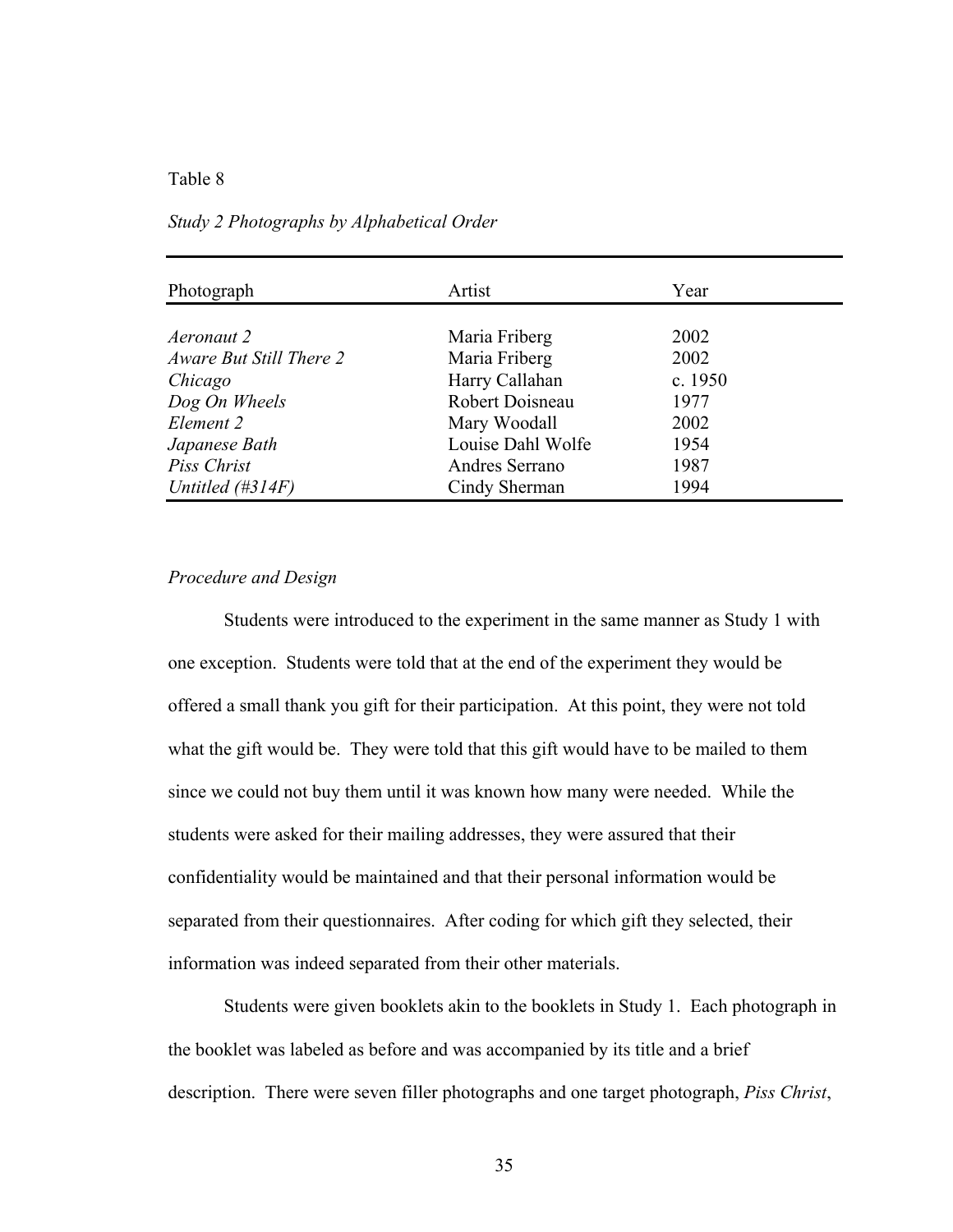Table 8

*Study 2 Photographs by Alphabetical Order*

| Photograph | Artist | Year |
|---|---|---|
| *Aeronaut 2* | Maria Friberg | 2002 |
| *Aware But Still There 2* | Maria Friberg | 2002 |
| *Chicago* | Harry Callahan | c. 1950 |
| *Dog On Wheels* | Robert Doisneau | 1977 |
| *Element 2* | Mary Woodall | 2002 |
| *Japanese Bath* | Louise Dahl Wolfe | 1954 |
| *Piss Christ* | Andres Serrano | 1987 |
| *Untitled (#314F)* | Cindy Sherman | 1994 |

*Procedure and Design*

Students were introduced to the experiment in the same manner as Study 1 with one exception. Students were told that at the end of the experiment they would be offered a small thank you gift for their participation. At this point, they were not told what the gift would be. They were told that this gift would have to be mailed to them since we could not buy them until it was known how many were needed. While the students were asked for their mailing addresses, they were assured that their confidentiality would be maintained and that their personal information would be separated from their questionnaires. After coding for which gift they selected, their information was indeed separated from their other materials.

Students were given booklets akin to the booklets in Study 1. Each photograph in the booklet was labeled as before and was accompanied by its title and a brief description. There were seven filler photographs and one target photograph, *Piss Christ*,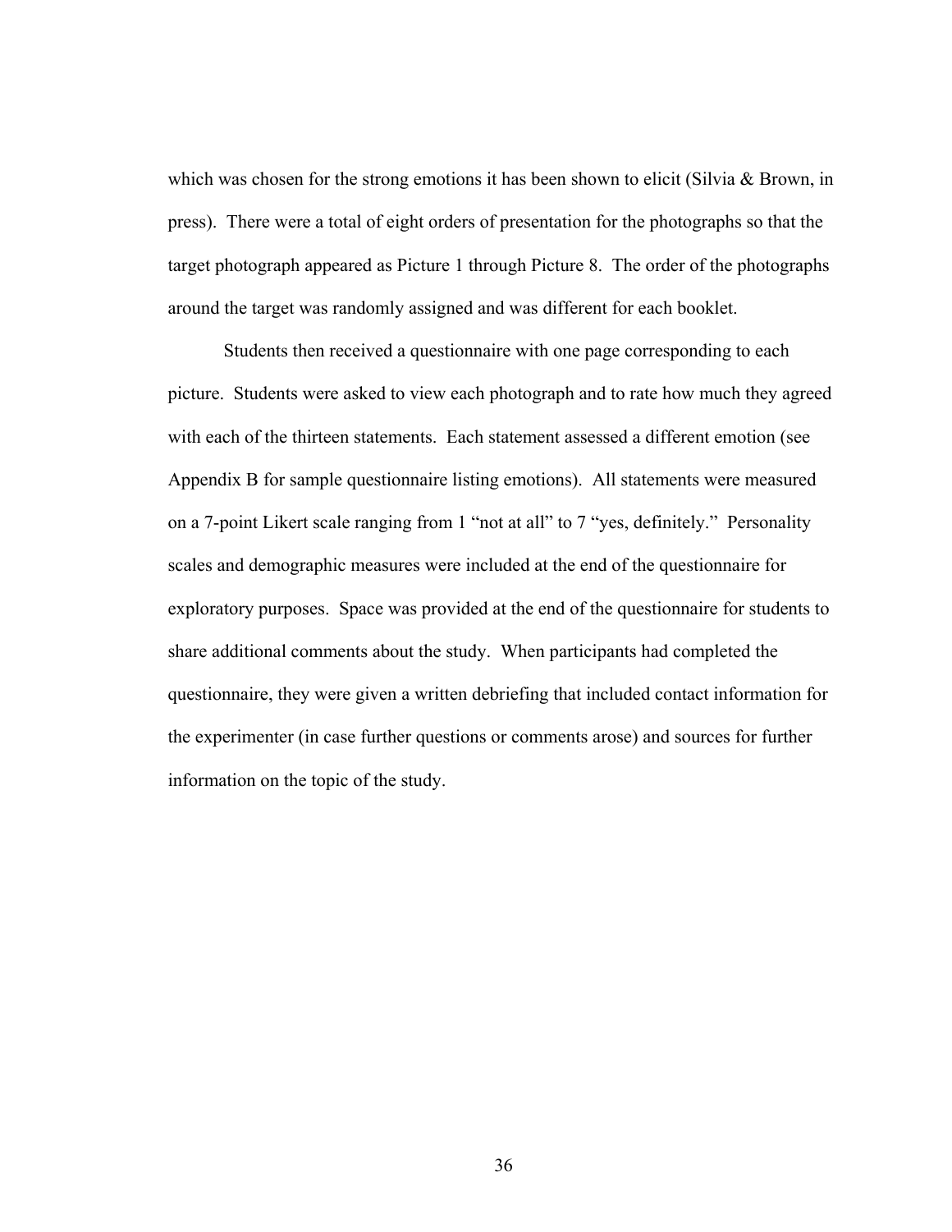which was chosen for the strong emotions it has been shown to elicit (Silvia & Brown, in press). There were a total of eight orders of presentation for the photographs so that the target photograph appeared as Picture 1 through Picture 8. The order of the photographs around the target was randomly assigned and was different for each booklet.

Students then received a questionnaire with one page corresponding to each picture. Students were asked to view each photograph and to rate how much they agreed with each of the thirteen statements. Each statement assessed a different emotion (see Appendix B for sample questionnaire listing emotions). All statements were measured on a 7-point Likert scale ranging from 1 "not at all" to 7 "yes, definitely." Personality scales and demographic measures were included at the end of the questionnaire for exploratory purposes. Space was provided at the end of the questionnaire for students to share additional comments about the study. When participants had completed the questionnaire, they were given a written debriefing that included contact information for the experimenter (in case further questions or comments arose) and sources for further information on the topic of the study.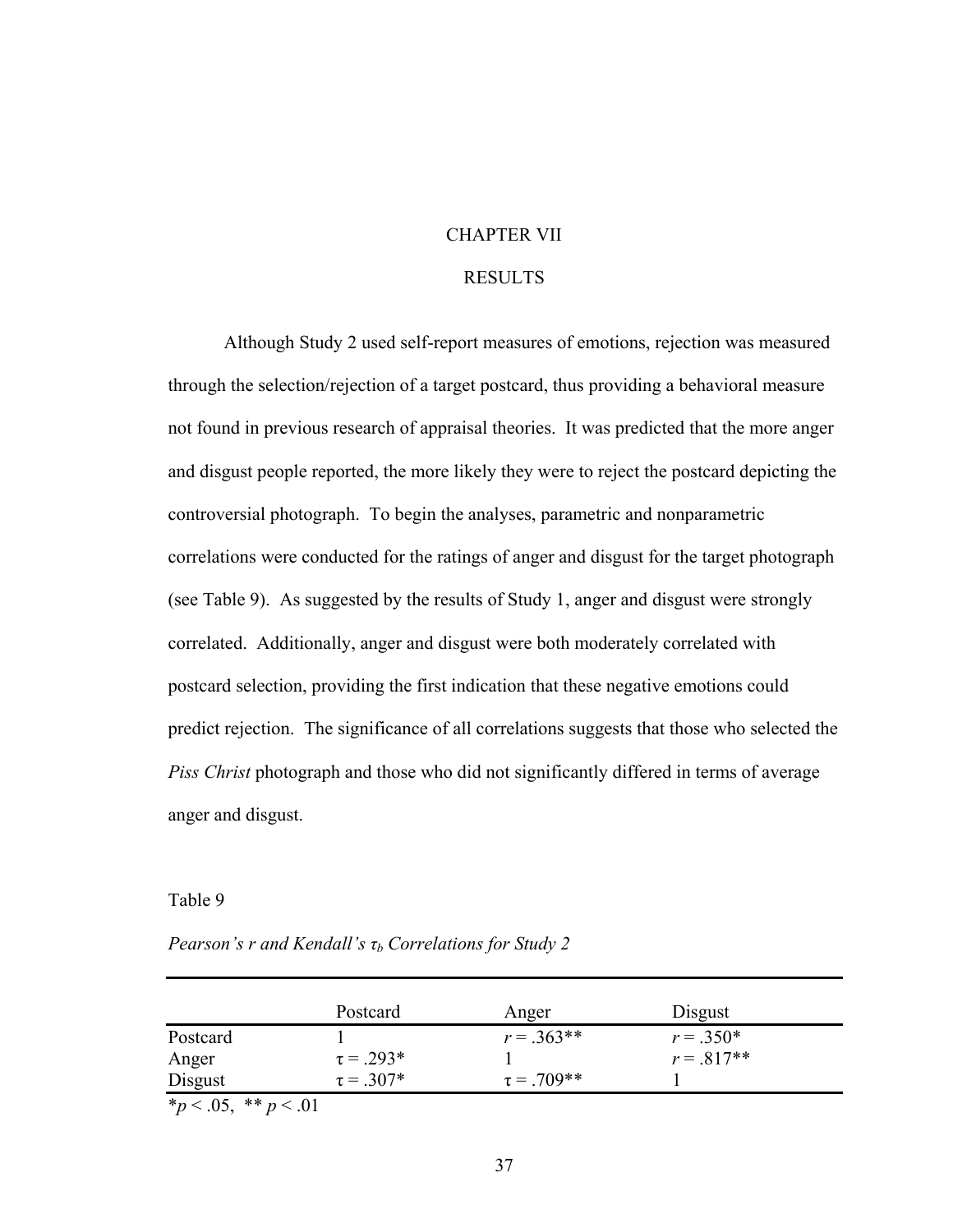# CHAPTER VII

## RESULTS

Although Study 2 used self-report measures of emotions, rejection was measured through the selection/rejection of a target postcard, thus providing a behavioral measure not found in previous research of appraisal theories. It was predicted that the more anger and disgust people reported, the more likely they were to reject the postcard depicting the controversial photograph. To begin the analyses, parametric and nonparametric correlations were conducted for the ratings of anger and disgust for the target photograph (see Table 9). As suggested by the results of Study 1, anger and disgust were strongly correlated. Additionally, anger and disgust were both moderately correlated with postcard selection, providing the first indication that these negative emotions could predict rejection. The significance of all correlations suggests that those who selected the *Piss Christ* photograph and those who did not significantly differed in terms of average anger and disgust.

Table 9

*Pearson's r and Kendall's $\tau_b$ Correlations for Study 2*

| | Postcard | Anger | Disgust |
|---|---|---|---|
| Postcard | 1 | $r = .363$** | $r = .350$* |
| Anger | $\tau = .293$* | 1 | $r = .817$** |
| Disgust | $\tau = .307$* | $\tau = .709$** | 1 |

*$p < .05$, ** $p < .01$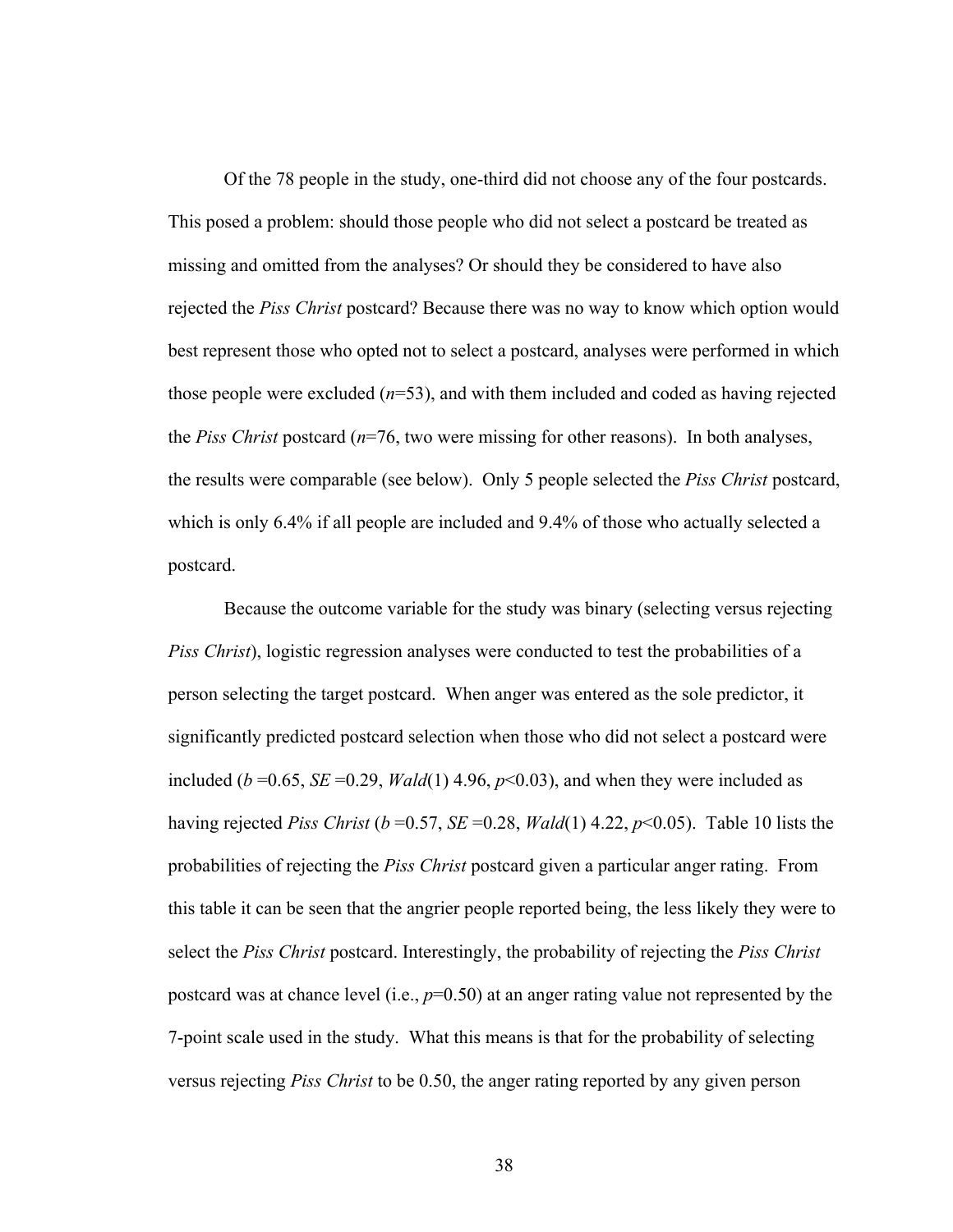Of the 78 people in the study, one-third did not choose any of the four postcards. This posed a problem: should those people who did not select a postcard be treated as missing and omitted from the analyses? Or should they be considered to have also rejected the *Piss Christ* postcard? Because there was no way to know which option would best represent those who opted not to select a postcard, analyses were performed in which those people were excluded ($n$=53), and with them included and coded as having rejected the *Piss Christ* postcard ($n$=76, two were missing for other reasons). In both analyses, the results were comparable (see below). Only 5 people selected the *Piss Christ* postcard, which is only 6.4% if all people are included and 9.4% of those who actually selected a postcard.

Because the outcome variable for the study was binary (selecting versus rejecting *Piss Christ*), logistic regression analyses were conducted to test the probabilities of a person selecting the target postcard. When anger was entered as the sole predictor, it significantly predicted postcard selection when those who did not select a postcard were included ($b$ =0.65, $SE$ =0.29, $Wald(1)$ 4.96, $p$<0.03), and when they were included as having rejected *Piss Christ* ($b$ =0.57, $SE$ =0.28, $Wald(1)$ 4.22, $p$<0.05). Table 10 lists the probabilities of rejecting the *Piss Christ* postcard given a particular anger rating. From this table it can be seen that the angrier people reported being, the less likely they were to select the *Piss Christ* postcard. Interestingly, the probability of rejecting the *Piss Christ* postcard was at chance level (i.e., $p$=0.50) at an anger rating value not represented by the 7-point scale used in the study. What this means is that for the probability of selecting versus rejecting *Piss Christ* to be 0.50, the anger rating reported by any given person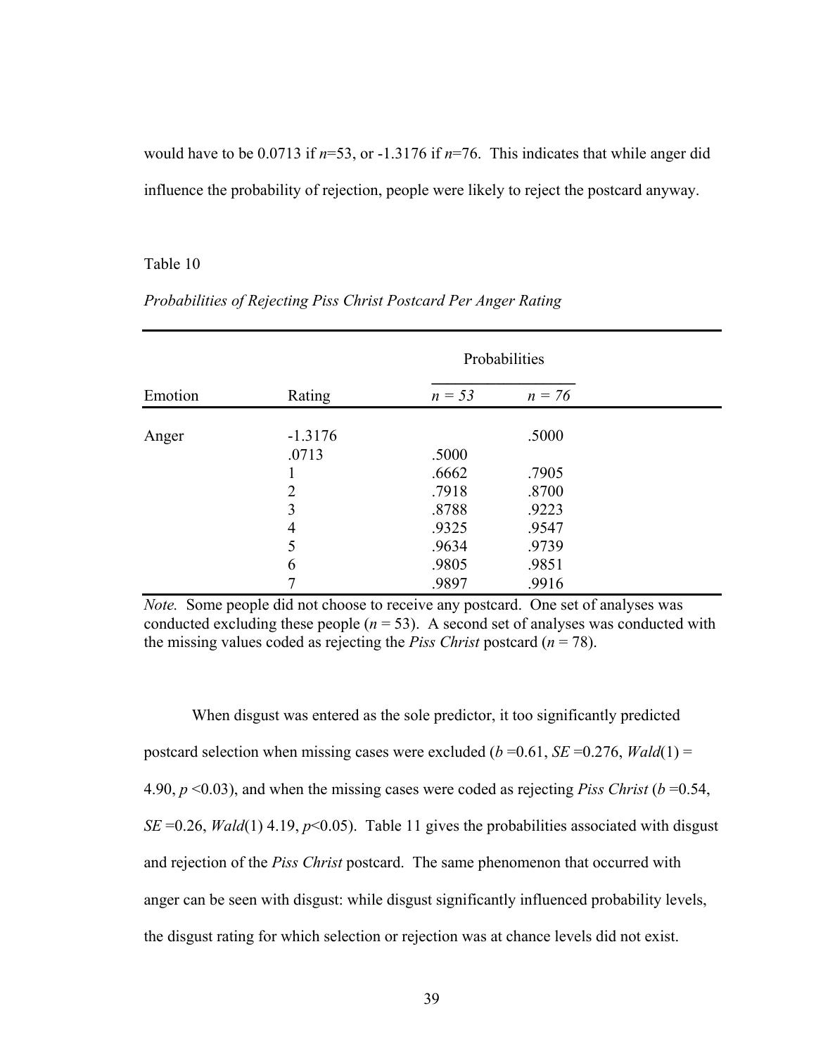would have to be 0.0713 if $n$=53, or -1.3176 if $n$=76. This indicates that while anger did influence the probability of rejection, people were likely to reject the postcard anyway.

Table 10

*Probabilities of Rejecting Piss Christ Postcard Per Anger Rating*

| | | Probabilities | |
|---|---|---|---|
| Emotion | Rating | $n = 53$ | $n = 76$ |
| Anger | -1.3176 | | .5000 |
| | .0713 | .5000 | |
| | 1 | .6662 | .7905 |
| | 2 | .7918 | .8700 |
| | 3 | .8788 | .9223 |
| | 4 | .9325 | .9547 |
| | 5 | .9634 | .9739 |
| | 6 | .9805 | .9851 |
| | 7 | .9897 | .9916 |

*Note.* Some people did not choose to receive any postcard. One set of analyses was conducted excluding these people ($n$ = 53). A second set of analyses was conducted with the missing values coded as rejecting the *Piss Christ* postcard ($n$ = 78).

When disgust was entered as the sole predictor, it too significantly predicted postcard selection when missing cases were excluded ($b$ =0.61, $SE$ =0.276, $Wald(1)$ = 4.90, $p$ <0.03), and when the missing cases were coded as rejecting *Piss Christ* ($b$ =0.54, $SE$ =0.26, $Wald(1)$ 4.19, $p$<0.05). Table 11 gives the probabilities associated with disgust and rejection of the *Piss Christ* postcard. The same phenomenon that occurred with anger can be seen with disgust: while disgust significantly influenced probability levels, the disgust rating for which selection or rejection was at chance levels did not exist.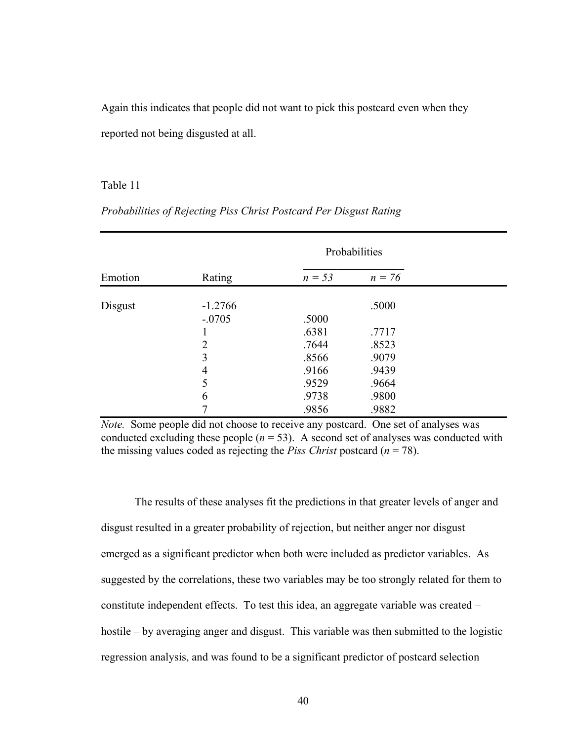Again this indicates that people did not want to pick this postcard even when they reported not being disgusted at all.

Table 11

*Probabilities of Rejecting Piss Christ Postcard Per Disgust Rating*

| | | Probabilities | |
|---|---|---|---|
| Emotion | Rating | *n = 53* | *n = 76* |
| Disgust | -1.2766 | | .5000 |
| | -.0705 | .5000 | |
| | 1 | .6381 | .7717 |
| | 2 | .7644 | .8523 |
| | 3 | .8566 | .9079 |
| | 4 | .9166 | .9439 |
| | 5 | .9529 | .9664 |
| | 6 | .9738 | .9800 |
| | 7 | .9856 | .9882 |

*Note.* Some people did not choose to receive any postcard. One set of analyses was conducted excluding these people ($n = 53$). A second set of analyses was conducted with the missing values coded as rejecting the *Piss Christ* postcard ($n = 78$).

The results of these analyses fit the predictions in that greater levels of anger and disgust resulted in a greater probability of rejection, but neither anger nor disgust emerged as a significant predictor when both were included as predictor variables. As suggested by the correlations, these two variables may be too strongly related for them to constitute independent effects. To test this idea, an aggregate variable was created – hostile – by averaging anger and disgust. This variable was then submitted to the logistic regression analysis, and was found to be a significant predictor of postcard selection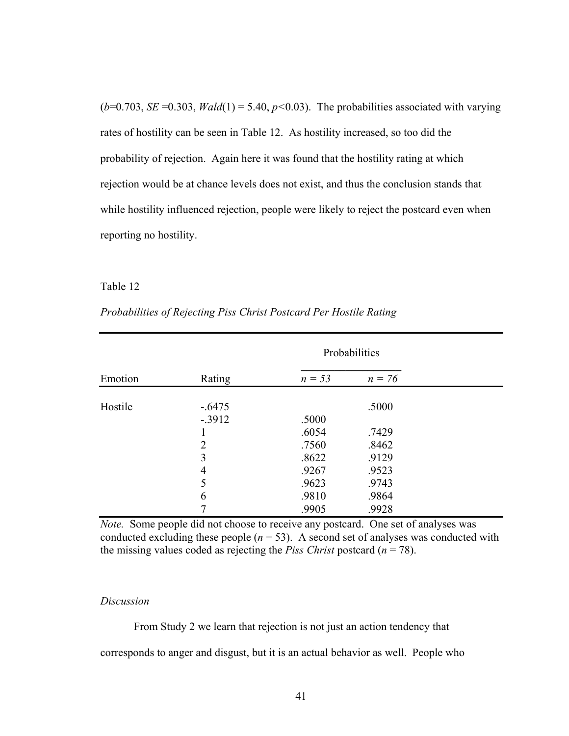($b$=0.703, $SE$ =0.303, $Wald(1)$ = 5.40, $p$<0.03). The probabilities associated with varying rates of hostility can be seen in Table 12. As hostility increased, so too did the probability of rejection. Again here it was found that the hostility rating at which rejection would be at chance levels does not exist, and thus the conclusion stands that while hostility influenced rejection, people were likely to reject the postcard even when reporting no hostility.

Table 12

*Probabilities of Rejecting Piss Christ Postcard Per Hostile Rating*

| | | Probabilities | |
|---|---|---|---|
| Emotion | Rating | *n = 53* | *n = 76* |
| Hostile | -.6475 | | .5000 |
| | -.3912 | .5000 | |
| | 1 | .6054 | .7429 |
| | 2 | .7560 | .8462 |
| | 3 | .8622 | .9129 |
| | 4 | .9267 | .9523 |
| | 5 | .9623 | .9743 |
| | 6 | .9810 | .9864 |
| | 7 | .9905 | .9928 |

*Note.* Some people did not choose to receive any postcard. One set of analyses was conducted excluding these people ($n$ = 53). A second set of analyses was conducted with the missing values coded as rejecting the *Piss Christ* postcard ($n$ = 78).

*Discussion*

From Study 2 we learn that rejection is not just an action tendency that corresponds to anger and disgust, but it is an actual behavior as well. People who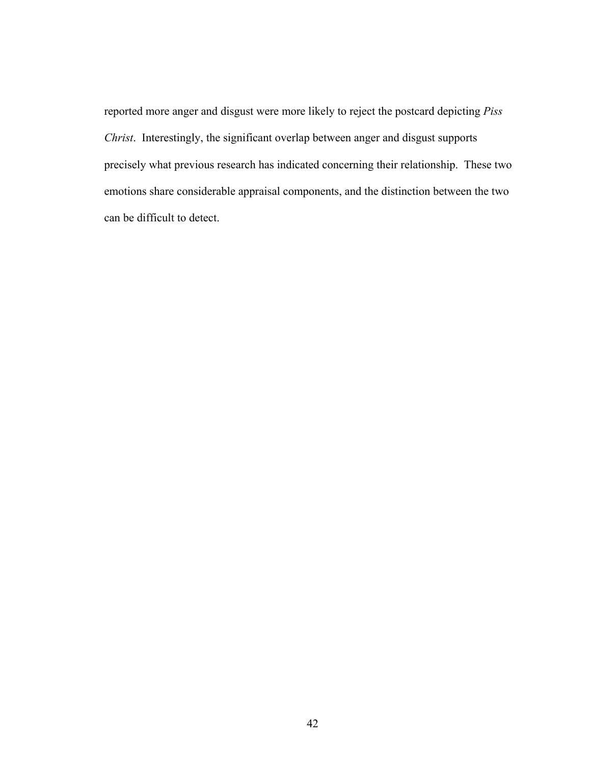reported more anger and disgust were more likely to reject the postcard depicting *Piss Christ*. Interestingly, the significant overlap between anger and disgust supports precisely what previous research has indicated concerning their relationship. These two emotions share considerable appraisal components, and the distinction between the two can be difficult to detect.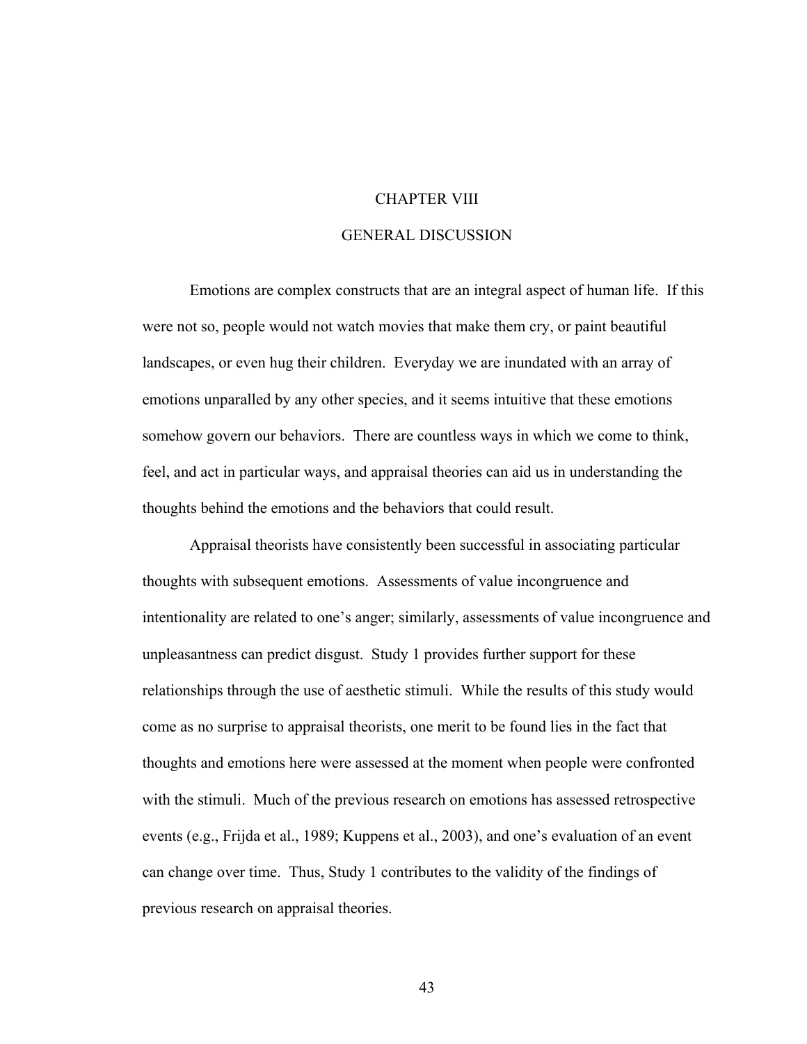# CHAPTER VIII

## GENERAL DISCUSSION

Emotions are complex constructs that are an integral aspect of human life. If this were not so, people would not watch movies that make them cry, or paint beautiful landscapes, or even hug their children. Everyday we are inundated with an array of emotions unparalled by any other species, and it seems intuitive that these emotions somehow govern our behaviors. There are countless ways in which we come to think, feel, and act in particular ways, and appraisal theories can aid us in understanding the thoughts behind the emotions and the behaviors that could result.

Appraisal theorists have consistently been successful in associating particular thoughts with subsequent emotions. Assessments of value incongruence and intentionality are related to one's anger; similarly, assessments of value incongruence and unpleasantness can predict disgust. Study 1 provides further support for these relationships through the use of aesthetic stimuli. While the results of this study would come as no surprise to appraisal theorists, one merit to be found lies in the fact that thoughts and emotions here were assessed at the moment when people were confronted with the stimuli. Much of the previous research on emotions has assessed retrospective events (e.g., Frijda et al., 1989; Kuppens et al., 2003), and one's evaluation of an event can change over time. Thus, Study 1 contributes to the validity of the findings of previous research on appraisal theories.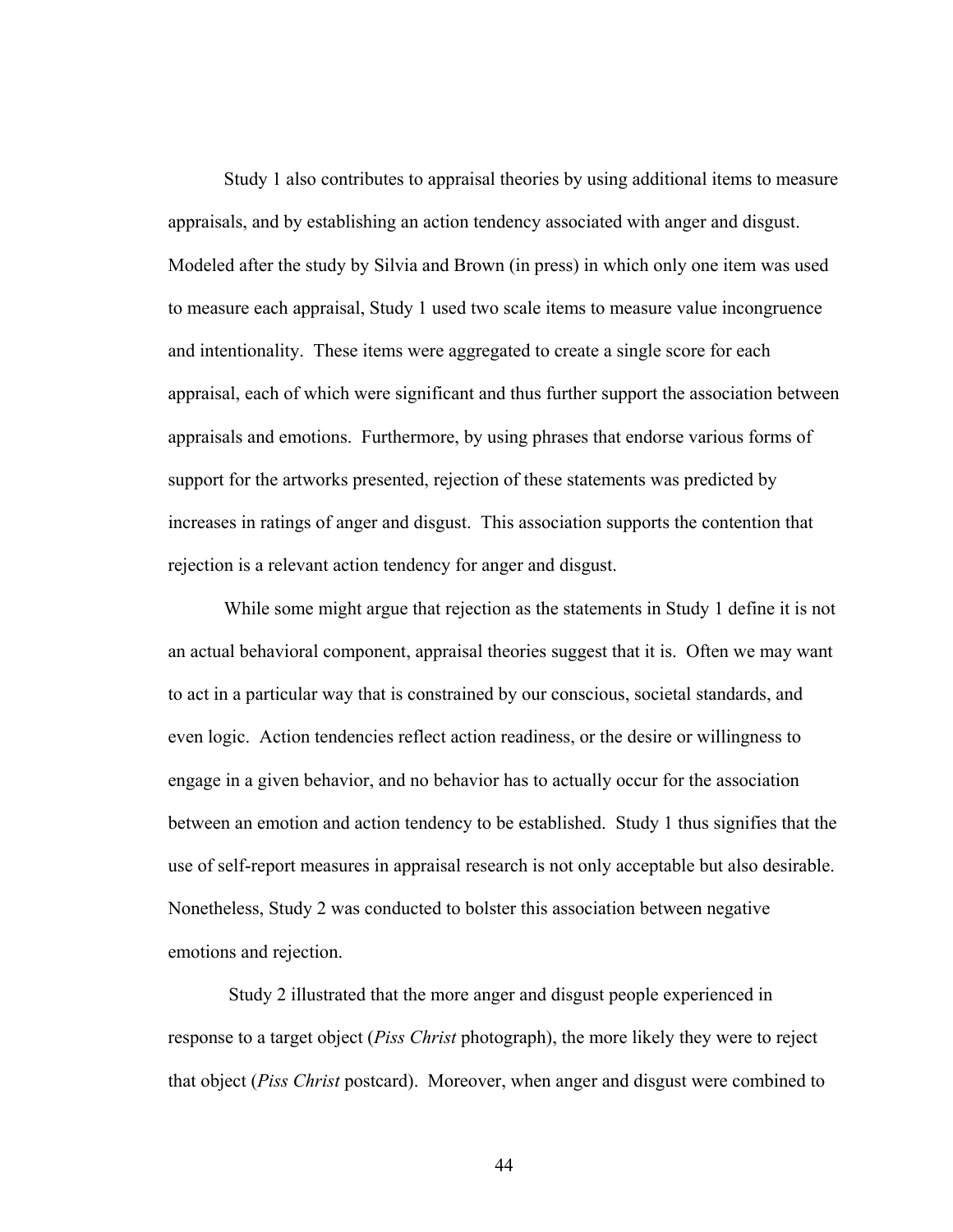Study 1 also contributes to appraisal theories by using additional items to measure appraisals, and by establishing an action tendency associated with anger and disgust. Modeled after the study by Silvia and Brown (in press) in which only one item was used to measure each appraisal, Study 1 used two scale items to measure value incongruence and intentionality. These items were aggregated to create a single score for each appraisal, each of which were significant and thus further support the association between appraisals and emotions. Furthermore, by using phrases that endorse various forms of support for the artworks presented, rejection of these statements was predicted by increases in ratings of anger and disgust. This association supports the contention that rejection is a relevant action tendency for anger and disgust.

While some might argue that rejection as the statements in Study 1 define it is not an actual behavioral component, appraisal theories suggest that it is. Often we may want to act in a particular way that is constrained by our conscious, societal standards, and even logic. Action tendencies reflect action readiness, or the desire or willingness to engage in a given behavior, and no behavior has to actually occur for the association between an emotion and action tendency to be established. Study 1 thus signifies that the use of self-report measures in appraisal research is not only acceptable but also desirable. Nonetheless, Study 2 was conducted to bolster this association between negative emotions and rejection.

Study 2 illustrated that the more anger and disgust people experienced in response to a target object (*Piss Christ* photograph), the more likely they were to reject that object (*Piss Christ* postcard). Moreover, when anger and disgust were combined to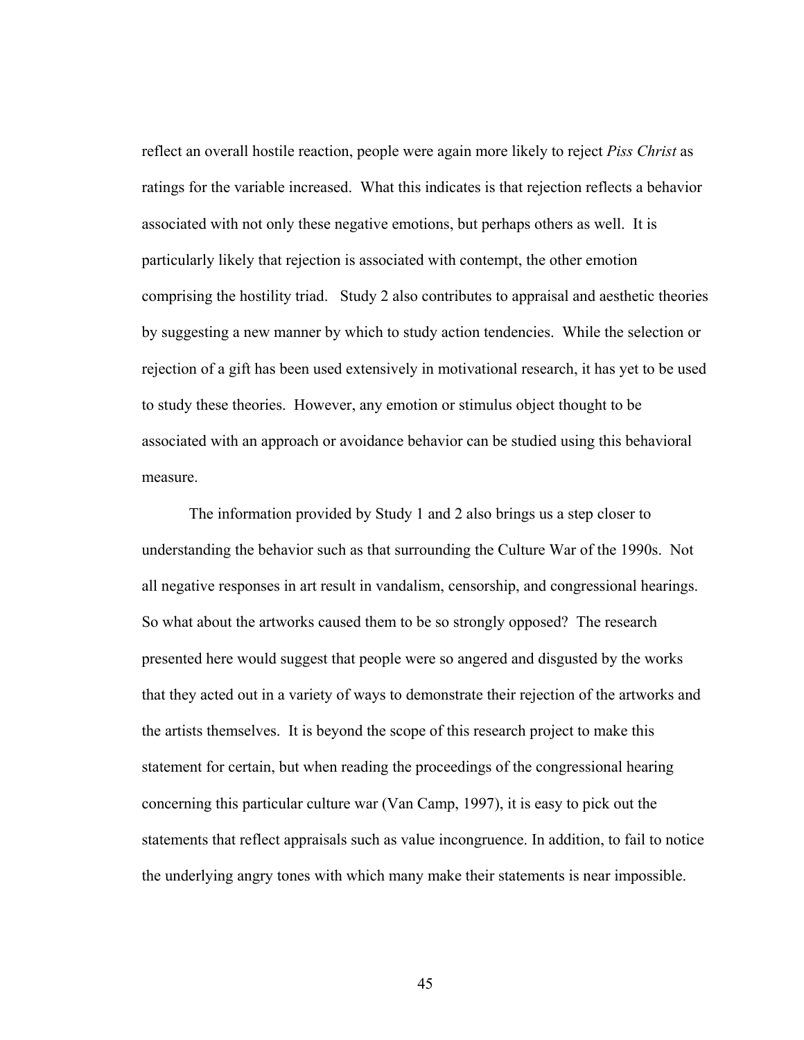reflect an overall hostile reaction, people were again more likely to reject *Piss Christ* as ratings for the variable increased. What this indicates is that rejection reflects a behavior associated with not only these negative emotions, but perhaps others as well. It is particularly likely that rejection is associated with contempt, the other emotion comprising the hostility triad. Study 2 also contributes to appraisal and aesthetic theories by suggesting a new manner by which to study action tendencies. While the selection or rejection of a gift has been used extensively in motivational research, it has yet to be used to study these theories. However, any emotion or stimulus object thought to be associated with an approach or avoidance behavior can be studied using this behavioral measure.

The information provided by Study 1 and 2 also brings us a step closer to understanding the behavior such as that surrounding the Culture War of the 1990s. Not all negative responses in art result in vandalism, censorship, and congressional hearings. So what about the artworks caused them to be so strongly opposed? The research presented here would suggest that people were so angered and disgusted by the works that they acted out in a variety of ways to demonstrate their rejection of the artworks and the artists themselves. It is beyond the scope of this research project to make this statement for certain, but when reading the proceedings of the congressional hearing concerning this particular culture war (Van Camp, 1997), it is easy to pick out the statements that reflect appraisals such as value incongruence. In addition, to fail to notice the underlying angry tones with which many make their statements is near impossible.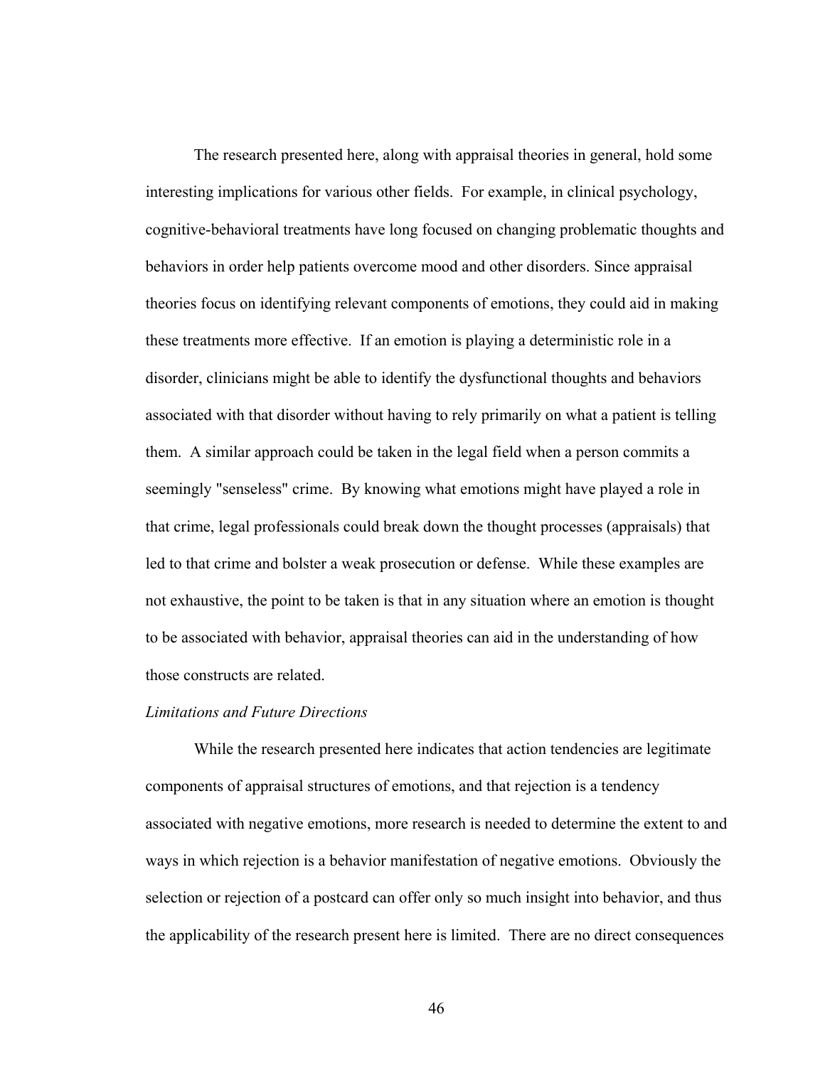The research presented here, along with appraisal theories in general, hold some interesting implications for various other fields. For example, in clinical psychology, cognitive-behavioral treatments have long focused on changing problematic thoughts and behaviors in order help patients overcome mood and other disorders. Since appraisal theories focus on identifying relevant components of emotions, they could aid in making these treatments more effective. If an emotion is playing a deterministic role in a disorder, clinicians might be able to identify the dysfunctional thoughts and behaviors associated with that disorder without having to rely primarily on what a patient is telling them. A similar approach could be taken in the legal field when a person commits a seemingly "senseless" crime. By knowing what emotions might have played a role in that crime, legal professionals could break down the thought processes (appraisals) that led to that crime and bolster a weak prosecution or defense. While these examples are not exhaustive, the point to be taken is that in any situation where an emotion is thought to be associated with behavior, appraisal theories can aid in the understanding of how those constructs are related.

*Limitations and Future Directions*

While the research presented here indicates that action tendencies are legitimate components of appraisal structures of emotions, and that rejection is a tendency associated with negative emotions, more research is needed to determine the extent to and ways in which rejection is a behavior manifestation of negative emotions. Obviously the selection or rejection of a postcard can offer only so much insight into behavior, and thus the applicability of the research present here is limited. There are no direct consequences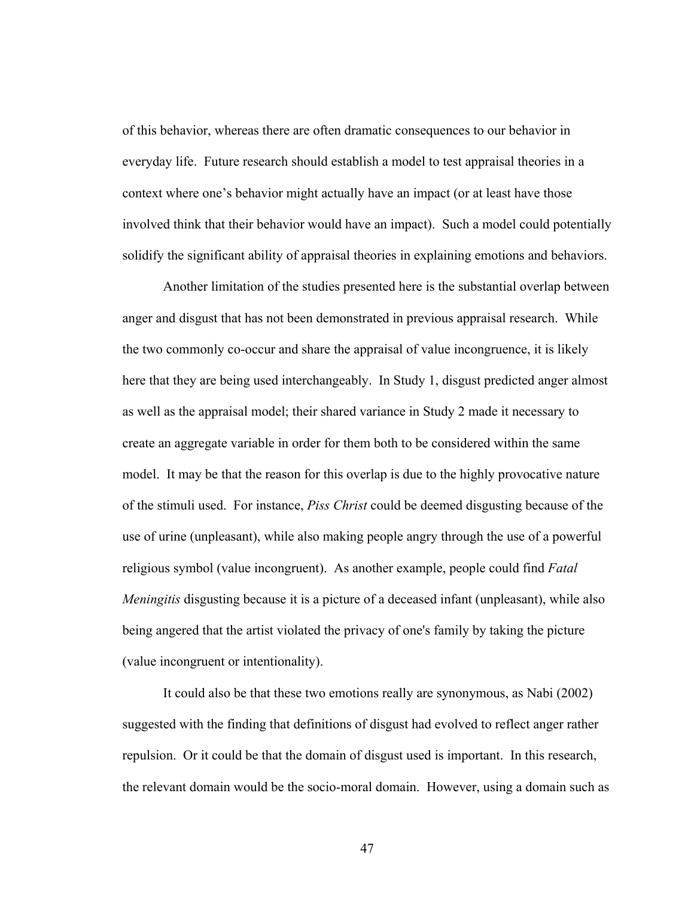of this behavior, whereas there are often dramatic consequences to our behavior in everyday life. Future research should establish a model to test appraisal theories in a context where one's behavior might actually have an impact (or at least have those involved think that their behavior would have an impact). Such a model could potentially solidify the significant ability of appraisal theories in explaining emotions and behaviors.

Another limitation of the studies presented here is the substantial overlap between anger and disgust that has not been demonstrated in previous appraisal research. While the two commonly co-occur and share the appraisal of value incongruence, it is likely here that they are being used interchangeably. In Study 1, disgust predicted anger almost as well as the appraisal model; their shared variance in Study 2 made it necessary to create an aggregate variable in order for them both to be considered within the same model. It may be that the reason for this overlap is due to the highly provocative nature of the stimuli used. For instance, *Piss Christ* could be deemed disgusting because of the use of urine (unpleasant), while also making people angry through the use of a powerful religious symbol (value incongruent). As another example, people could find *Fatal Meningitis* disgusting because it is a picture of a deceased infant (unpleasant), while also being angered that the artist violated the privacy of one's family by taking the picture (value incongruent or intentionality).

It could also be that these two emotions really are synonymous, as Nabi (2002) suggested with the finding that definitions of disgust had evolved to reflect anger rather repulsion. Or it could be that the domain of disgust used is important. In this research, the relevant domain would be the socio-moral domain. However, using a domain such as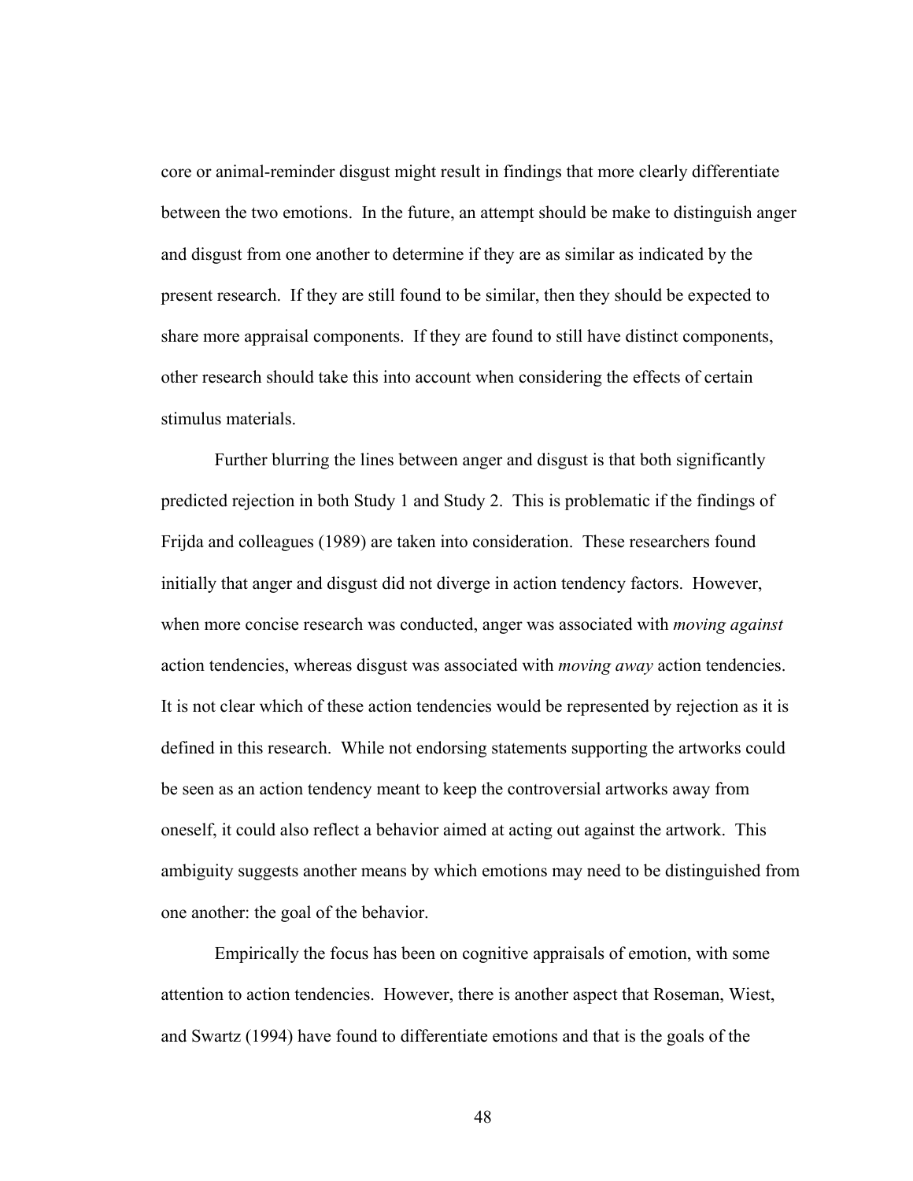core or animal-reminder disgust might result in findings that more clearly differentiate between the two emotions. In the future, an attempt should be make to distinguish anger and disgust from one another to determine if they are as similar as indicated by the present research. If they are still found to be similar, then they should be expected to share more appraisal components. If they are found to still have distinct components, other research should take this into account when considering the effects of certain stimulus materials.

Further blurring the lines between anger and disgust is that both significantly predicted rejection in both Study 1 and Study 2. This is problematic if the findings of Frijda and colleagues (1989) are taken into consideration. These researchers found initially that anger and disgust did not diverge in action tendency factors. However, when more concise research was conducted, anger was associated with *moving against* action tendencies, whereas disgust was associated with *moving away* action tendencies. It is not clear which of these action tendencies would be represented by rejection as it is defined in this research. While not endorsing statements supporting the artworks could be seen as an action tendency meant to keep the controversial artworks away from oneself, it could also reflect a behavior aimed at acting out against the artwork. This ambiguity suggests another means by which emotions may need to be distinguished from one another: the goal of the behavior.

Empirically the focus has been on cognitive appraisals of emotion, with some attention to action tendencies. However, there is another aspect that Roseman, Wiest, and Swartz (1994) have found to differentiate emotions and that is the goals of the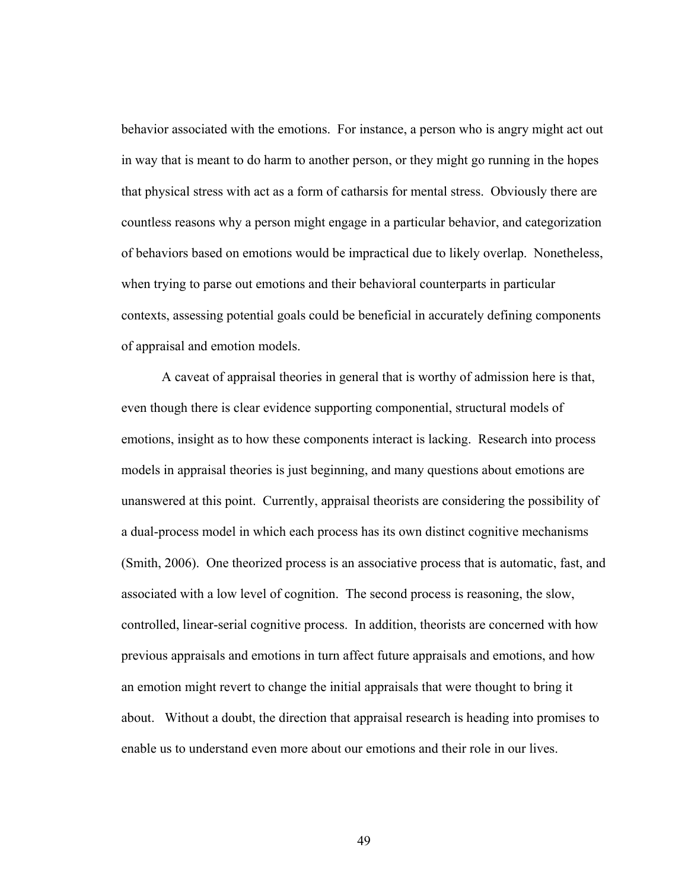behavior associated with the emotions. For instance, a person who is angry might act out in way that is meant to do harm to another person, or they might go running in the hopes that physical stress with act as a form of catharsis for mental stress. Obviously there are countless reasons why a person might engage in a particular behavior, and categorization of behaviors based on emotions would be impractical due to likely overlap. Nonetheless, when trying to parse out emotions and their behavioral counterparts in particular contexts, assessing potential goals could be beneficial in accurately defining components of appraisal and emotion models.

A caveat of appraisal theories in general that is worthy of admission here is that, even though there is clear evidence supporting componential, structural models of emotions, insight as to how these components interact is lacking. Research into process models in appraisal theories is just beginning, and many questions about emotions are unanswered at this point. Currently, appraisal theorists are considering the possibility of a dual-process model in which each process has its own distinct cognitive mechanisms (Smith, 2006). One theorized process is an associative process that is automatic, fast, and associated with a low level of cognition. The second process is reasoning, the slow, controlled, linear-serial cognitive process. In addition, theorists are concerned with how previous appraisals and emotions in turn affect future appraisals and emotions, and how an emotion might revert to change the initial appraisals that were thought to bring it about. Without a doubt, the direction that appraisal research is heading into promises to enable us to understand even more about our emotions and their role in our lives.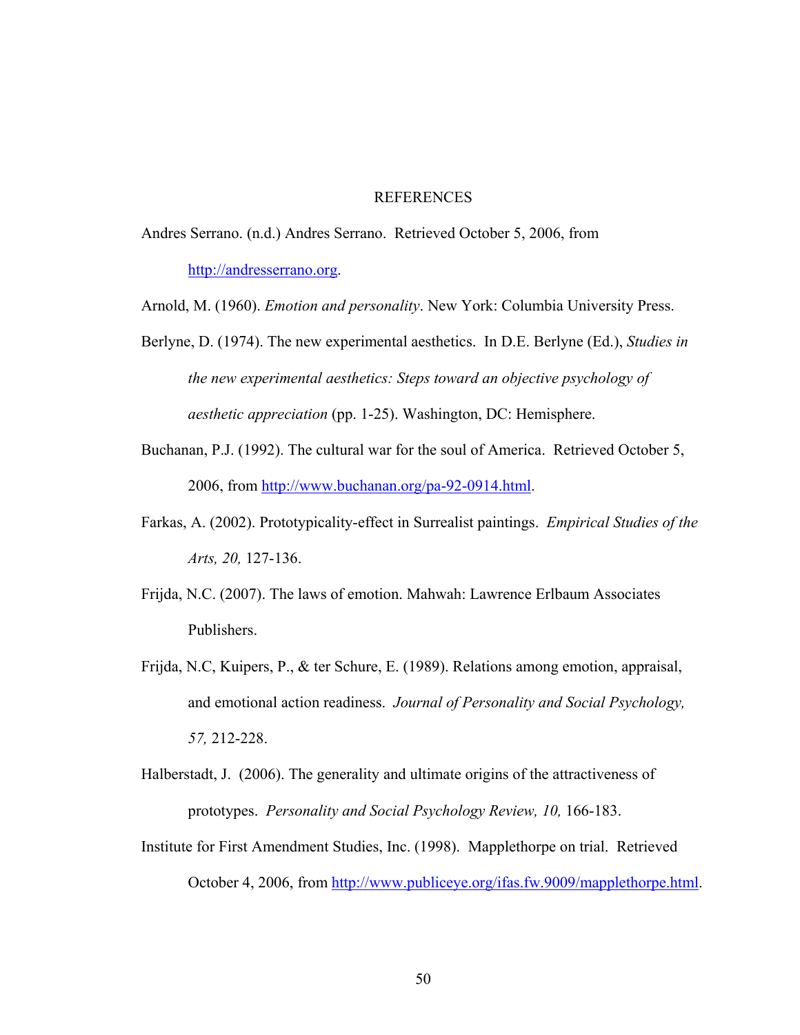# REFERENCES

Andres Serrano. (n.d.) Andres Serrano. Retrieved October 5, 2006, from http://andresserrano.org.

Arnold, M. (1960). *Emotion and personality*. New York: Columbia University Press.

Berlyne, D. (1974). The new experimental aesthetics. In D.E. Berlyne (Ed.), *Studies in the new experimental aesthetics: Steps toward an objective psychology of aesthetic appreciation* (pp. 1-25). Washington, DC: Hemisphere.

Buchanan, P.J. (1992). The cultural war for the soul of America. Retrieved October 5, 2006, from http://www.buchanan.org/pa-92-0914.html.

Farkas, A. (2002). Prototypicality-effect in Surrealist paintings. *Empirical Studies of the Arts, 20,* 127-136.

Frijda, N.C. (2007). The laws of emotion. Mahwah: Lawrence Erlbaum Associates Publishers.

Frijda, N.C, Kuipers, P., & ter Schure, E. (1989). Relations among emotion, appraisal, and emotional action readiness. *Journal of Personality and Social Psychology, 57,* 212-228.

Halberstadt, J. (2006). The generality and ultimate origins of the attractiveness of prototypes. *Personality and Social Psychology Review, 10,* 166-183.

Institute for First Amendment Studies, Inc. (1998). Mapplethorpe on trial. Retrieved October 4, 2006, from http://www.publiceye.org/ifas.fw.9009/mapplethorpe.html.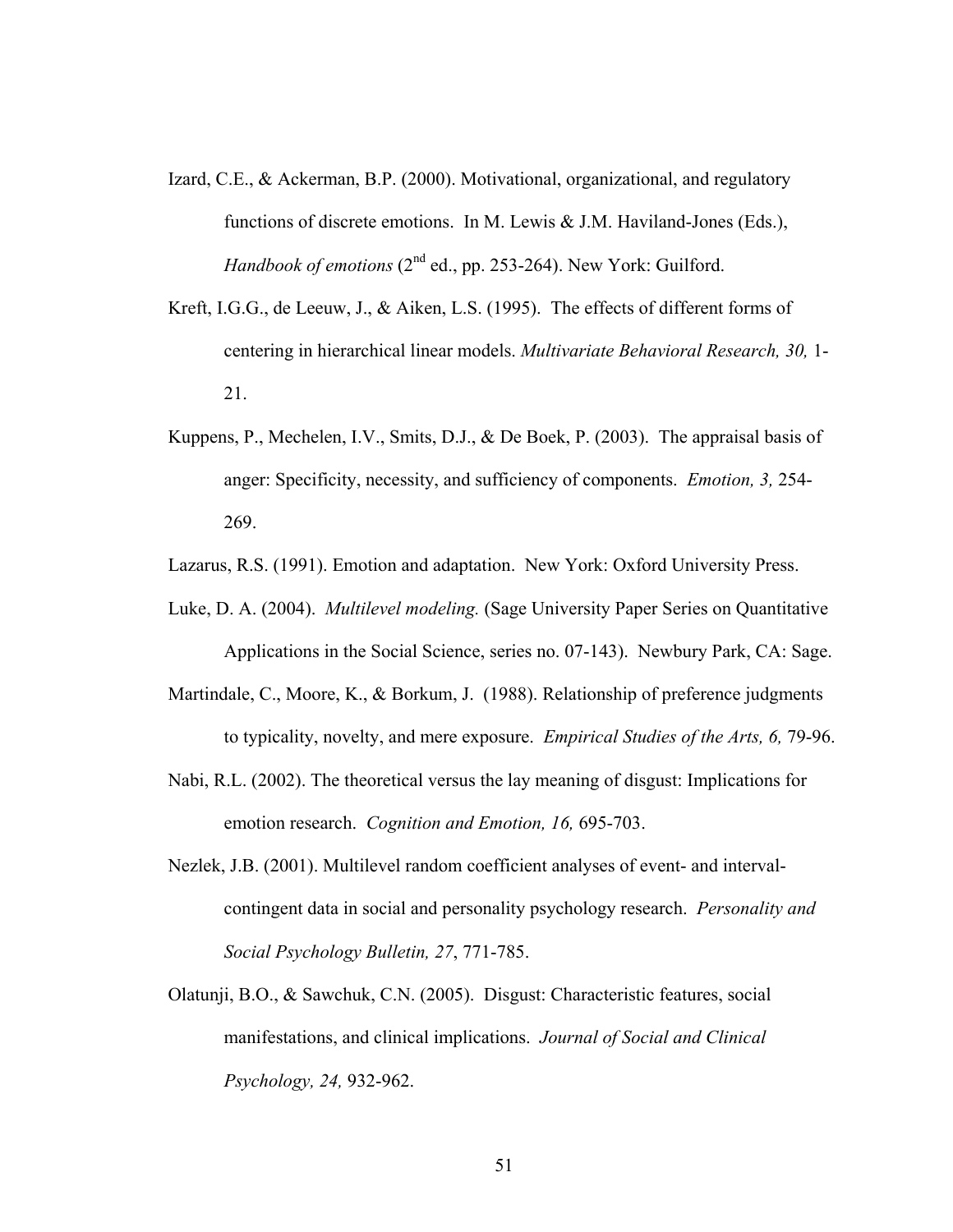Izard, C.E., & Ackerman, B.P. (2000). Motivational, organizational, and regulatory functions of discrete emotions. In M. Lewis & J.M. Haviland-Jones (Eds.), *Handbook of emotions* (2nd ed., pp. 253-264). New York: Guilford.

Kreft, I.G.G., de Leeuw, J., & Aiken, L.S. (1995). The effects of different forms of centering in hierarchical linear models. *Multivariate Behavioral Research, 30,* 1-21.

Kuppens, P., Mechelen, I.V., Smits, D.J., & De Boek, P. (2003). The appraisal basis of anger: Specificity, necessity, and sufficiency of components. *Emotion, 3,* 254-269.

Lazarus, R.S. (1991). Emotion and adaptation. New York: Oxford University Press.

Luke, D. A. (2004). *Multilevel modeling.* (Sage University Paper Series on Quantitative Applications in the Social Science, series no. 07-143). Newbury Park, CA: Sage.

Martindale, C., Moore, K., & Borkum, J. (1988). Relationship of preference judgments to typicality, novelty, and mere exposure. *Empirical Studies of the Arts, 6,* 79-96.

Nabi, R.L. (2002). The theoretical versus the lay meaning of disgust: Implications for emotion research. *Cognition and Emotion, 16,* 695-703.

Nezlek, J.B. (2001). Multilevel random coefficient analyses of event- and interval-contingent data in social and personality psychology research. *Personality and Social Psychology Bulletin, 27*, 771-785.

Olatunji, B.O., & Sawchuk, C.N. (2005). Disgust: Characteristic features, social manifestations, and clinical implications. *Journal of Social and Clinical Psychology, 24,* 932-962.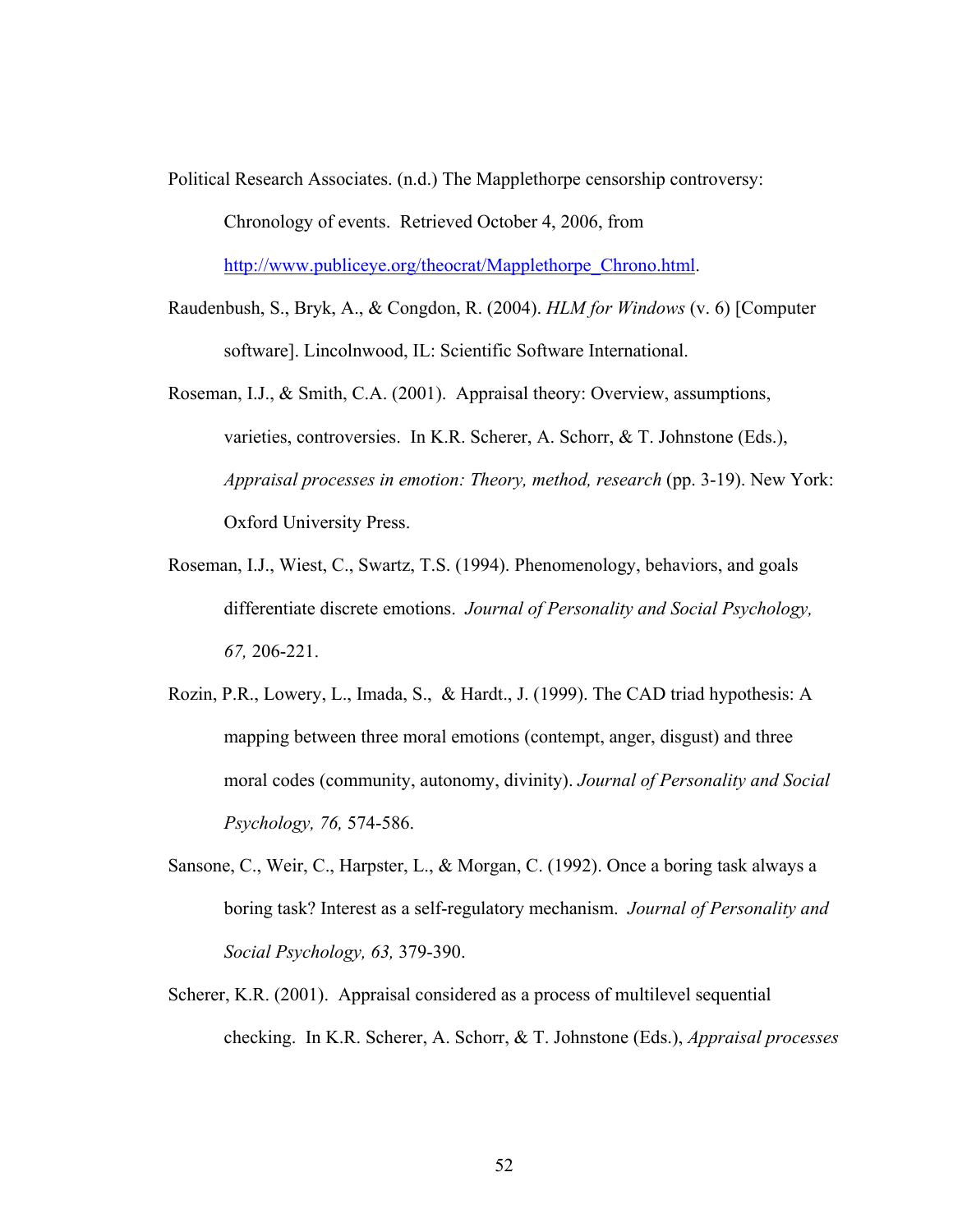Political Research Associates. (n.d.) The Mapplethorpe censorship controversy: Chronology of events. Retrieved October 4, 2006, from http://www.publiceye.org/theocrat/Mapplethorpe_Chrono.html.

Raudenbush, S., Bryk, A., & Congdon, R. (2004). *HLM for Windows* (v. 6) [Computer software]. Lincolnwood, IL: Scientific Software International.

Roseman, I.J., & Smith, C.A. (2001). Appraisal theory: Overview, assumptions, varieties, controversies. In K.R. Scherer, A. Schorr, & T. Johnstone (Eds.), *Appraisal processes in emotion: Theory, method, research* (pp. 3-19). New York: Oxford University Press.

Roseman, I.J., Wiest, C., Swartz, T.S. (1994). Phenomenology, behaviors, and goals differentiate discrete emotions. *Journal of Personality and Social Psychology, 67,* 206-221.

Rozin, P.R., Lowery, L., Imada, S., & Hardt., J. (1999). The CAD triad hypothesis: A mapping between three moral emotions (contempt, anger, disgust) and three moral codes (community, autonomy, divinity). *Journal of Personality and Social Psychology, 76,* 574-586.

Sansone, C., Weir, C., Harpster, L., & Morgan, C. (1992). Once a boring task always a boring task? Interest as a self-regulatory mechanism. *Journal of Personality and Social Psychology, 63,* 379-390.

Scherer, K.R. (2001). Appraisal considered as a process of multilevel sequential checking. In K.R. Scherer, A. Schorr, & T. Johnstone (Eds.), *Appraisal processes*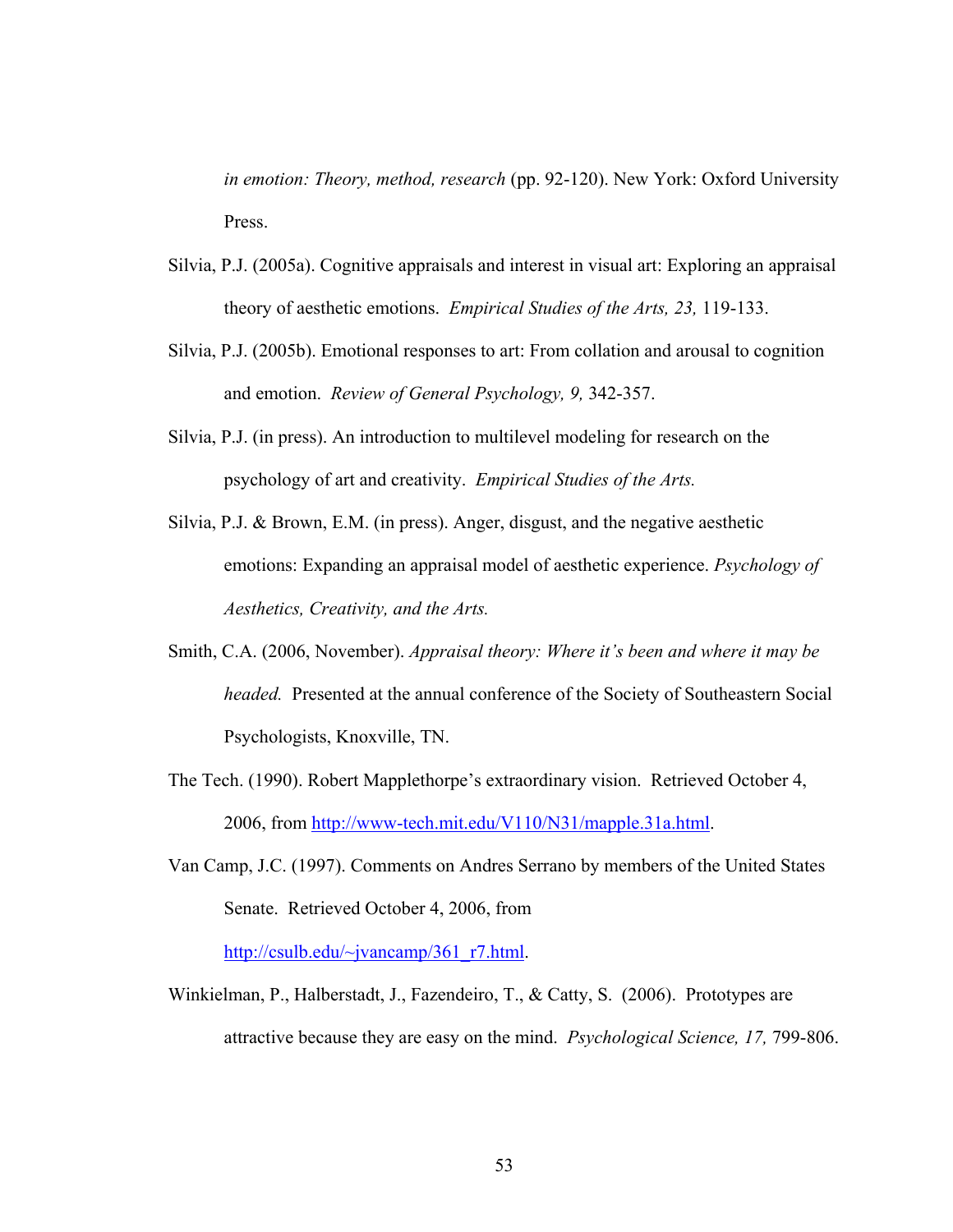*in emotion: Theory, method, research* (pp. 92-120). New York: Oxford University Press.

Silvia, P.J. (2005a). Cognitive appraisals and interest in visual art: Exploring an appraisal theory of aesthetic emotions. *Empirical Studies of the Arts, 23,* 119-133.

Silvia, P.J. (2005b). Emotional responses to art: From collation and arousal to cognition and emotion. *Review of General Psychology, 9,* 342-357.

Silvia, P.J. (in press). An introduction to multilevel modeling for research on the psychology of art and creativity. *Empirical Studies of the Arts.*

Silvia, P.J. & Brown, E.M. (in press). Anger, disgust, and the negative aesthetic emotions: Expanding an appraisal model of aesthetic experience. *Psychology of Aesthetics, Creativity, and the Arts.*

Smith, C.A. (2006, November). *Appraisal theory: Where it's been and where it may be headed.* Presented at the annual conference of the Society of Southeastern Social Psychologists, Knoxville, TN.

The Tech. (1990). Robert Mapplethorpe's extraordinary vision. Retrieved October 4, 2006, from http://www-tech.mit.edu/V110/N31/mapple.31a.html.

Van Camp, J.C. (1997). Comments on Andres Serrano by members of the United States Senate. Retrieved October 4, 2006, from http://csulb.edu/~jvancamp/361_r7.html.

Winkielman, P., Halberstadt, J., Fazendeiro, T., & Catty, S. (2006). Prototypes are attractive because they are easy on the mind. *Psychological Science, 17,* 799-806.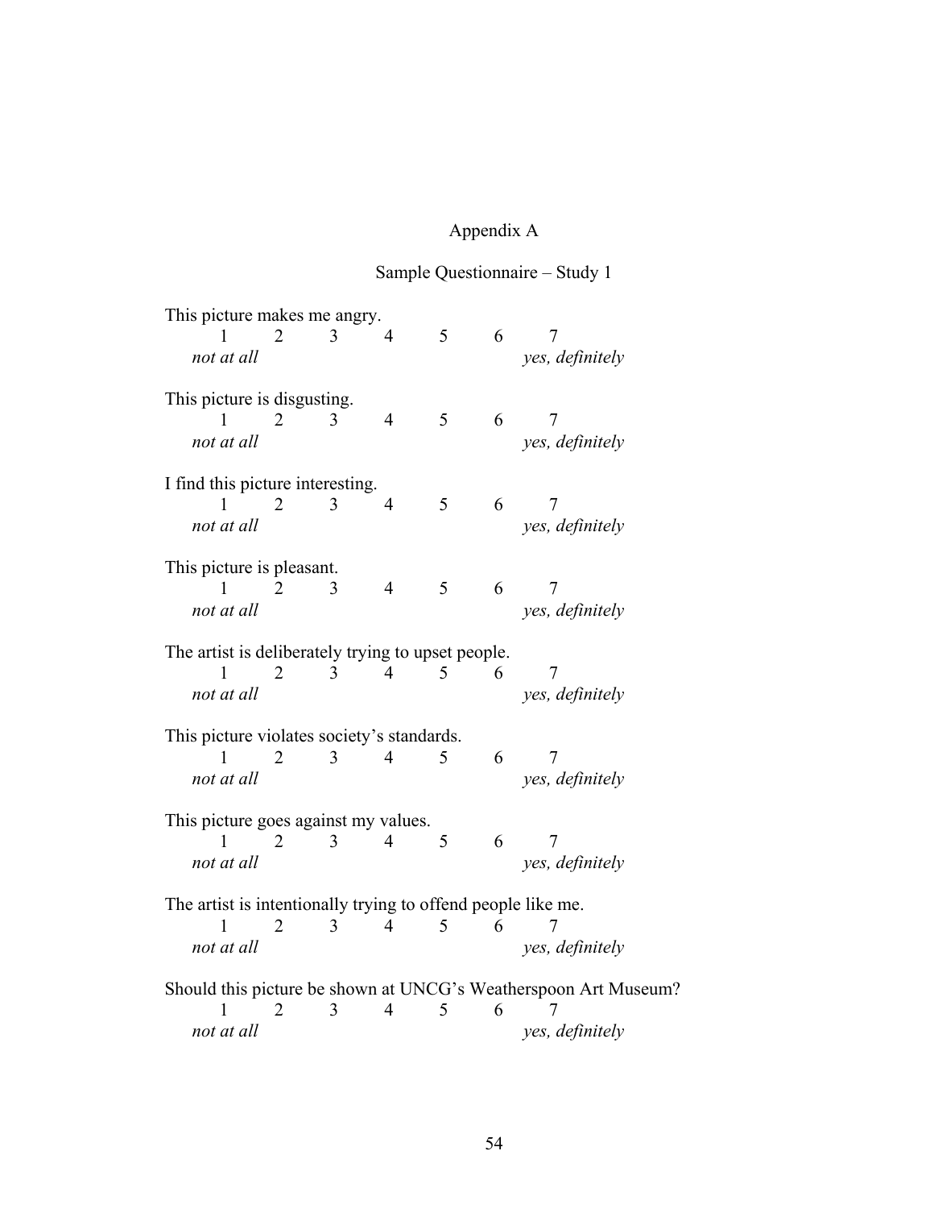# Appendix A

## Sample Questionnaire – Study 1

This picture makes me angry.

| 1 | 2 | 3 | 4 | 5 | 6 | 7 |
|---|---|---|---|---|---|---|
| *not at all* | | | | | | *yes, definitely* |

This picture is disgusting.

| 1 | 2 | 3 | 4 | 5 | 6 | 7 |
|---|---|---|---|---|---|---|
| *not at all* | | | | | | *yes, definitely* |

I find this picture interesting.

| 1 | 2 | 3 | 4 | 5 | 6 | 7 |
|---|---|---|---|---|---|---|
| *not at all* | | | | | | *yes, definitely* |

This picture is pleasant.

| 1 | 2 | 3 | 4 | 5 | 6 | 7 |
|---|---|---|---|---|---|---|
| *not at all* | | | | | | *yes, definitely* |

The artist is deliberately trying to upset people.

| 1 | 2 | 3 | 4 | 5 | 6 | 7 |
|---|---|---|---|---|---|---|
| *not at all* | | | | | | *yes, definitely* |

This picture violates society's standards.

| 1 | 2 | 3 | 4 | 5 | 6 | 7 |
|---|---|---|---|---|---|---|
| *not at all* | | | | | | *yes, definitely* |

This picture goes against my values.

| 1 | 2 | 3 | 4 | 5 | 6 | 7 |
|---|---|---|---|---|---|---|
| *not at all* | | | | | | *yes, definitely* |

The artist is intentionally trying to offend people like me.

| 1 | 2 | 3 | 4 | 5 | 6 | 7 |
|---|---|---|---|---|---|---|
| *not at all* | | | | | | *yes, definitely* |

Should this picture be shown at UNCG's Weatherspoon Art Museum?

| 1 | 2 | 3 | 4 | 5 | 6 | 7 |
|---|---|---|---|---|---|---|
| *not at all* | | | | | | *yes, definitely* |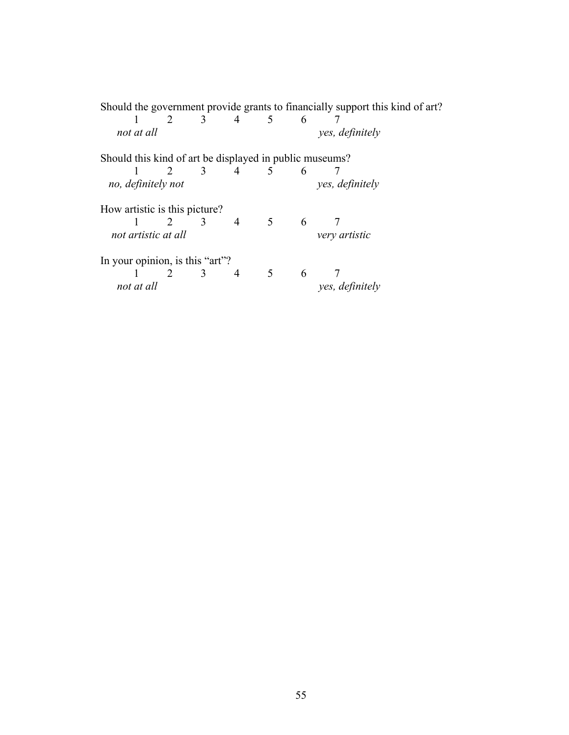Should the government provide grants to financially support this kind of art?

1 2 3 4 5 6 7

*not at all* *yes, definitely*

Should this kind of art be displayed in public museums?

1 2 3 4 5 6 7

*no, definitely not* *yes, definitely*

How artistic is this picture?

1 2 3 4 5 6 7

*not artistic at all* *very artistic*

In your opinion, is this "art"?

1 2 3 4 5 6 7

*not at all* *yes, definitely*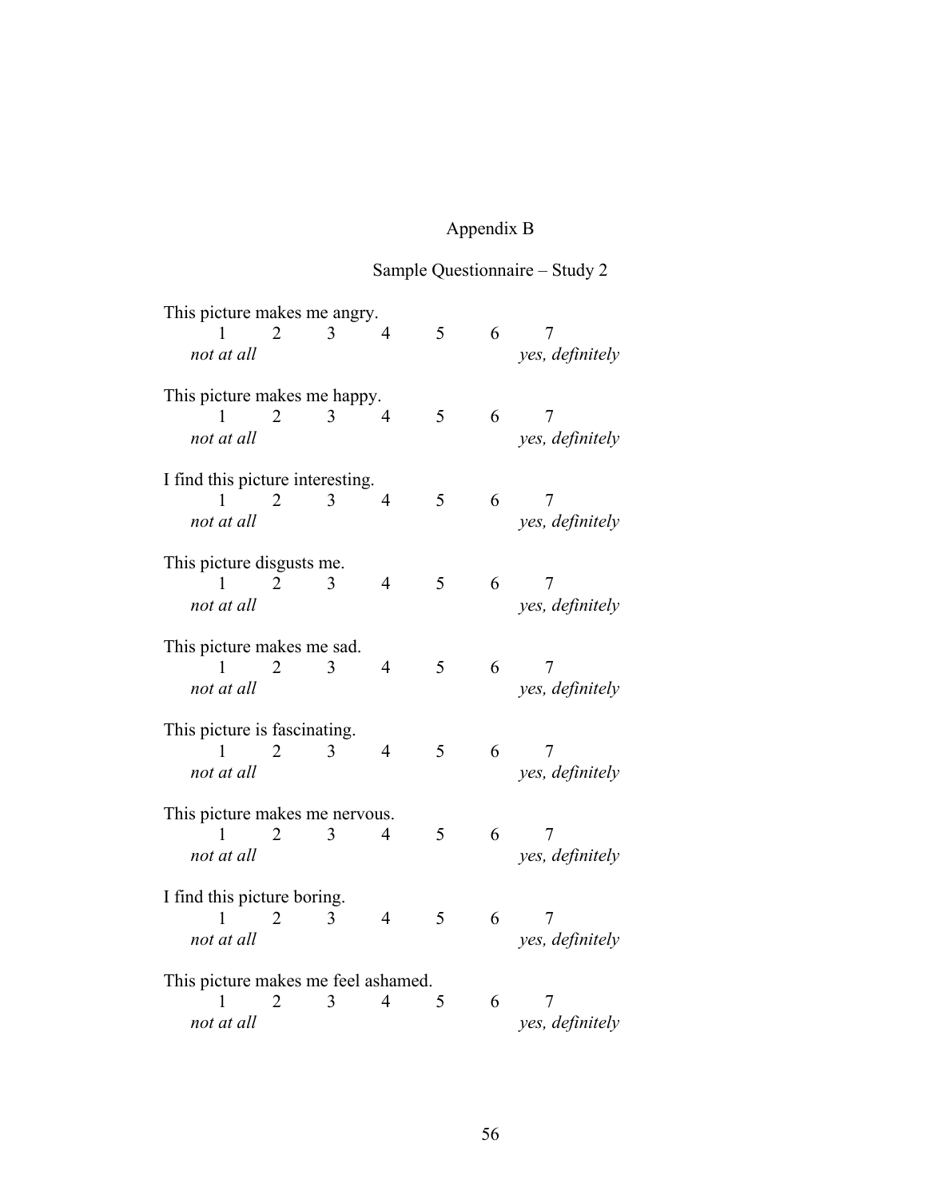# Appendix B

## Sample Questionnaire – Study 2

This picture makes me angry.

| 1 | 2 | 3 | 4 | 5 | 6 | 7 |
|---|---|---|---|---|---|---|
| *not at all* | | | | | | *yes, definitely* |

This picture makes me happy.

| 1 | 2 | 3 | 4 | 5 | 6 | 7 |
|---|---|---|---|---|---|---|
| *not at all* | | | | | | *yes, definitely* |

I find this picture interesting.

| 1 | 2 | 3 | 4 | 5 | 6 | 7 |
|---|---|---|---|---|---|---|
| *not at all* | | | | | | *yes, definitely* |

This picture disgusts me.

| 1 | 2 | 3 | 4 | 5 | 6 | 7 |
|---|---|---|---|---|---|---|
| *not at all* | | | | | | *yes, definitely* |

This picture makes me sad.

| 1 | 2 | 3 | 4 | 5 | 6 | 7 |
|---|---|---|---|---|---|---|
| *not at all* | | | | | | *yes, definitely* |

This picture is fascinating.

| 1 | 2 | 3 | 4 | 5 | 6 | 7 |
|---|---|---|---|---|---|---|
| *not at all* | | | | | | *yes, definitely* |

This picture makes me nervous.

| 1 | 2 | 3 | 4 | 5 | 6 | 7 |
|---|---|---|---|---|---|---|
| *not at all* | | | | | | *yes, definitely* |

I find this picture boring.

| 1 | 2 | 3 | 4 | 5 | 6 | 7 |
|---|---|---|---|---|---|---|
| *not at all* | | | | | | *yes, definitely* |

This picture makes me feel ashamed.

| 1 | 2 | 3 | 4 | 5 | 6 | 7 |
|---|---|---|---|---|---|---|
| *not at all* | | | | | | *yes, definitely* |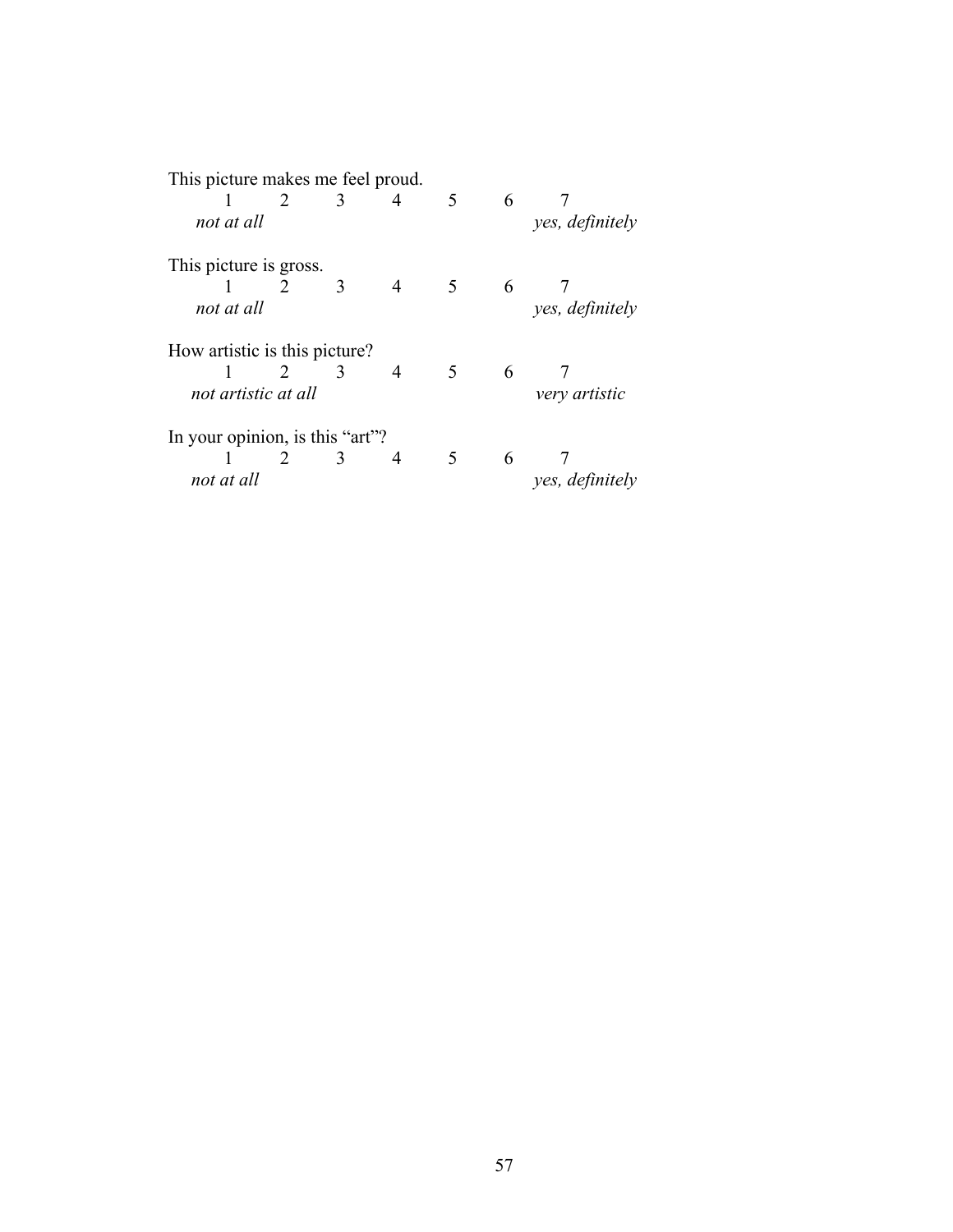This picture makes me feel proud.

| 1 | 2 | 3 | 4 | 5 | 6 | 7 |
|---|---|---|---|---|---|---|
| *not at all* | | | | | | *yes, definitely* |

This picture is gross.

| 1 | 2 | 3 | 4 | 5 | 6 | 7 |
|---|---|---|---|---|---|---|
| *not at all* | | | | | | *yes, definitely* |

How artistic is this picture?

| 1 | 2 | 3 | 4 | 5 | 6 | 7 |
|---|---|---|---|---|---|---|
| *not artistic at all* | | | | | | *very artistic* |

In your opinion, is this "art"?

| 1 | 2 | 3 | 4 | 5 | 6 | 7 |
|---|---|---|---|---|---|---|
| *not at all* | | | | | | *yes, definitely* |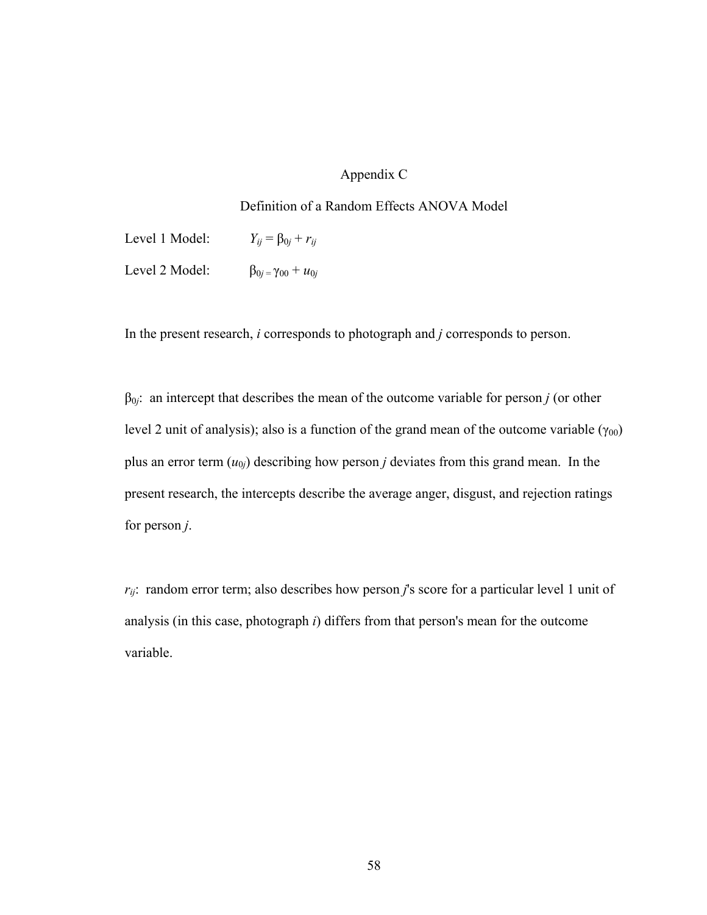# Appendix C

## Definition of a Random Effects ANOVA Model

Level 1 Model: $Y_{ij} = \beta_{0j} + r_{ij}$

Level 2 Model: $\beta_{0j} = \gamma_{00} + u_{0j}$

In the present research, *i* corresponds to photograph and *j* corresponds to person.

$\beta_{0j}$: an intercept that describes the mean of the outcome variable for person *j* (or other level 2 unit of analysis); also is a function of the grand mean of the outcome variable ($\gamma_{00}$) plus an error term ($u_{0j}$) describing how person *j* deviates from this grand mean. In the present research, the intercepts describe the average anger, disgust, and rejection ratings for person *j*.

$r_{ij}$: random error term; also describes how person *j*'s score for a particular level 1 unit of analysis (in this case, photograph *i*) differs from that person's mean for the outcome variable.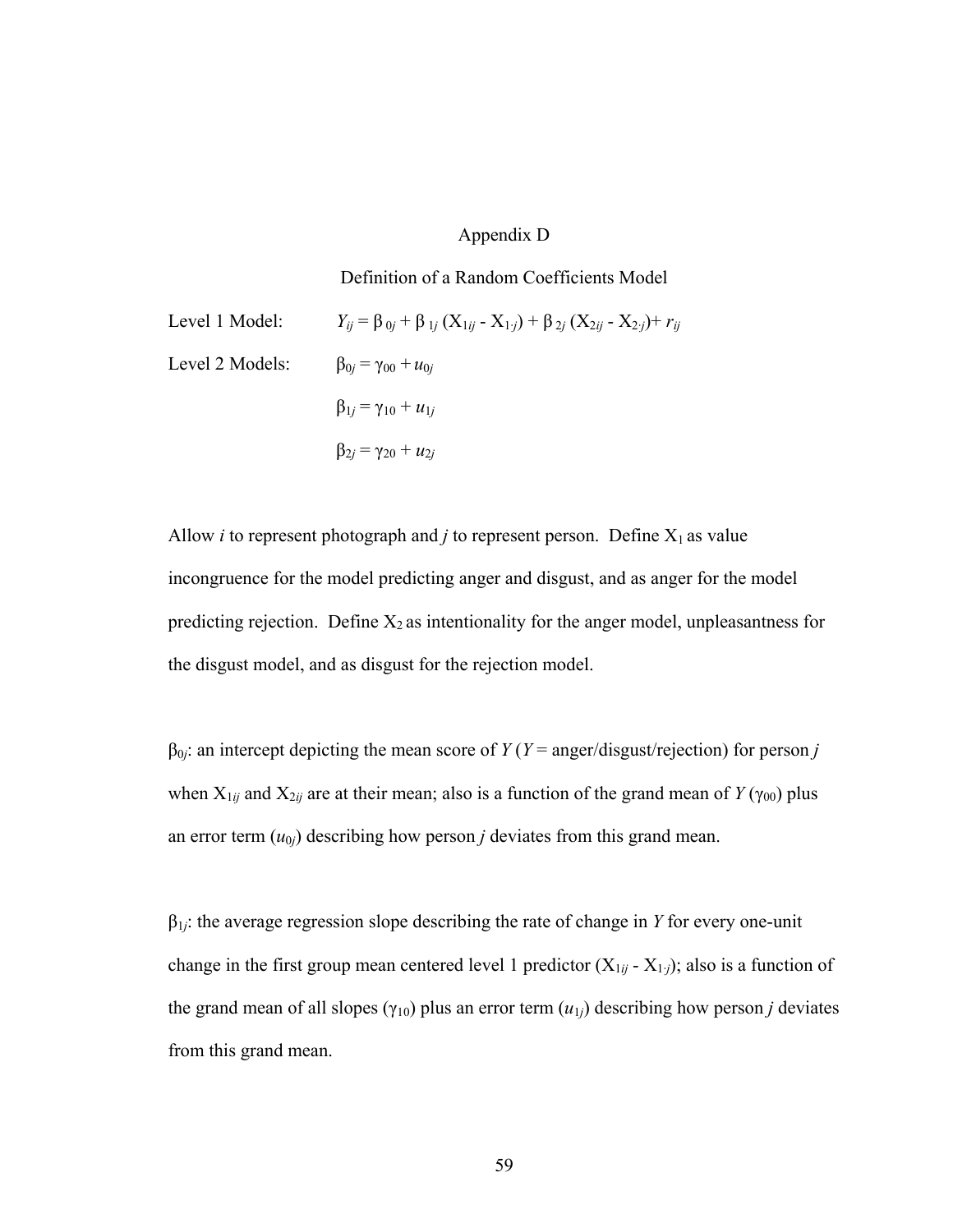# Appendix D

## Definition of a Random Coefficients Model

Level 1 Model: $Y_{ij} = \beta_{0j} + \beta_{1j} (X_{1ij} - X_{1\cdot j}) + \beta_{2j} (X_{2ij} - X_{2\cdot j}) + r_{ij}$

Level 2 Models: $\beta_{0j} = \gamma_{00} + u_{0j}$

$\beta_{1j} = \gamma_{10} + u_{1j}$

$\beta_{2j} = \gamma_{20} + u_{2j}$

Allow $i$ to represent photograph and $j$ to represent person. Define $X_1$ as value incongruence for the model predicting anger and disgust, and as anger for the model predicting rejection. Define $X_2$ as intentionality for the anger model, unpleasantness for the disgust model, and as disgust for the rejection model.

$\beta_{0j}$: an intercept depicting the mean score of $Y$ ($Y$ = anger/disgust/rejection) for person $j$ when $X_{1ij}$ and $X_{2ij}$ are at their mean; also is a function of the grand mean of $Y$ ($\gamma_{00}$) plus an error term ($u_{0j}$) describing how person $j$ deviates from this grand mean.

$\beta_{1j}$: the average regression slope describing the rate of change in $Y$ for every one-unit change in the first group mean centered level 1 predictor ($X_{1ij} - X_{1\cdot j}$); also is a function of the grand mean of all slopes ($\gamma_{10}$) plus an error term ($u_{1j}$) describing how person $j$ deviates from this grand mean.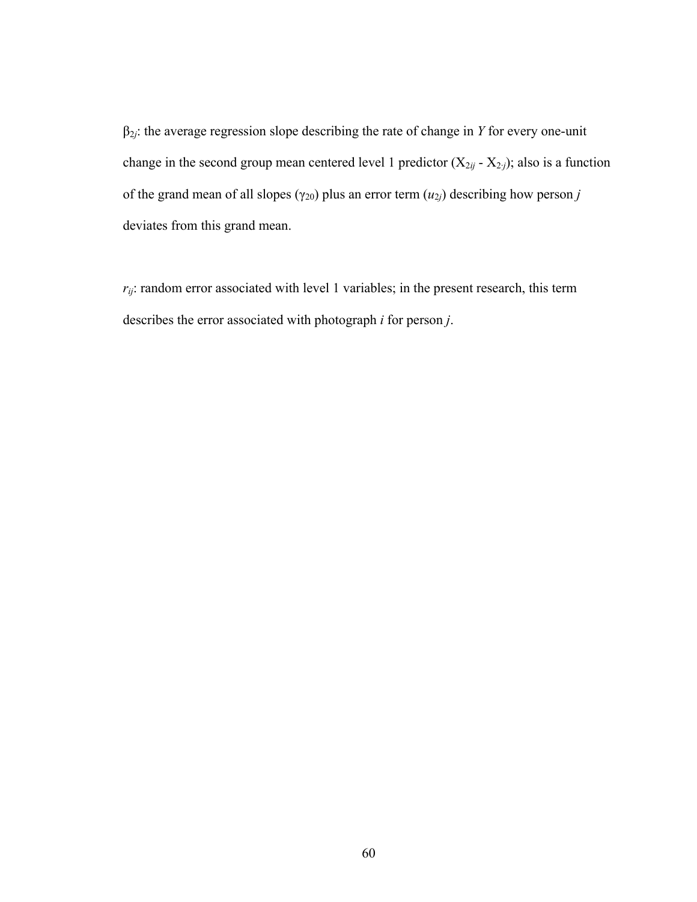$\beta_{2j}$: the average regression slope describing the rate of change in *Y* for every one-unit change in the second group mean centered level 1 predictor ($X_{2ij}$ - $X_{2 \cdot j}$); also is a function of the grand mean of all slopes ($\gamma_{20}$) plus an error term ($u_{2j}$) describing how person *j* deviates from this grand mean.

$r_{ij}$: random error associated with level 1 variables; in the present research, this term describes the error associated with photograph *i* for person *j*.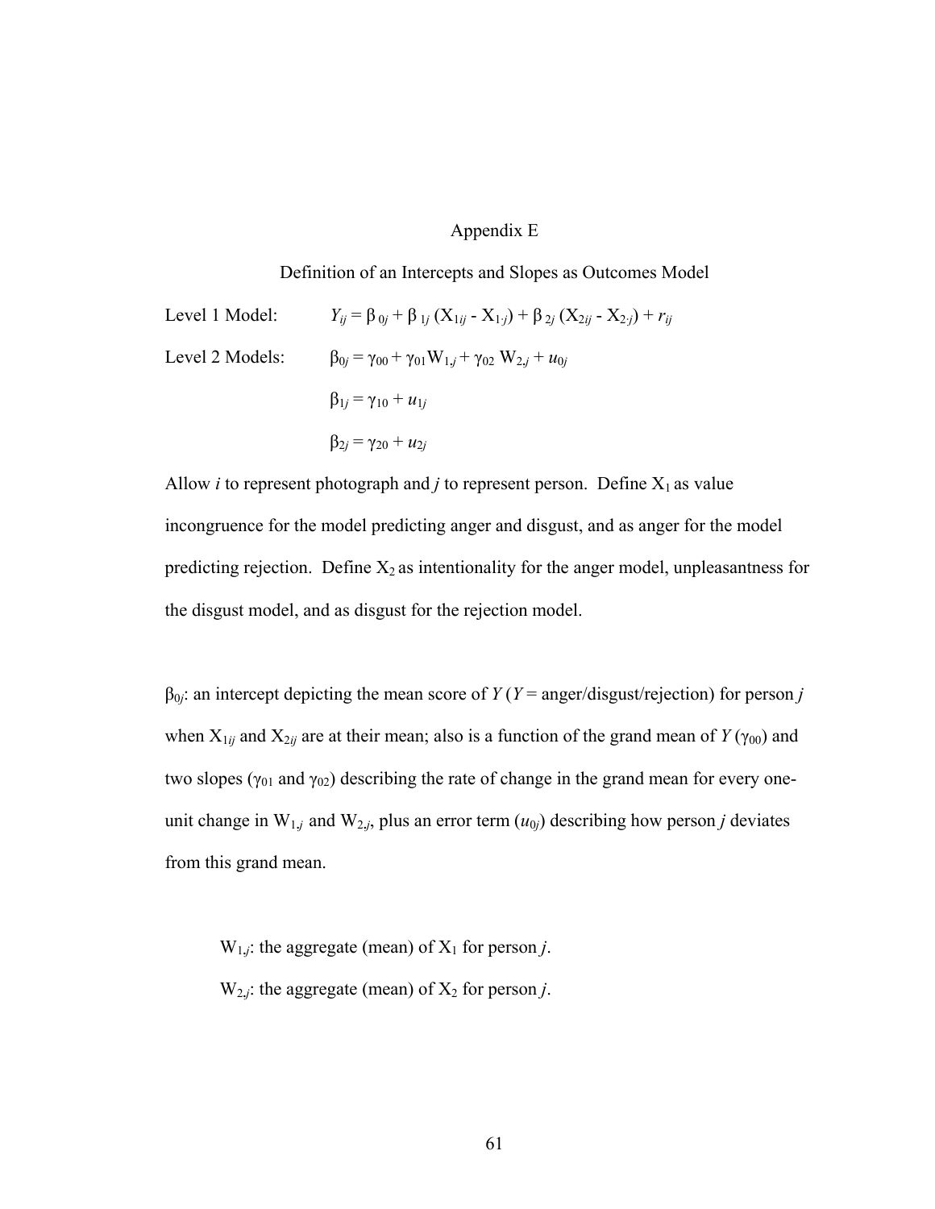# Appendix E

## Definition of an Intercepts and Slopes as Outcomes Model

Level 1 Model: $Y_{ij} = \beta_{0j} + \beta_{1j} (X_{1ij} - X_{1 \cdot j}) + \beta_{2j} (X_{2ij} - X_{2 \cdot j}) + r_{ij}$

Level 2 Models: $\beta_{0j} = \gamma_{00} + \gamma_{01} W_{1,j} + \gamma_{02} W_{2,j} + u_{0j}$

$\beta_{1j} = \gamma_{10} + u_{1j}$

$\beta_{2j} = \gamma_{20} + u_{2j}$

Allow *i* to represent photograph and *j* to represent person. Define $X_1$ as value incongruence for the model predicting anger and disgust, and as anger for the model predicting rejection. Define $X_2$ as intentionality for the anger model, unpleasantness for the disgust model, and as disgust for the rejection model.

$\beta_{0j}$: an intercept depicting the mean score of $Y$ ($Y$ = anger/disgust/rejection) for person *j* when $X_{1ij}$ and $X_{2ij}$ are at their mean; also is a function of the grand mean of $Y$ ($\gamma_{00}$) and two slopes ($\gamma_{01}$ and $\gamma_{02}$) describing the rate of change in the grand mean for every one-unit change in $W_{1,j}$ and $W_{2,j}$, plus an error term ($u_{0j}$) describing how person *j* deviates from this grand mean.

$W_{1,j}$: the aggregate (mean) of $X_1$ for person *j*.

$W_{2,j}$: the aggregate (mean) of $X_2$ for person *j*.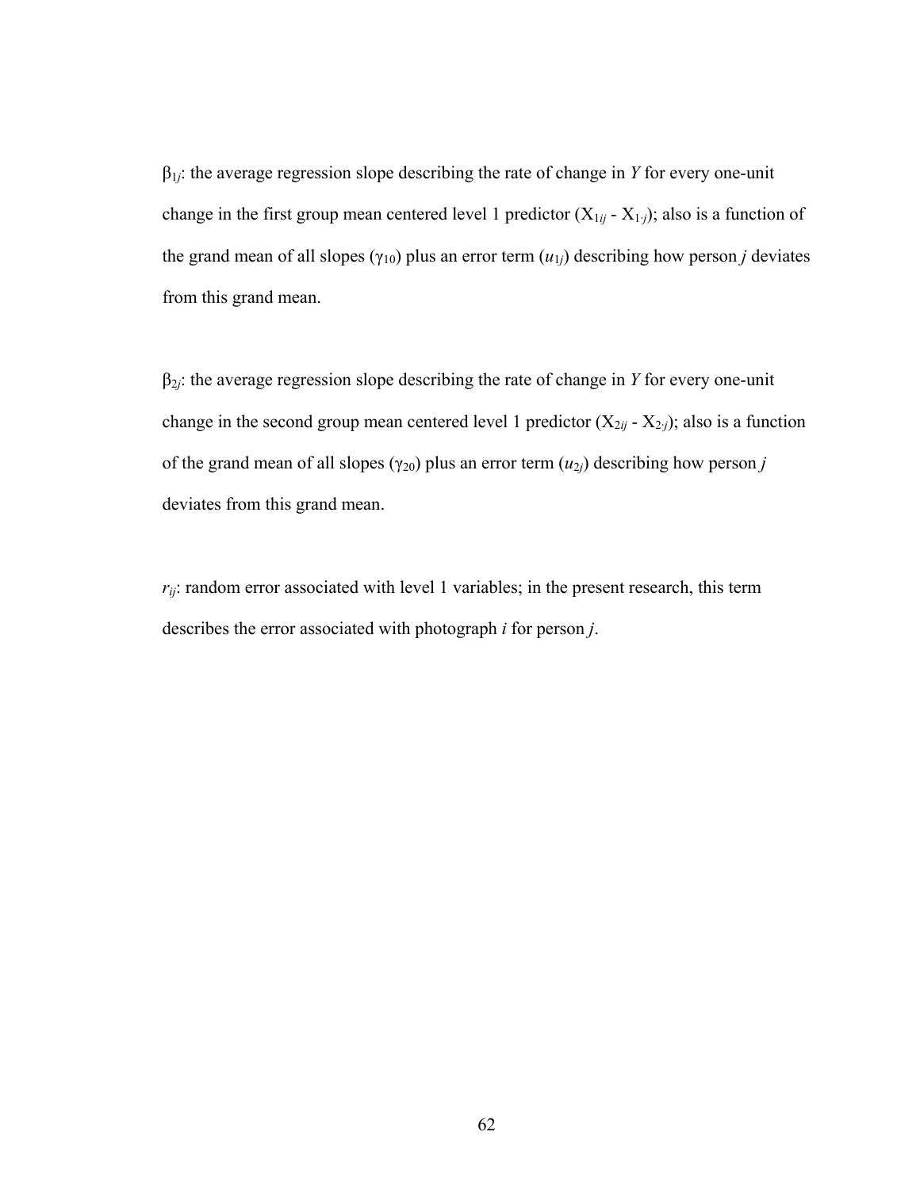$\beta_{1j}$: the average regression slope describing the rate of change in *Y* for every one-unit change in the first group mean centered level 1 predictor ($X_{1ij}$ - $X_{1 \cdot j}$); also is a function of the grand mean of all slopes ($\gamma_{10}$) plus an error term ($u_{1j}$) describing how person *j* deviates from this grand mean.

$\beta_{2j}$: the average regression slope describing the rate of change in *Y* for every one-unit change in the second group mean centered level 1 predictor ($X_{2ij}$ - $X_{2 \cdot j}$); also is a function of the grand mean of all slopes ($\gamma_{20}$) plus an error term ($u_{2j}$) describing how person *j* deviates from this grand mean.

$r_{ij}$: random error associated with level 1 variables; in the present research, this term describes the error associated with photograph *i* for person *j*.